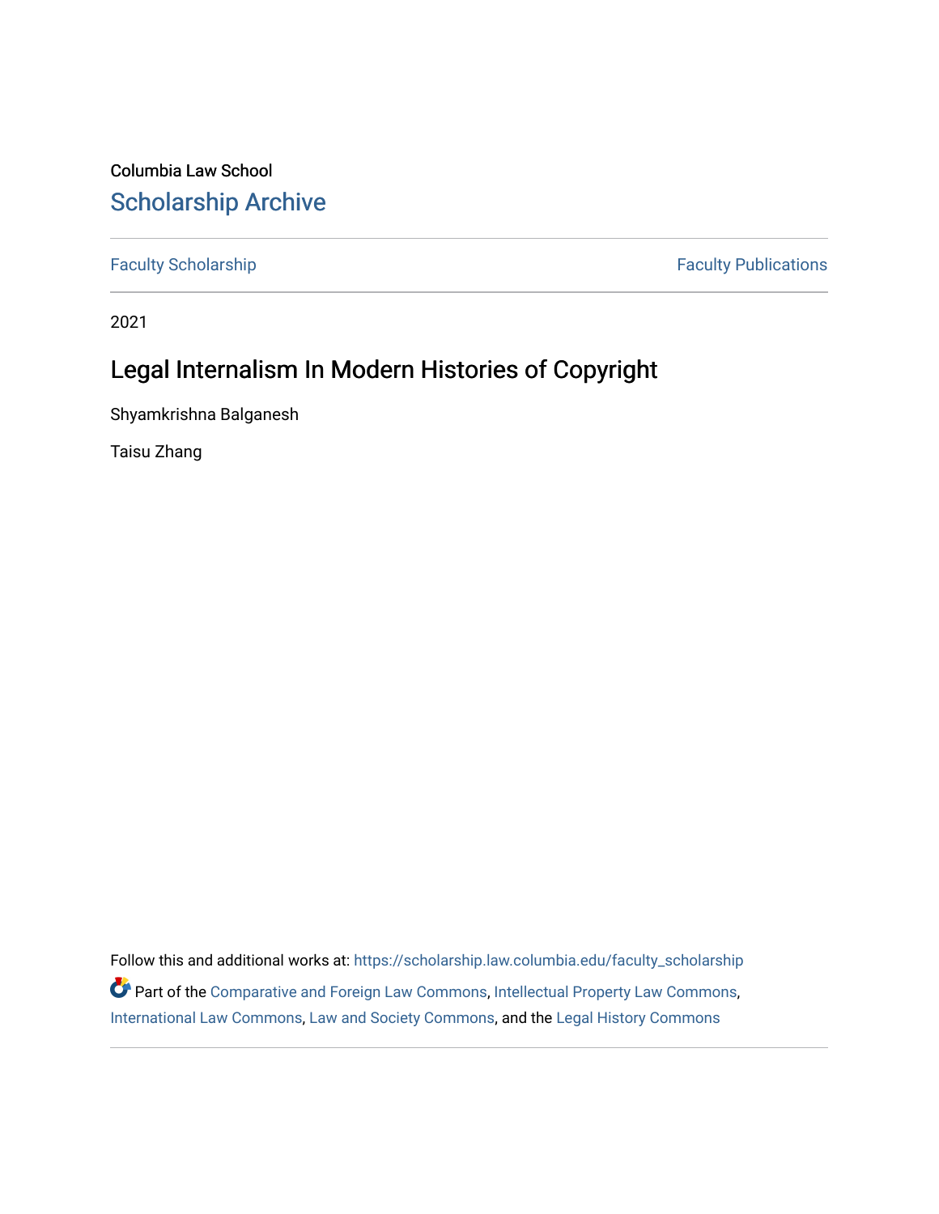Columbia Law School

# Scholarship Archive

Faculty Scholarship | Faculty Publications

2021

## Legal Internalism In Modern Histories of Copyright

Shyamkrishna Balganesh

Taisu Zhang

Follow this and additional works at: https://scholarship.law.columbia.edu/faculty_scholarship

Part of the Comparative and Foreign Law Commons, Intellectual Property Law Commons, International Law Commons, Law and Society Commons, and the Legal History Commons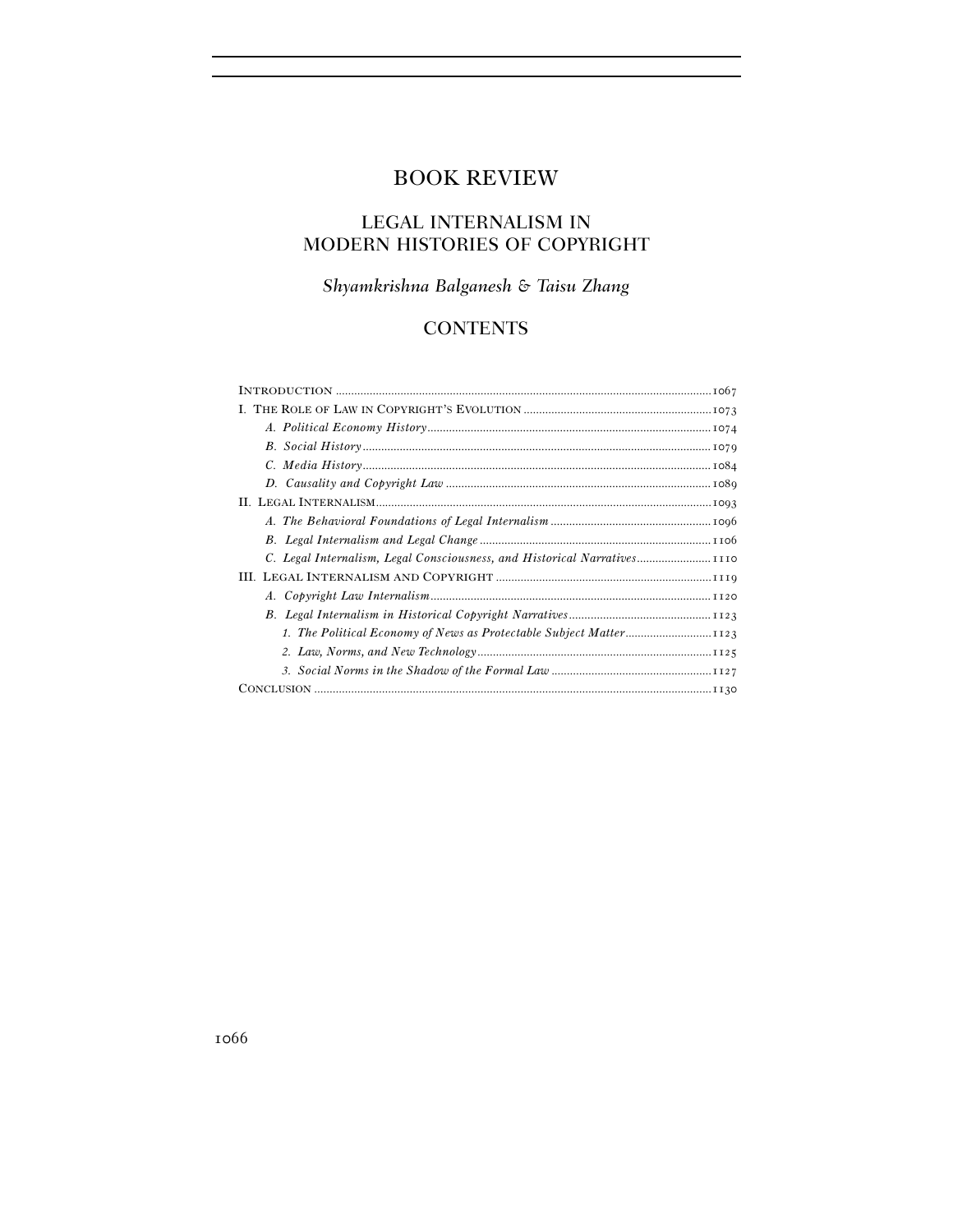# BOOK REVIEW

## LEGAL INTERNALISM IN MODERN HISTORIES OF COPYRIGHT

*Shyamkrishna Balganesh & Taisu Zhang*

## CONTENTS

INTRODUCTION ........ 1067

I. THE ROLE OF LAW IN COPYRIGHT'S EVOLUTION ........ 1073

- *A. Political Economy History* ........ 1074
- *B. Social History* ........ 1079
- *C. Media History* ........ 1084
- *D. Causality and Copyright Law* ........ 1089

II. LEGAL INTERNALISM ........ 1093

- *A. The Behavioral Foundations of Legal Internalism* ........ 1096
- *B. Legal Internalism and Legal Change* ........ 1106
- *C. Legal Internalism, Legal Consciousness, and Historical Narratives* ........ 1110

III. LEGAL INTERNALISM AND COPYRIGHT ........ 1119

- *A. Copyright Law Internalism* ........ 1120
- *B. Legal Internalism in Historical Copyright Narratives* ........ 1123
  - *1. The Political Economy of News as Protectable Subject Matter* ........ 1123
  - *2. Law, Norms, and New Technology* ........ 1125
  - *3. Social Norms in the Shadow of the Formal Law* ........ 1127

CONCLUSION ........ 1130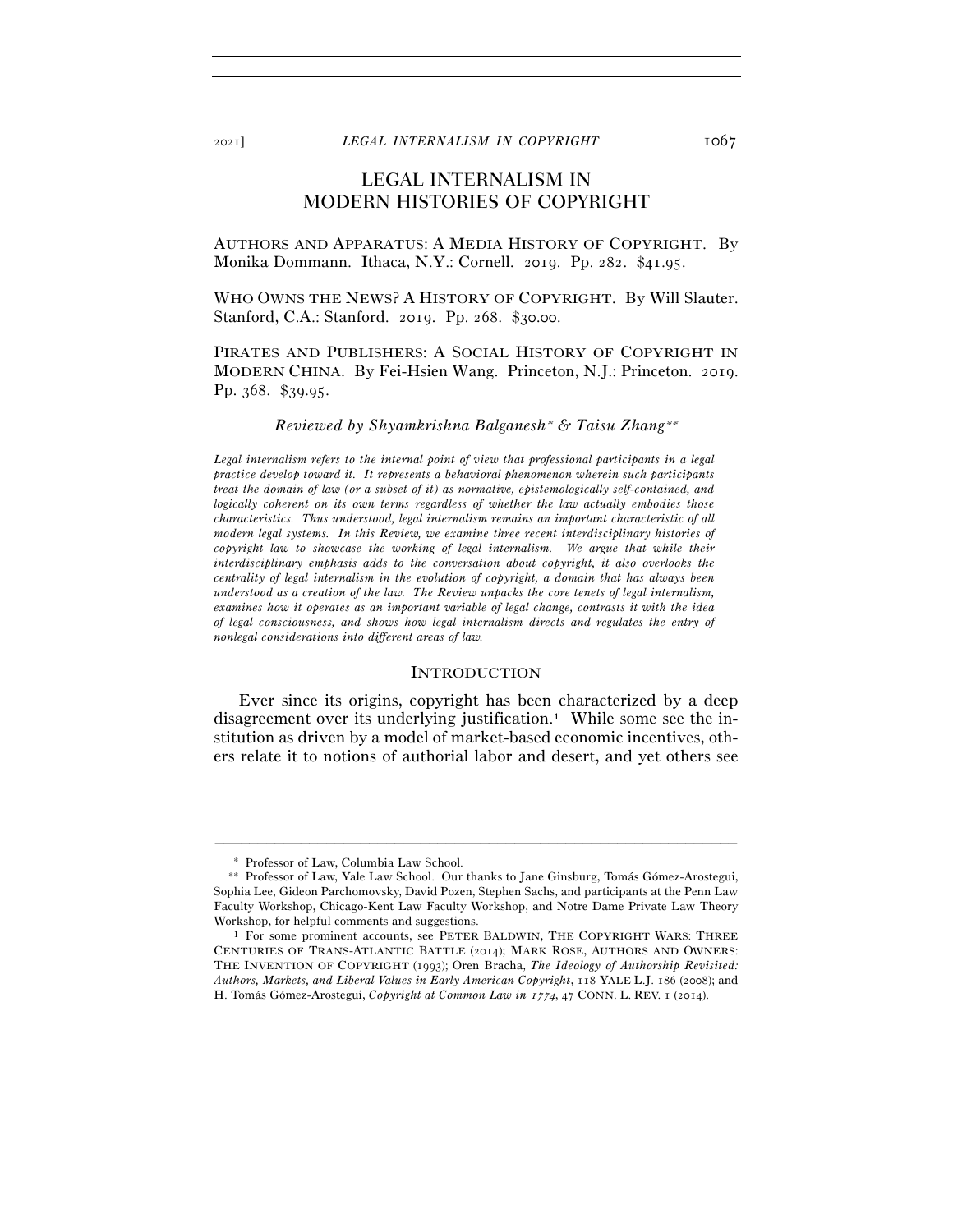# LEGAL INTERNALISM IN MODERN HISTORIES OF COPYRIGHT

AUTHORS AND APPARATUS: A MEDIA HISTORY OF COPYRIGHT. By Monika Dommann. Ithaca, N.Y.: Cornell. 2019. Pp. 282. $41.95.

WHO OWNS THE NEWS? A HISTORY OF COPYRIGHT. By Will Slauter. Stanford, C.A.: Stanford. 2019. Pp. 268. $30.00.

PIRATES AND PUBLISHERS: A SOCIAL HISTORY OF COPYRIGHT IN MODERN CHINA. By Fei-Hsien Wang. Princeton, N.J.: Princeton. 2019. Pp. 368. $39.95.

*Reviewed by Shyamkrishna Balganesh\* & Taisu Zhang\*\**

*Legal internalism refers to the internal point of view that professional participants in a legal practice develop toward it. It represents a behavioral phenomenon wherein such participants treat the domain of law (or a subset of it) as normative, epistemologically self-contained, and logically coherent on its own terms regardless of whether the law actually embodies those characteristics. Thus understood, legal internalism remains an important characteristic of all modern legal systems. In this Review, we examine three recent interdisciplinary histories of copyright law to showcase the working of legal internalism. We argue that while their interdisciplinary emphasis adds to the conversation about copyright, it also overlooks the centrality of legal internalism in the evolution of copyright, a domain that has always been understood as a creation of the law. The Review unpacks the core tenets of legal internalism, examines how it operates as an important variable of legal change, contrasts it with the idea of legal consciousness, and shows how legal internalism directs and regulates the entry of nonlegal considerations into different areas of law.*

## INTRODUCTION

Ever since its origins, copyright has been characterized by a deep disagreement over its underlying justification.[1] While some see the institution as driven by a model of market-based economic incentives, others relate it to notions of authorial labor and desert, and yet others see

---

\* Professor of Law, Columbia Law School.

\*\* Professor of Law, Yale Law School. Our thanks to Jane Ginsburg, Tomás Gómez-Arostegui, Sophia Lee, Gideon Parchomovsky, David Pozen, Stephen Sachs, and participants at the Penn Law Faculty Workshop, Chicago-Kent Law Faculty Workshop, and Notre Dame Private Law Theory Workshop, for helpful comments and suggestions.

[1] For some prominent accounts, see PETER BALDWIN, THE COPYRIGHT WARS: THREE CENTURIES OF TRANS-ATLANTIC BATTLE (2014); MARK ROSE, AUTHORS AND OWNERS: THE INVENTION OF COPYRIGHT (1993); Oren Bracha, *The Ideology of Authorship Revisited: Authors, Markets, and Liberal Values in Early American Copyright*, 118 YALE L.J. 186 (2008); and H. Tomás Gómez-Arostegui, *Copyright at Common Law in 1774*, 47 CONN. L. REV. 1 (2014).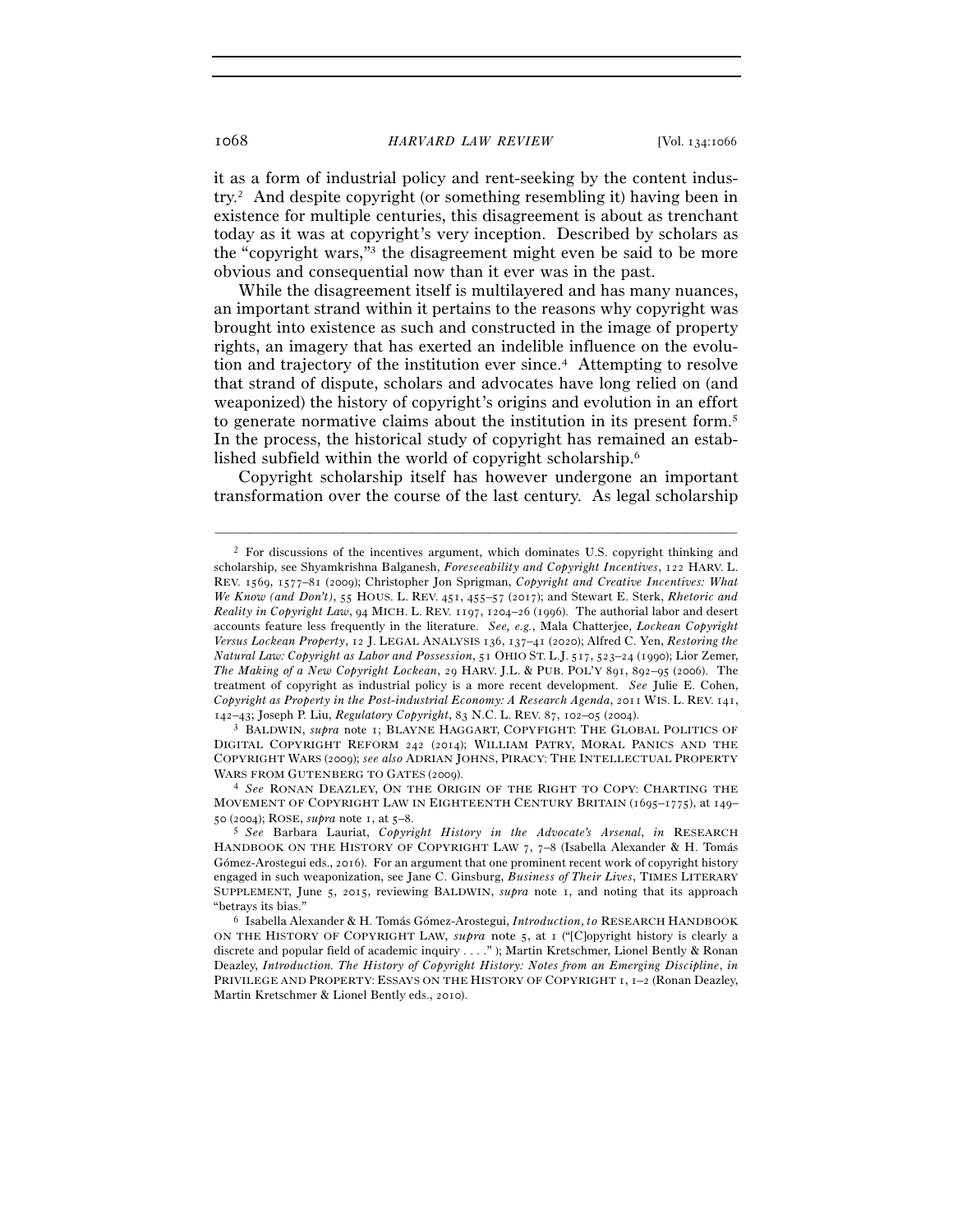it as a form of industrial policy and rent-seeking by the content industry.[2] And despite copyright (or something resembling it) having been in existence for multiple centuries, this disagreement is about as trenchant today as it was at copyright's very inception. Described by scholars as the "copyright wars,"[3] the disagreement might even be said to be more obvious and consequential now than it ever was in the past.

While the disagreement itself is multilayered and has many nuances, an important strand within it pertains to the reasons why copyright was brought into existence as such and constructed in the image of property rights, an imagery that has exerted an indelible influence on the evolution and trajectory of the institution ever since.[4] Attempting to resolve that strand of dispute, scholars and advocates have long relied on (and weaponized) the history of copyright's origins and evolution in an effort to generate normative claims about the institution in its present form.[5] In the process, the historical study of copyright has remained an established subfield within the world of copyright scholarship.[6]

Copyright scholarship itself has however undergone an important transformation over the course of the last century. As legal scholarship

---

[2] For discussions of the incentives argument, which dominates U.S. copyright thinking and scholarship, see Shyamkrishna Balganesh, *Foreseeability and Copyright Incentives*, 122 HARV. L. REV. 1569, 1577–81 (2009); Christopher Jon Sprigman, *Copyright and Creative Incentives: What We Know (and Don't)*, 55 HOUS. L. REV. 451, 455–57 (2017); and Stewart E. Sterk, *Rhetoric and Reality in Copyright Law*, 94 MICH. L. REV. 1197, 1204–26 (1996). The authorial labor and desert accounts feature less frequently in the literature. *See, e.g.*, Mala Chatterjee, *Lockean Copyright Versus Lockean Property*, 12 J. LEGAL ANALYSIS 136, 137–41 (2020); Alfred C. Yen, *Restoring the Natural Law: Copyright as Labor and Possession*, 51 OHIO ST. L.J. 517, 523–24 (1990); Lior Zemer, *The Making of a New Copyright Lockean*, 29 HARV. J.L. & PUB. POL'Y 891, 892–95 (2006). The treatment of copyright as industrial policy is a more recent development. *See* Julie E. Cohen, *Copyright as Property in the Post-industrial Economy: A Research Agenda*, 2011 WIS. L. REV. 141, 142–43; Joseph P. Liu, *Regulatory Copyright*, 83 N.C. L. REV. 87, 102–05 (2004).

[3] BALDWIN, *supra* note 1; BLAYNE HAGGART, COPYFIGHT: THE GLOBAL POLITICS OF DIGITAL COPYRIGHT REFORM 242 (2014); WILLIAM PATRY, MORAL PANICS AND THE COPYRIGHT WARS (2009); *see also* ADRIAN JOHNS, PIRACY: THE INTELLECTUAL PROPERTY WARS FROM GUTENBERG TO GATES (2009).

[4] *See* RONAN DEAZLEY, ON THE ORIGIN OF THE RIGHT TO COPY: CHARTING THE MOVEMENT OF COPYRIGHT LAW IN EIGHTEENTH CENTURY BRITAIN (1695–1775), at 149–50 (2004); ROSE, *supra* note 1, at 5–8.

[5] *See* Barbara Lauriat, *Copyright History in the Advocate's Arsenal*, *in* RESEARCH HANDBOOK ON THE HISTORY OF COPYRIGHT LAW 7, 7–8 (Isabella Alexander & H. Tomás Gómez-Arostegui eds., 2016). For an argument that one prominent recent work of copyright history engaged in such weaponization, see Jane C. Ginsburg, *Business of Their Lives*, TIMES LITERARY SUPPLEMENT, June 5, 2015, reviewing BALDWIN, *supra* note 1, and noting that its approach "betrays its bias."

[6] Isabella Alexander & H. Tomás Gómez-Arostegui, *Introduction*, *to* RESEARCH HANDBOOK ON THE HISTORY OF COPYRIGHT LAW, *supra* note 5, at 1 ("[C]opyright history is clearly a discrete and popular field of academic inquiry . . . ." ); Martin Kretschmer, Lionel Bently & Ronan Deazley, *Introduction. The History of Copyright History: Notes from an Emerging Discipline*, *in* PRIVILEGE AND PROPERTY: ESSAYS ON THE HISTORY OF COPYRIGHT 1, 1–2 (Ronan Deazley, Martin Kretschmer & Lionel Bently eds., 2010).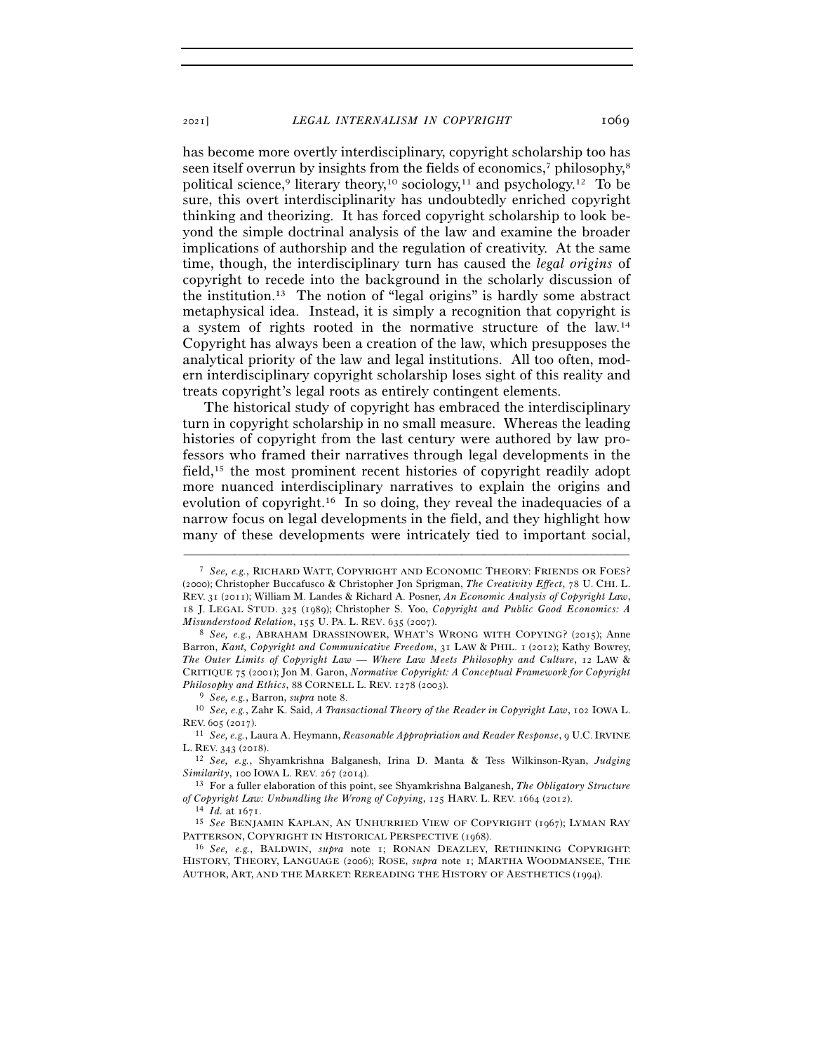has become more overtly interdisciplinary, copyright scholarship too has seen itself overrun by insights from the fields of economics,[7] philosophy,[8] political science,[9] literary theory,[10] sociology,[11] and psychology.[12] To be sure, this overt interdisciplinarity has undoubtedly enriched copyright thinking and theorizing. It has forced copyright scholarship to look beyond the simple doctrinal analysis of the law and examine the broader implications of authorship and the regulation of creativity. At the same time, though, the interdisciplinary turn has caused the *legal origins* of copyright to recede into the background in the scholarly discussion of the institution.[13] The notion of "legal origins" is hardly some abstract metaphysical idea. Instead, it is simply a recognition that copyright is a system of rights rooted in the normative structure of the law.[14] Copyright has always been a creation of the law, which presupposes the analytical priority of the law and legal institutions. All too often, modern interdisciplinary copyright scholarship loses sight of this reality and treats copyright's legal roots as entirely contingent elements.

The historical study of copyright has embraced the interdisciplinary turn in copyright scholarship in no small measure. Whereas the leading histories of copyright from the last century were authored by law professors who framed their narratives through legal developments in the field,[15] the most prominent recent histories of copyright readily adopt more nuanced interdisciplinary narratives to explain the origins and evolution of copyright.[16] In so doing, they reveal the inadequacies of a narrow focus on legal developments in the field, and they highlight how many of these developments were intricately tied to important social,

---

[7] *See, e.g.*, RICHARD WATT, COPYRIGHT AND ECONOMIC THEORY: FRIENDS OR FOES? (2000); Christopher Buccafusco & Christopher Jon Sprigman, *The Creativity Effect*, 78 U. CHI. L. REV. 31 (2011); William M. Landes & Richard A. Posner, *An Economic Analysis of Copyright Law*, 18 J. LEGAL STUD. 325 (1989); Christopher S. Yoo, *Copyright and Public Good Economics: A Misunderstood Relation*, 155 U. PA. L. REV. 635 (2007).

[8] *See, e.g.*, ABRAHAM DRASSINOWER, WHAT'S WRONG WITH COPYING? (2015); Anne Barron, *Kant, Copyright and Communicative Freedom*, 31 LAW & PHIL. 1 (2012); Kathy Bowrey, *The Outer Limits of Copyright Law — Where Law Meets Philosophy and Culture*, 12 LAW & CRITIQUE 75 (2001); Jon M. Garon, *Normative Copyright: A Conceptual Framework for Copyright Philosophy and Ethics*, 88 CORNELL L. REV. 1278 (2003).

[9] *See, e.g.*, Barron, *supra* note 8.

[10] *See, e.g.*, Zahr K. Said, *A Transactional Theory of the Reader in Copyright Law*, 102 IOWA L. REV. 605 (2017).

[11] *See, e.g.*, Laura A. Heymann, *Reasonable Appropriation and Reader Response*, 9 U.C. IRVINE L. REV. 343 (2018).

[12] *See, e.g.*, Shyamkrishna Balganesh, Irina D. Manta & Tess Wilkinson-Ryan, *Judging Similarity*, 100 IOWA L. REV. 267 (2014).

[13] For a fuller elaboration of this point, see Shyamkrishna Balganesh, *The Obligatory Structure of Copyright Law: Unbundling the Wrong of Copying*, 125 HARV. L. REV. 1664 (2012).

[14] *Id.* at 1671.

[15] *See* BENJAMIN KAPLAN, AN UNHURRIED VIEW OF COPYRIGHT (1967); LYMAN RAY PATTERSON, COPYRIGHT IN HISTORICAL PERSPECTIVE (1968).

[16] *See, e.g.*, BALDWIN, *supra* note 1; RONAN DEAZLEY, RETHINKING COPYRIGHT: HISTORY, THEORY, LANGUAGE (2006); ROSE, *supra* note 1; MARTHA WOODMANSEE, THE AUTHOR, ART, AND THE MARKET: REREADING THE HISTORY OF AESTHETICS (1994).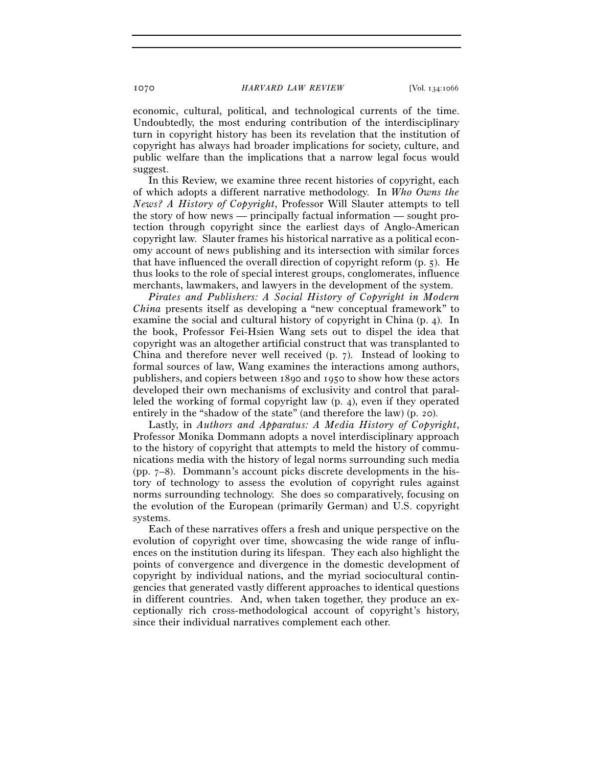economic, cultural, political, and technological currents of the time. Undoubtedly, the most enduring contribution of the interdisciplinary turn in copyright history has been its revelation that the institution of copyright has always had broader implications for society, culture, and public welfare than the implications that a narrow legal focus would suggest.

In this Review, we examine three recent histories of copyright, each of which adopts a different narrative methodology. In *Who Owns the News? A History of Copyright*, Professor Will Slauter attempts to tell the story of how news — principally factual information — sought protection through copyright since the earliest days of Anglo-American copyright law. Slauter frames his historical narrative as a political economy account of news publishing and its intersection with similar forces that have influenced the overall direction of copyright reform (p. 5). He thus looks to the role of special interest groups, conglomerates, influence merchants, lawmakers, and lawyers in the development of the system.

*Pirates and Publishers: A Social History of Copyright in Modern China* presents itself as developing a "new conceptual framework" to examine the social and cultural history of copyright in China (p. 4). In the book, Professor Fei-Hsien Wang sets out to dispel the idea that copyright was an altogether artificial construct that was transplanted to China and therefore never well received (p. 7). Instead of looking to formal sources of law, Wang examines the interactions among authors, publishers, and copiers between 1890 and 1950 to show how these actors developed their own mechanisms of exclusivity and control that paralleled the working of formal copyright law (p. 4), even if they operated entirely in the "shadow of the state" (and therefore the law) (p. 20).

Lastly, in *Authors and Apparatus: A Media History of Copyright*, Professor Monika Dommann adopts a novel interdisciplinary approach to the history of copyright that attempts to meld the history of communications media with the history of legal norms surrounding such media (pp. 7–8). Dommann's account picks discrete developments in the history of technology to assess the evolution of copyright rules against norms surrounding technology. She does so comparatively, focusing on the evolution of the European (primarily German) and U.S. copyright systems.

Each of these narratives offers a fresh and unique perspective on the evolution of copyright over time, showcasing the wide range of influences on the institution during its lifespan. They each also highlight the points of convergence and divergence in the domestic development of copyright by individual nations, and the myriad sociocultural contingencies that generated vastly different approaches to identical questions in different countries. And, when taken together, they produce an exceptionally rich cross-methodological account of copyright's history, since their individual narratives complement each other.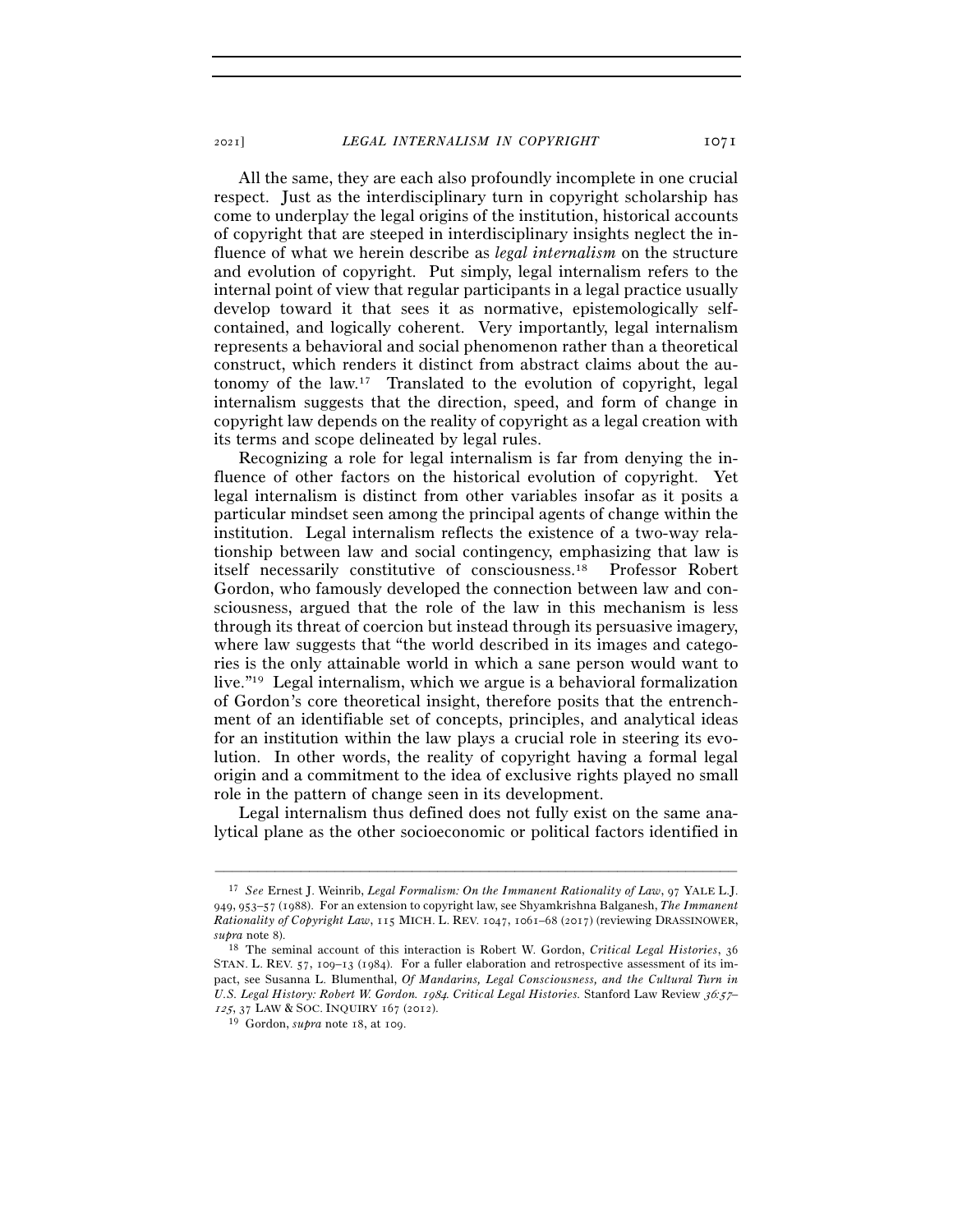All the same, they are each also profoundly incomplete in one crucial respect. Just as the interdisciplinary turn in copyright scholarship has come to underplay the legal origins of the institution, historical accounts of copyright that are steeped in interdisciplinary insights neglect the influence of what we herein describe as *legal internalism* on the structure and evolution of copyright. Put simply, legal internalism refers to the internal point of view that regular participants in a legal practice usually develop toward it that sees it as normative, epistemologically self-contained, and logically coherent. Very importantly, legal internalism represents a behavioral and social phenomenon rather than a theoretical construct, which renders it distinct from abstract claims about the autonomy of the law.[17] Translated to the evolution of copyright, legal internalism suggests that the direction, speed, and form of change in copyright law depends on the reality of copyright as a legal creation with its terms and scope delineated by legal rules.

Recognizing a role for legal internalism is far from denying the influence of other factors on the historical evolution of copyright. Yet legal internalism is distinct from other variables insofar as it posits a particular mindset seen among the principal agents of change within the institution. Legal internalism reflects the existence of a two-way relationship between law and social contingency, emphasizing that law is itself necessarily constitutive of consciousness.[18] Professor Robert Gordon, who famously developed the connection between law and consciousness, argued that the role of the law in this mechanism is less through its threat of coercion but instead through its persuasive imagery, where law suggests that "the world described in its images and categories is the only attainable world in which a sane person would want to live."[19] Legal internalism, which we argue is a behavioral formalization of Gordon's core theoretical insight, therefore posits that the entrenchment of an identifiable set of concepts, principles, and analytical ideas for an institution within the law plays a crucial role in steering its evolution. In other words, the reality of copyright having a formal legal origin and a commitment to the idea of exclusive rights played no small role in the pattern of change seen in its development.

Legal internalism thus defined does not fully exist on the same analytical plane as the other socioeconomic or political factors identified in

---

[17] *See* Ernest J. Weinrib, *Legal Formalism: On the Immanent Rationality of Law*, 97 YALE L.J. 949, 953–57 (1988). For an extension to copyright law, see Shyamkrishna Balganesh, *The Immanent Rationality of Copyright Law*, 115 MICH. L. REV. 1047, 1061–68 (2017) (reviewing DRASSINOWER, *supra* note 8).

[18] The seminal account of this interaction is Robert W. Gordon, *Critical Legal Histories*, 36 STAN. L. REV. 57, 109–13 (1984). For a fuller elaboration and retrospective assessment of its impact, see Susanna L. Blumenthal, *Of Mandarins, Legal Consciousness, and the Cultural Turn in U.S. Legal History: Robert W. Gordon. 1984. Critical Legal Histories.* Stanford Law Review *36:57–125*, 37 LAW & SOC. INQUIRY 167 (2012).

[19] Gordon, *supra* note 18, at 109.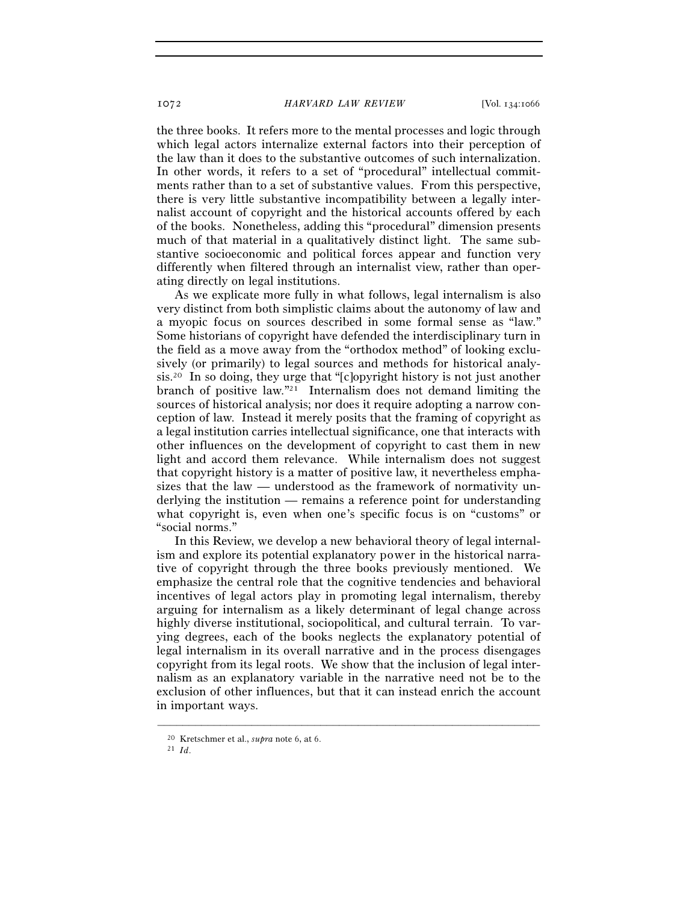the three books. It refers more to the mental processes and logic through which legal actors internalize external factors into their perception of the law than it does to the substantive outcomes of such internalization. In other words, it refers to a set of "procedural" intellectual commitments rather than to a set of substantive values. From this perspective, there is very little substantive incompatibility between a legally internalist account of copyright and the historical accounts offered by each of the books. Nonetheless, adding this "procedural" dimension presents much of that material in a qualitatively distinct light. The same substantive socioeconomic and political forces appear and function very differently when filtered through an internalist view, rather than operating directly on legal institutions.

As we explicate more fully in what follows, legal internalism is also very distinct from both simplistic claims about the autonomy of law and a myopic focus on sources described in some formal sense as "law." Some historians of copyright have defended the interdisciplinary turn in the field as a move away from the "orthodox method" of looking exclusively (or primarily) to legal sources and methods for historical analysis.[20] In so doing, they urge that "[c]opyright history is not just another branch of positive law."[21] Internalism does not demand limiting the sources of historical analysis; nor does it require adopting a narrow conception of law. Instead it merely posits that the framing of copyright as a legal institution carries intellectual significance, one that interacts with other influences on the development of copyright to cast them in new light and accord them relevance. While internalism does not suggest that copyright history is a matter of positive law, it nevertheless emphasizes that the law — understood as the framework of normativity underlying the institution — remains a reference point for understanding what copyright is, even when one's specific focus is on "customs" or "social norms."

In this Review, we develop a new behavioral theory of legal internalism and explore its potential explanatory power in the historical narrative of copyright through the three books previously mentioned. We emphasize the central role that the cognitive tendencies and behavioral incentives of legal actors play in promoting legal internalism, thereby arguing for internalism as a likely determinant of legal change across highly diverse institutional, sociopolitical, and cultural terrain. To varying degrees, each of the books neglects the explanatory potential of legal internalism in its overall narrative and in the process disengages copyright from its legal roots. We show that the inclusion of legal internalism as an explanatory variable in the narrative need not be to the exclusion of other influences, but that it can instead enrich the account in important ways.

---

[20] Kretschmer et al., *supra* note 6, at 6.

[21] *Id.*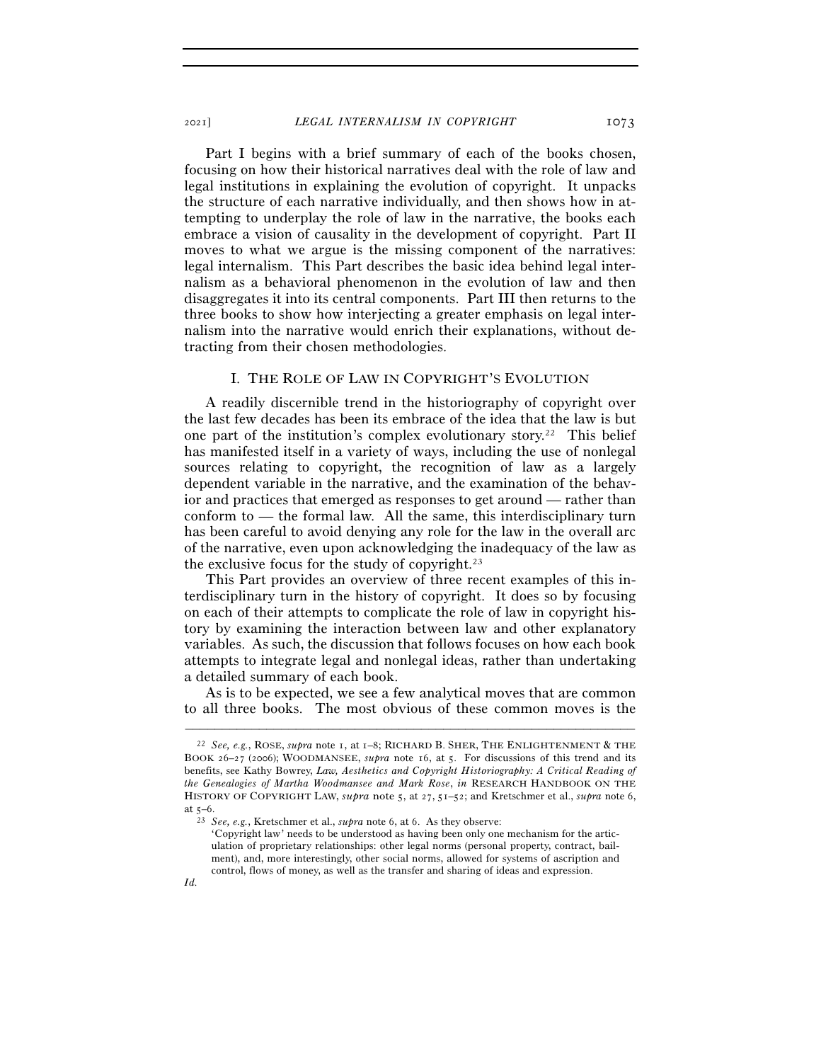Part I begins with a brief summary of each of the books chosen, focusing on how their historical narratives deal with the role of law and legal institutions in explaining the evolution of copyright. It unpacks the structure of each narrative individually, and then shows how in attempting to underplay the role of law in the narrative, the books each embrace a vision of causality in the development of copyright. Part II moves to what we argue is the missing component of the narratives: legal internalism. This Part describes the basic idea behind legal internalism as a behavioral phenomenon in the evolution of law and then disaggregates it into its central components. Part III then returns to the three books to show how interjecting a greater emphasis on legal internalism into the narrative would enrich their explanations, without detracting from their chosen methodologies.

## I. THE ROLE OF LAW IN COPYRIGHT'S EVOLUTION

A readily discernible trend in the historiography of copyright over the last few decades has been its embrace of the idea that the law is but one part of the institution's complex evolutionary story.[22] This belief has manifested itself in a variety of ways, including the use of nonlegal sources relating to copyright, the recognition of law as a largely dependent variable in the narrative, and the examination of the behavior and practices that emerged as responses to get around — rather than conform to — the formal law. All the same, this interdisciplinary turn has been careful to avoid denying any role for the law in the overall arc of the narrative, even upon acknowledging the inadequacy of the law as the exclusive focus for the study of copyright.[23]

This Part provides an overview of three recent examples of this interdisciplinary turn in the history of copyright. It does so by focusing on each of their attempts to complicate the role of law in copyright history by examining the interaction between law and other explanatory variables. As such, the discussion that follows focuses on how each book attempts to integrate legal and nonlegal ideas, rather than undertaking a detailed summary of each book.

As is to be expected, we see a few analytical moves that are common to all three books. The most obvious of these common moves is the

---

[22] *See, e.g.*, ROSE, *supra* note 1, at 1–8; RICHARD B. SHER, THE ENLIGHTENMENT & THE BOOK 26–27 (2006); WOODMANSEE, *supra* note 16, at 5. For discussions of this trend and its benefits, see Kathy Bowrey, *Law, Aesthetics and Copyright Historiography: A Critical Reading of the Genealogies of Martha Woodmansee and Mark Rose*, *in* RESEARCH HANDBOOK ON THE HISTORY OF COPYRIGHT LAW, *supra* note 5, at 27, 51–52; and Kretschmer et al., *supra* note 6, at 5–6.

[23] *See, e.g.*, Kretschmer et al., *supra* note 6, at 6. As they observe:

> 'Copyright law' needs to be understood as having been only one mechanism for the articulation of proprietary relationships: other legal norms (personal property, contract, bailment), and, more interestingly, other social norms, allowed for systems of ascription and control, flows of money, as well as the transfer and sharing of ideas and expression.

*Id.*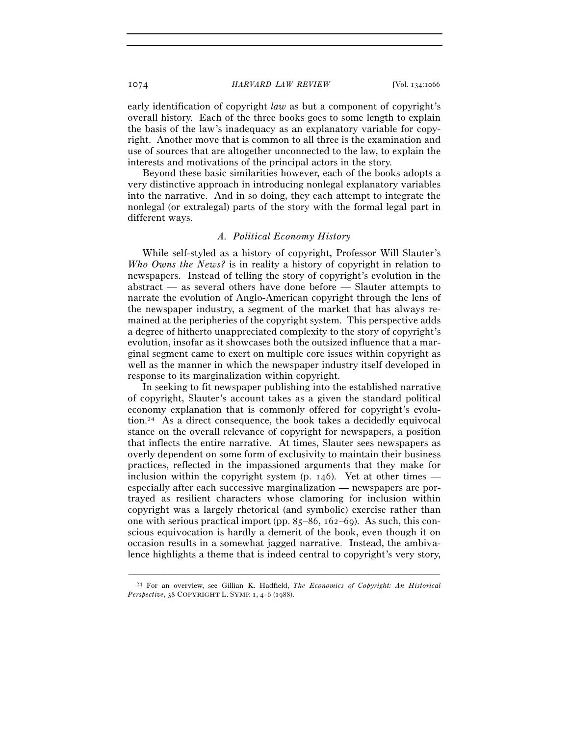early identification of copyright *law* as but a component of copyright's overall history. Each of the three books goes to some length to explain the basis of the law's inadequacy as an explanatory variable for copyright. Another move that is common to all three is the examination and use of sources that are altogether unconnected to the law, to explain the interests and motivations of the principal actors in the story.

Beyond these basic similarities however, each of the books adopts a very distinctive approach in introducing nonlegal explanatory variables into the narrative. And in so doing, they each attempt to integrate the nonlegal (or extralegal) parts of the story with the formal legal part in different ways.

### *A. Political Economy History*

While self-styled as a history of copyright, Professor Will Slauter's *Who Owns the News?* is in reality a history of copyright in relation to newspapers. Instead of telling the story of copyright's evolution in the abstract — as several others have done before — Slauter attempts to narrate the evolution of Anglo-American copyright through the lens of the newspaper industry, a segment of the market that has always remained at the peripheries of the copyright system. This perspective adds a degree of hitherto unappreciated complexity to the story of copyright's evolution, insofar as it showcases both the outsized influence that a marginal segment came to exert on multiple core issues within copyright as well as the manner in which the newspaper industry itself developed in response to its marginalization within copyright.

In seeking to fit newspaper publishing into the established narrative of copyright, Slauter's account takes as a given the standard political economy explanation that is commonly offered for copyright's evolution.[24] As a direct consequence, the book takes a decidedly equivocal stance on the overall relevance of copyright for newspapers, a position that inflects the entire narrative. At times, Slauter sees newspapers as overly dependent on some form of exclusivity to maintain their business practices, reflected in the impassioned arguments that they make for inclusion within the copyright system (p. 146). Yet at other times — especially after each successive marginalization — newspapers are portrayed as resilient characters whose clamoring for inclusion within copyright was a largely rhetorical (and symbolic) exercise rather than one with serious practical import (pp. 85–86, 162–69). As such, this conscious equivocation is hardly a demerit of the book, even though it on occasion results in a somewhat jagged narrative. Instead, the ambivalence highlights a theme that is indeed central to copyright's very story,

---

[24] For an overview, see Gillian K. Hadfield, *The Economics of Copyright: An Historical Perspective*, 38 COPYRIGHT L. SYMP. 1, 4–6 (1988).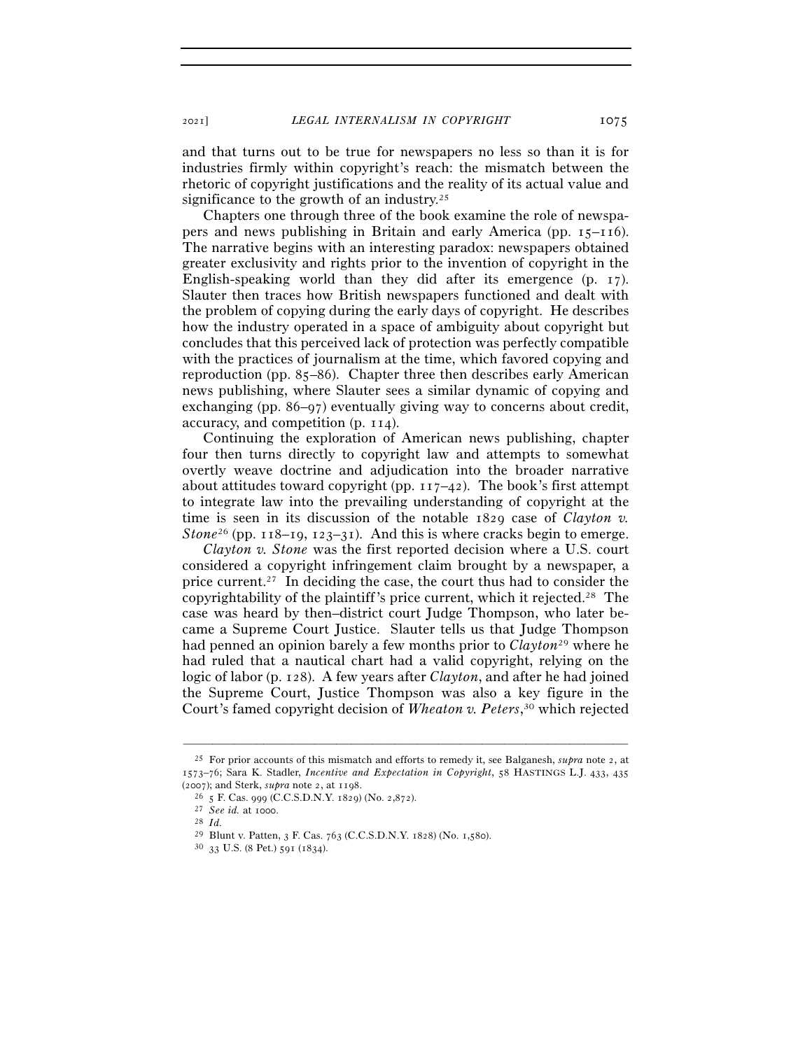and that turns out to be true for newspapers no less so than it is for industries firmly within copyright's reach: the mismatch between the rhetoric of copyright justifications and the reality of its actual value and significance to the growth of an industry.[25]

Chapters one through three of the book examine the role of newspapers and news publishing in Britain and early America (pp. 15–116). The narrative begins with an interesting paradox: newspapers obtained greater exclusivity and rights prior to the invention of copyright in the English-speaking world than they did after its emergence (p. 17). Slauter then traces how British newspapers functioned and dealt with the problem of copying during the early days of copyright. He describes how the industry operated in a space of ambiguity about copyright but concludes that this perceived lack of protection was perfectly compatible with the practices of journalism at the time, which favored copying and reproduction (pp. 85–86). Chapter three then describes early American news publishing, where Slauter sees a similar dynamic of copying and exchanging (pp. 86–97) eventually giving way to concerns about credit, accuracy, and competition (p. 114).

Continuing the exploration of American news publishing, chapter four then turns directly to copyright law and attempts to somewhat overtly weave doctrine and adjudication into the broader narrative about attitudes toward copyright (pp. 117–42). The book's first attempt to integrate law into the prevailing understanding of copyright at the time is seen in its discussion of the notable 1829 case of *Clayton v. Stone*[26] (pp. 118–19, 123–31). And this is where cracks begin to emerge.

*Clayton v. Stone* was the first reported decision where a U.S. court considered a copyright infringement claim brought by a newspaper, a price current.[27] In deciding the case, the court thus had to consider the copyrightability of the plaintiff's price current, which it rejected.[28] The case was heard by then–district court Judge Thompson, who later became a Supreme Court Justice. Slauter tells us that Judge Thompson had penned an opinion barely a few months prior to *Clayton*[29] where he had ruled that a nautical chart had a valid copyright, relying on the logic of labor (p. 128). A few years after *Clayton*, and after he had joined the Supreme Court, Justice Thompson was also a key figure in the Court's famed copyright decision of *Wheaton v. Peters*,[30] which rejected

---

[25] For prior accounts of this mismatch and efforts to remedy it, see Balganesh, *supra* note 2, at 1573–76; Sara K. Stadler, *Incentive and Expectation in Copyright*, 58 HASTINGS L.J. 433, 435 (2007); and Sterk, *supra* note 2, at 1198.

[26] 5 F. Cas. 999 (C.C.S.D.N.Y. 1829) (No. 2,872).

[27] *See id.* at 1000.

[28] *Id.*

[29] Blunt v. Patten, 3 F. Cas. 763 (C.C.S.D.N.Y. 1828) (No. 1,580).

[30] 33 U.S. (8 Pet.) 591 (1834).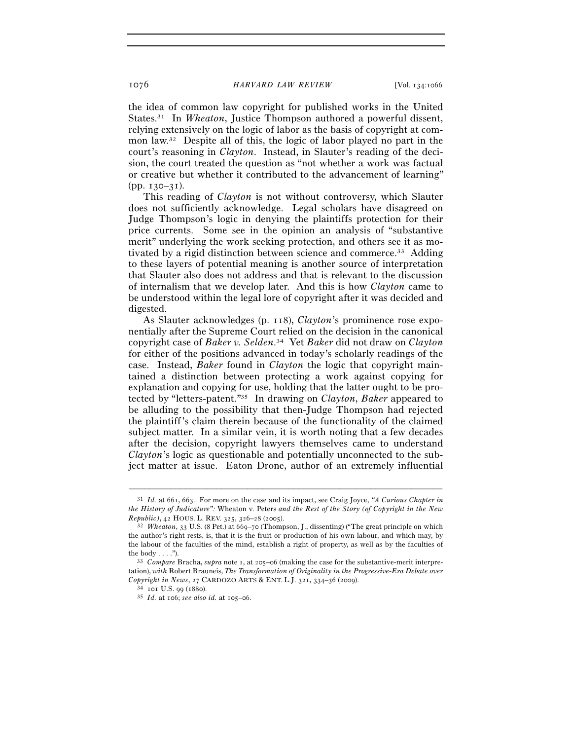the idea of common law copyright for published works in the United States.[31] In *Wheaton*, Justice Thompson authored a powerful dissent, relying extensively on the logic of labor as the basis of copyright at common law.[32] Despite all of this, the logic of labor played no part in the court's reasoning in *Clayton*. Instead, in Slauter's reading of the decision, the court treated the question as "not whether a work was factual or creative but whether it contributed to the advancement of learning" (pp. 130–31).

This reading of *Clayton* is not without controversy, which Slauter does not sufficiently acknowledge. Legal scholars have disagreed on Judge Thompson's logic in denying the plaintiffs protection for their price currents. Some see in the opinion an analysis of "substantive merit" underlying the work seeking protection, and others see it as motivated by a rigid distinction between science and commerce.[33] Adding to these layers of potential meaning is another source of interpretation that Slauter also does not address and that is relevant to the discussion of internalism that we develop later. And this is how *Clayton* came to be understood within the legal lore of copyright after it was decided and digested.

As Slauter acknowledges (p. 118), *Clayton*'s prominence rose exponentially after the Supreme Court relied on the decision in the canonical copyright case of *Baker v. Selden*.[34] Yet *Baker* did not draw on *Clayton* for either of the positions advanced in today's scholarly readings of the case. Instead, *Baker* found in *Clayton* the logic that copyright maintained a distinction between protecting a work against copying for explanation and copying for use, holding that the latter ought to be protected by "letters-patent."[35] In drawing on *Clayton*, *Baker* appeared to be alluding to the possibility that then-Judge Thompson had rejected the plaintiff's claim therein because of the functionality of the claimed subject matter. In a similar vein, it is worth noting that a few decades after the decision, copyright lawyers themselves came to understand *Clayton*'s logic as questionable and potentially unconnected to the subject matter at issue. Eaton Drone, author of an extremely influential

---

[31] *Id.* at 661, 663. For more on the case and its impact, see Craig Joyce, *"A Curious Chapter in the History of Judicature":* Wheaton v. Peters *and the Rest of the Story (of Copyright in the New Republic)*, 42 HOUS. L. REV. 325, 326–28 (2005).

[32] *Wheaton*, 33 U.S. (8 Pet.) at 669–70 (Thompson, J., dissenting) ("The great principle on which the author's right rests, is, that it is the fruit or production of his own labour, and which may, by the labour of the faculties of the mind, establish a right of property, as well as by the faculties of the body . . . .").

[33] *Compare* Bracha, *supra* note 1, at 205–06 (making the case for the substantive-merit interpretation), *with* Robert Brauneis, *The Transformation of Originality in the Progressive-Era Debate over Copyright in News*, 27 CARDOZO ARTS & ENT. L.J. 321, 334–36 (2009).

[34] 101 U.S. 99 (1880).

[35] *Id.* at 106; *see also id.* at 105–06.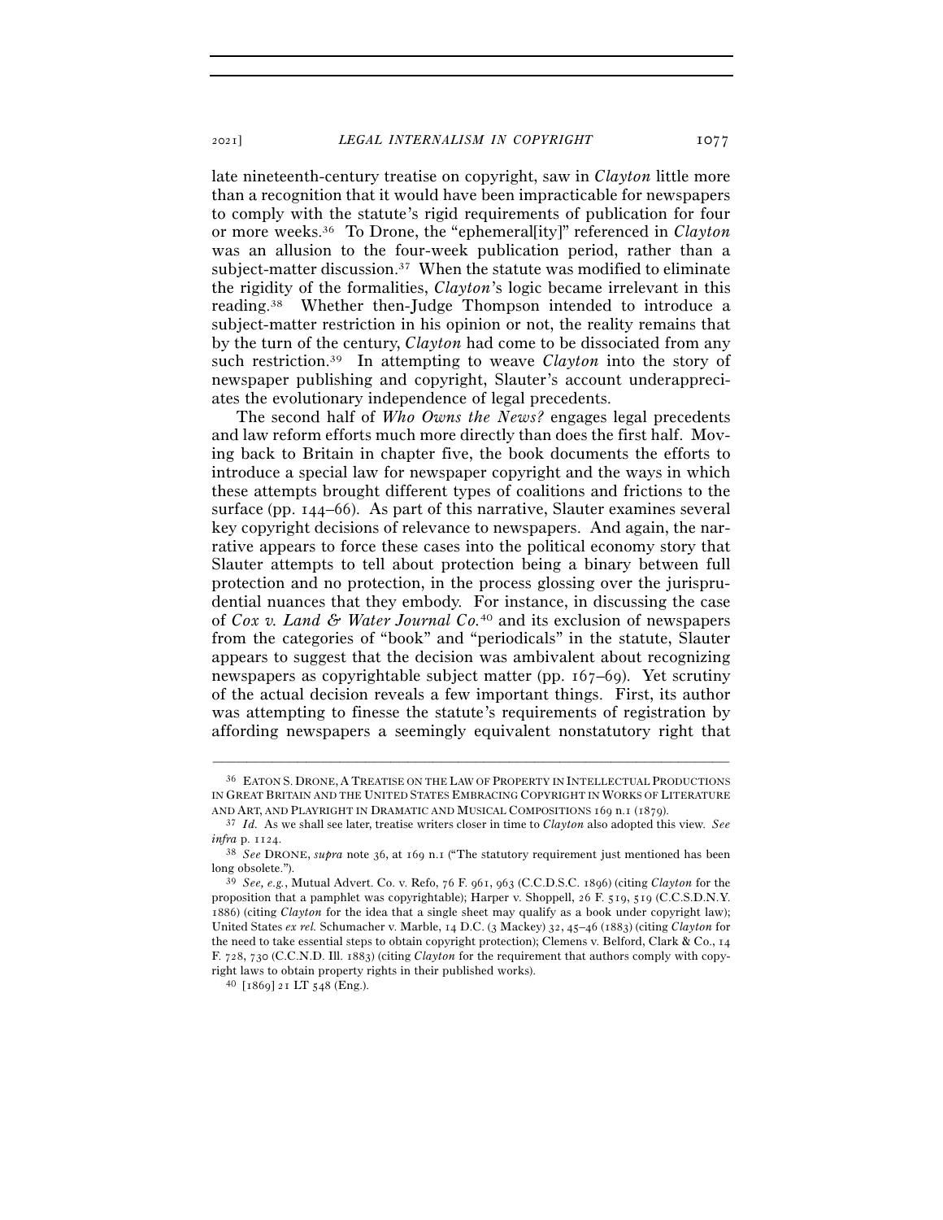late nineteenth-century treatise on copyright, saw in *Clayton* little more than a recognition that it would have been impracticable for newspapers to comply with the statute's rigid requirements of publication for four or more weeks.[36] To Drone, the "ephemeral[ity]" referenced in *Clayton* was an allusion to the four-week publication period, rather than a subject-matter discussion.[37] When the statute was modified to eliminate the rigidity of the formalities, *Clayton*'s logic became irrelevant in this reading.[38] Whether then-Judge Thompson intended to introduce a subject-matter restriction in his opinion or not, the reality remains that by the turn of the century, *Clayton* had come to be dissociated from any such restriction.[39] In attempting to weave *Clayton* into the story of newspaper publishing and copyright, Slauter's account underappreciates the evolutionary independence of legal precedents.

The second half of *Who Owns the News?* engages legal precedents and law reform efforts much more directly than does the first half. Moving back to Britain in chapter five, the book documents the efforts to introduce a special law for newspaper copyright and the ways in which these attempts brought different types of coalitions and frictions to the surface (pp. 144–66). As part of this narrative, Slauter examines several key copyright decisions of relevance to newspapers. And again, the narrative appears to force these cases into the political economy story that Slauter attempts to tell about protection being a binary between full protection and no protection, in the process glossing over the jurisprudential nuances that they embody. For instance, in discussing the case of *Cox v. Land & Water Journal Co.*[40] and its exclusion of newspapers from the categories of "book" and "periodicals" in the statute, Slauter appears to suggest that the decision was ambivalent about recognizing newspapers as copyrightable subject matter (pp. 167–69). Yet scrutiny of the actual decision reveals a few important things. First, its author was attempting to finesse the statute's requirements of registration by affording newspapers a seemingly equivalent nonstatutory right that

---

[36] EATON S. DRONE, A TREATISE ON THE LAW OF PROPERTY IN INTELLECTUAL PRODUCTIONS IN GREAT BRITAIN AND THE UNITED STATES EMBRACING COPYRIGHT IN WORKS OF LITERATURE AND ART, AND PLAYRIGHT IN DRAMATIC AND MUSICAL COMPOSITIONS 169 n.1 (1879).

[37] *Id.* As we shall see later, treatise writers closer in time to *Clayton* also adopted this view. *See infra* p. 1124.

[38] *See* DRONE, *supra* note 36, at 169 n.1 ("The statutory requirement just mentioned has been long obsolete.").

[39] *See, e.g.*, Mutual Advert. Co. v. Refo, 76 F. 961, 963 (C.C.D.S.C. 1896) (citing *Clayton* for the proposition that a pamphlet was copyrightable); Harper v. Shoppell, 26 F. 519, 519 (C.C.S.D.N.Y. 1886) (citing *Clayton* for the idea that a single sheet may qualify as a book under copyright law); United States *ex rel.* Schumacher v. Marble, 14 D.C. (3 Mackey) 32, 45–46 (1883) (citing *Clayton* for the need to take essential steps to obtain copyright protection); Clemens v. Belford, Clark & Co., 14 F. 728, 730 (C.C.N.D. Ill. 1883) (citing *Clayton* for the requirement that authors comply with copyright laws to obtain property rights in their published works).

[40] [1869] 21 LT 548 (Eng.).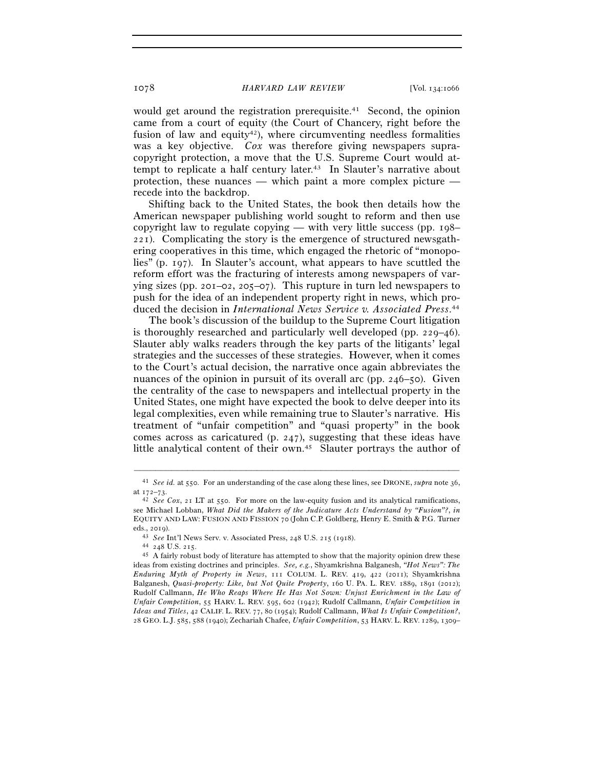would get around the registration prerequisite.[41] Second, the opinion came from a court of equity (the Court of Chancery, right before the fusion of law and equity[42]), where circumventing needless formalities was a key objective. *Cox* was therefore giving newspapers supra-copyright protection, a move that the U.S. Supreme Court would attempt to replicate a half century later.[43] In Slauter's narrative about protection, these nuances — which paint a more complex picture — recede into the backdrop.

Shifting back to the United States, the book then details how the American newspaper publishing world sought to reform and then use copyright law to regulate copying — with very little success (pp. 198–221). Complicating the story is the emergence of structured newsgathering cooperatives in this time, which engaged the rhetoric of "monopolies" (p. 197). In Slauter's account, what appears to have scuttled the reform effort was the fracturing of interests among newspapers of varying sizes (pp. 201–02, 205–07). This rupture in turn led newspapers to push for the idea of an independent property right in news, which produced the decision in *International News Service v. Associated Press*.[44]

The book's discussion of the buildup to the Supreme Court litigation is thoroughly researched and particularly well developed (pp. 229–46). Slauter ably walks readers through the key parts of the litigants' legal strategies and the successes of these strategies. However, when it comes to the Court's actual decision, the narrative once again abbreviates the nuances of the opinion in pursuit of its overall arc (pp. 246–50). Given the centrality of the case to newspapers and intellectual property in the United States, one might have expected the book to delve deeper into its legal complexities, even while remaining true to Slauter's narrative. His treatment of "unfair competition" and "quasi property" in the book comes across as caricatured (p. 247), suggesting that these ideas have little analytical content of their own.[45] Slauter portrays the author of

---

[41] *See id.* at 550. For an understanding of the case along these lines, see DRONE, *supra* note 36, at 172–73.

[42] *See Cox*, 21 LT at 550. For more on the law-equity fusion and its analytical ramifications, see Michael Lobban, *What Did the Makers of the Judicature Acts Understand by "Fusion"?*, *in* EQUITY AND LAW: FUSION AND FISSION 70 (John C.P. Goldberg, Henry E. Smith & P.G. Turner eds., 2019).

[43] *See* Int'l News Serv. v. Associated Press, 248 U.S. 215 (1918).

[44] 248 U.S. 215.

[45] A fairly robust body of literature has attempted to show that the majority opinion drew these ideas from existing doctrines and principles. *See, e.g.*, Shyamkrishna Balganesh, *"Hot News": The Enduring Myth of Property in News*, 111 COLUM. L. REV. 419, 422 (2011); Shyamkrishna Balganesh, *Quasi-property: Like, but Not Quite Property*, 160 U. PA. L. REV. 1889, 1891 (2012); Rudolf Callmann, *He Who Reaps Where He Has Not Sown: Unjust Enrichment in the Law of Unfair Competition*, 55 HARV. L. REV. 595, 602 (1942); Rudolf Callmann, *Unfair Competition in Ideas and Titles*, 42 CALIF. L. REV. 77, 80 (1954); Rudolf Callmann, *What Is Unfair Competition?*, 28 GEO. L.J. 585, 588 (1940); Zechariah Chafee, *Unfair Competition*, 53 HARV. L. REV. 1289, 1309–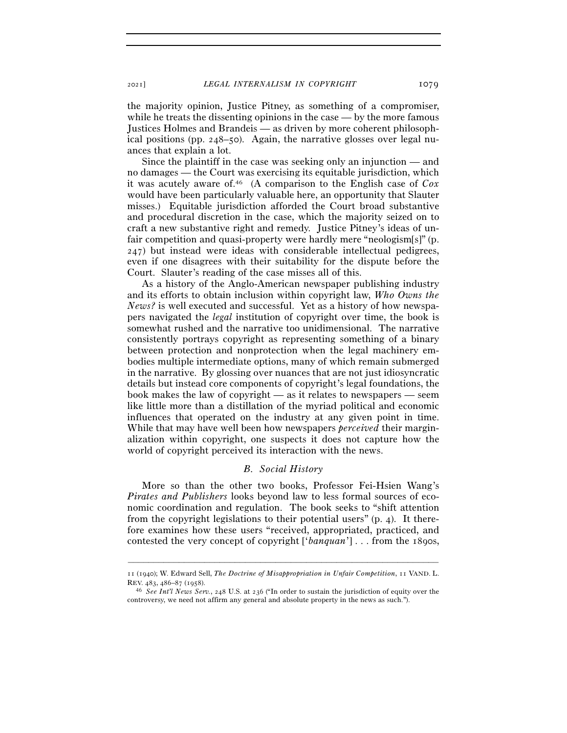the majority opinion, Justice Pitney, as something of a compromiser, while he treats the dissenting opinions in the case — by the more famous Justices Holmes and Brandeis — as driven by more coherent philosophical positions (pp. 248–50). Again, the narrative glosses over legal nuances that explain a lot.

Since the plaintiff in the case was seeking only an injunction — and no damages — the Court was exercising its equitable jurisdiction, which it was acutely aware of.[46] (A comparison to the English case of *Cox* would have been particularly valuable here, an opportunity that Slauter misses.) Equitable jurisdiction afforded the Court broad substantive and procedural discretion in the case, which the majority seized on to craft a new substantive right and remedy. Justice Pitney's ideas of unfair competition and quasi-property were hardly mere "neologism[s]" (p. 247) but instead were ideas with considerable intellectual pedigrees, even if one disagrees with their suitability for the dispute before the Court. Slauter's reading of the case misses all of this.

As a history of the Anglo-American newspaper publishing industry and its efforts to obtain inclusion within copyright law, *Who Owns the News?* is well executed and successful. Yet as a history of how newspapers navigated the *legal* institution of copyright over time, the book is somewhat rushed and the narrative too unidimensional. The narrative consistently portrays copyright as representing something of a binary between protection and nonprotection when the legal machinery embodies multiple intermediate options, many of which remain submerged in the narrative. By glossing over nuances that are not just idiosyncratic details but instead core components of copyright's legal foundations, the book makes the law of copyright — as it relates to newspapers — seem like little more than a distillation of the myriad political and economic influences that operated on the industry at any given point in time. While that may have well been how newspapers *perceived* their marginalization within copyright, one suspects it does not capture how the world of copyright perceived its interaction with the news.

### *B. Social History*

More so than the other two books, Professor Fei-Hsien Wang's *Pirates and Publishers* looks beyond law to less formal sources of economic coordination and regulation. The book seeks to "shift attention from the copyright legislations to their potential users" (p. 4). It therefore examines how these users "received, appropriated, practiced, and contested the very concept of copyright ['*banquan*'] . . . from the 1890s,

---

11 (1940); W. Edward Sell, *The Doctrine of Misappropriation in Unfair Competition*, 11 VAND. L. REV. 483, 486–87 (1958).

[46] *See Int'l News Serv.*, 248 U.S. at 236 ("In order to sustain the jurisdiction of equity over the controversy, we need not affirm any general and absolute property in the news as such.").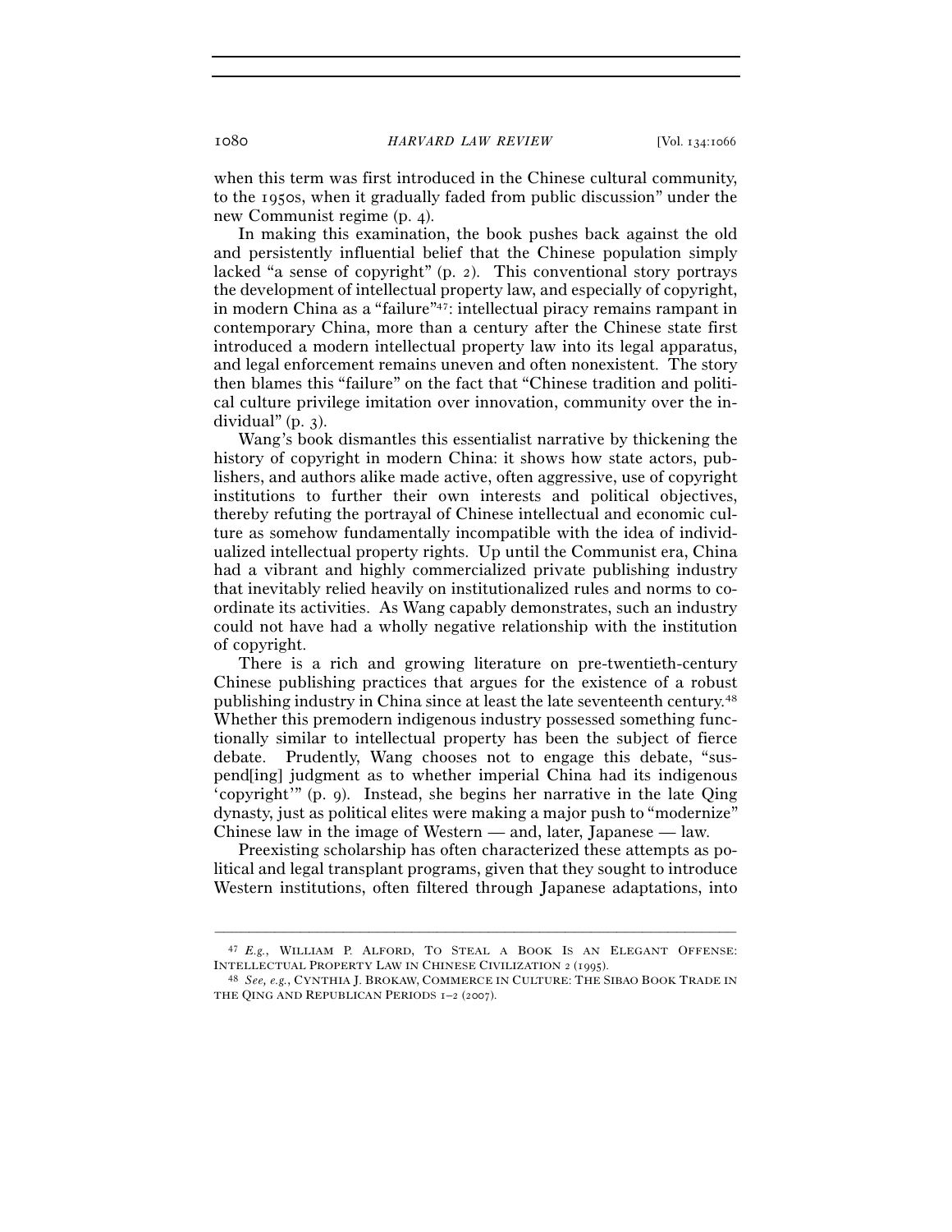when this term was first introduced in the Chinese cultural community, to the 1950s, when it gradually faded from public discussion" under the new Communist regime (p. 4).

In making this examination, the book pushes back against the old and persistently influential belief that the Chinese population simply lacked "a sense of copyright" (p. 2). This conventional story portrays the development of intellectual property law, and especially of copyright, in modern China as a "failure"[47]: intellectual piracy remains rampant in contemporary China, more than a century after the Chinese state first introduced a modern intellectual property law into its legal apparatus, and legal enforcement remains uneven and often nonexistent. The story then blames this "failure" on the fact that "Chinese tradition and political culture privilege imitation over innovation, community over the individual" (p. 3).

Wang's book dismantles this essentialist narrative by thickening the history of copyright in modern China: it shows how state actors, publishers, and authors alike made active, often aggressive, use of copyright institutions to further their own interests and political objectives, thereby refuting the portrayal of Chinese intellectual and economic culture as somehow fundamentally incompatible with the idea of individualized intellectual property rights. Up until the Communist era, China had a vibrant and highly commercialized private publishing industry that inevitably relied heavily on institutionalized rules and norms to coordinate its activities. As Wang capably demonstrates, such an industry could not have had a wholly negative relationship with the institution of copyright.

There is a rich and growing literature on pre-twentieth-century Chinese publishing practices that argues for the existence of a robust publishing industry in China since at least the late seventeenth century.[48] Whether this premodern indigenous industry possessed something functionally similar to intellectual property has been the subject of fierce debate. Prudently, Wang chooses not to engage this debate, "suspend[ing] judgment as to whether imperial China had its indigenous 'copyright'" (p. 9). Instead, she begins her narrative in the late Qing dynasty, just as political elites were making a major push to "modernize" Chinese law in the image of Western — and, later, Japanese — law.

Preexisting scholarship has often characterized these attempts as political and legal transplant programs, given that they sought to introduce Western institutions, often filtered through Japanese adaptations, into

---

[47] *E.g.*, WILLIAM P. ALFORD, TO STEAL A BOOK IS AN ELEGANT OFFENSE: INTELLECTUAL PROPERTY LAW IN CHINESE CIVILIZATION 2 (1995).

[48] *See, e.g.*, CYNTHIA J. BROKAW, COMMERCE IN CULTURE: THE SIBAO BOOK TRADE IN THE QING AND REPUBLICAN PERIODS 1–2 (2007).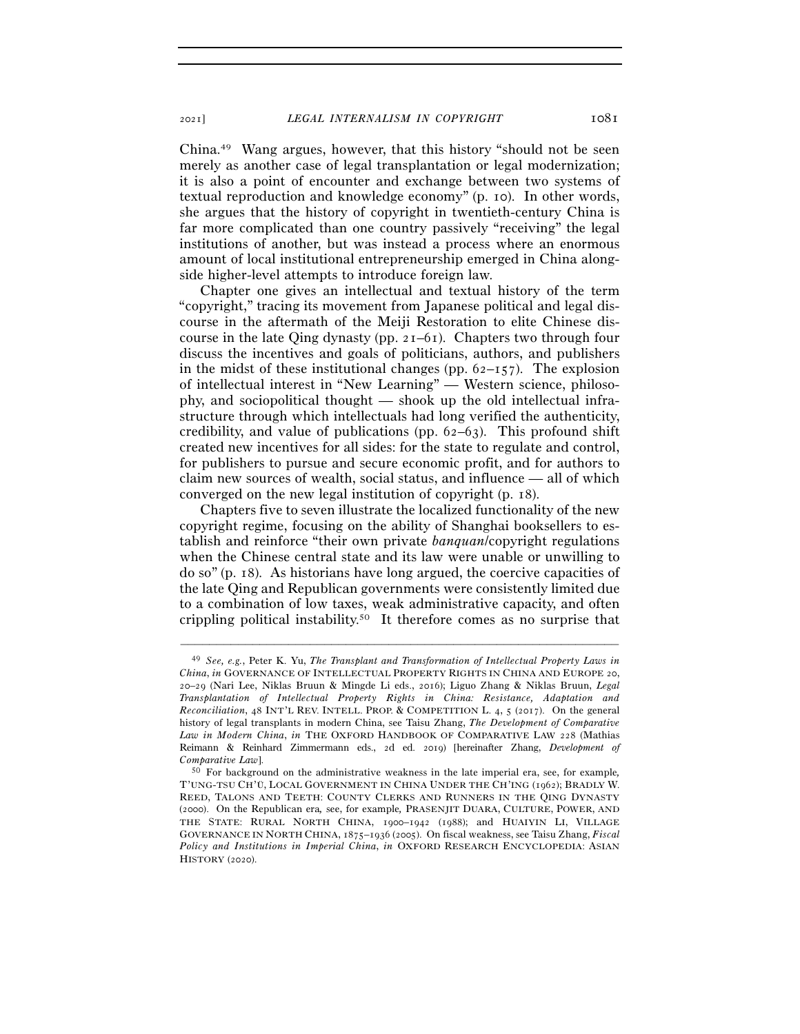China.[49] Wang argues, however, that this history "should not be seen merely as another case of legal transplantation or legal modernization; it is also a point of encounter and exchange between two systems of textual reproduction and knowledge economy" (p. 10). In other words, she argues that the history of copyright in twentieth-century China is far more complicated than one country passively "receiving" the legal institutions of another, but was instead a process where an enormous amount of local institutional entrepreneurship emerged in China alongside higher-level attempts to introduce foreign law.

Chapter one gives an intellectual and textual history of the term "copyright," tracing its movement from Japanese political and legal discourse in the aftermath of the Meiji Restoration to elite Chinese discourse in the late Qing dynasty (pp. 21–61). Chapters two through four discuss the incentives and goals of politicians, authors, and publishers in the midst of these institutional changes (pp. 62–157). The explosion of intellectual interest in "New Learning" — Western science, philosophy, and sociopolitical thought — shook up the old intellectual infrastructure through which intellectuals had long verified the authenticity, credibility, and value of publications (pp. 62–63). This profound shift created new incentives for all sides: for the state to regulate and control, for publishers to pursue and secure economic profit, and for authors to claim new sources of wealth, social status, and influence — all of which converged on the new legal institution of copyright (p. 18).

Chapters five to seven illustrate the localized functionality of the new copyright regime, focusing on the ability of Shanghai booksellers to establish and reinforce "their own private *banquan*/copyright regulations when the Chinese central state and its law were unable or unwilling to do so" (p. 18). As historians have long argued, the coercive capacities of the late Qing and Republican governments were consistently limited due to a combination of low taxes, weak administrative capacity, and often crippling political instability.[50] It therefore comes as no surprise that

---

[49] *See, e.g.*, Peter K. Yu, *The Transplant and Transformation of Intellectual Property Laws in China*, *in* GOVERNANCE OF INTELLECTUAL PROPERTY RIGHTS IN CHINA AND EUROPE 20, 20–29 (Nari Lee, Niklas Bruun & Mingde Li eds., 2016); Liguo Zhang & Niklas Bruun, *Legal Transplantation of Intellectual Property Rights in China: Resistance, Adaptation and Reconciliation*, 48 INT'L REV. INTELL. PROP. & COMPETITION L. 4, 5 (2017). On the general history of legal transplants in modern China, see Taisu Zhang, *The Development of Comparative Law in Modern China*, *in* THE OXFORD HANDBOOK OF COMPARATIVE LAW 228 (Mathias Reimann & Reinhard Zimmermann eds., 2d ed. 2019) [hereinafter Zhang, *Development of Comparative Law*].

[50] For background on the administrative weakness in the late imperial era, see, for example, T'UNG-TSU CH'Ü, LOCAL GOVERNMENT IN CHINA UNDER THE CH'ING (1962); BRADLY W. REED, TALONS AND TEETH: COUNTY CLERKS AND RUNNERS IN THE QING DYNASTY (2000). On the Republican era, see, for example, PRASENJIT DUARA, CULTURE, POWER, AND THE STATE: RURAL NORTH CHINA, 1900–1942 (1988); and HUAIYIN LI, VILLAGE GOVERNANCE IN NORTH CHINA, 1875–1936 (2005). On fiscal weakness, see Taisu Zhang, *Fiscal Policy and Institutions in Imperial China*, *in* OXFORD RESEARCH ENCYCLOPEDIA: ASIAN HISTORY (2020).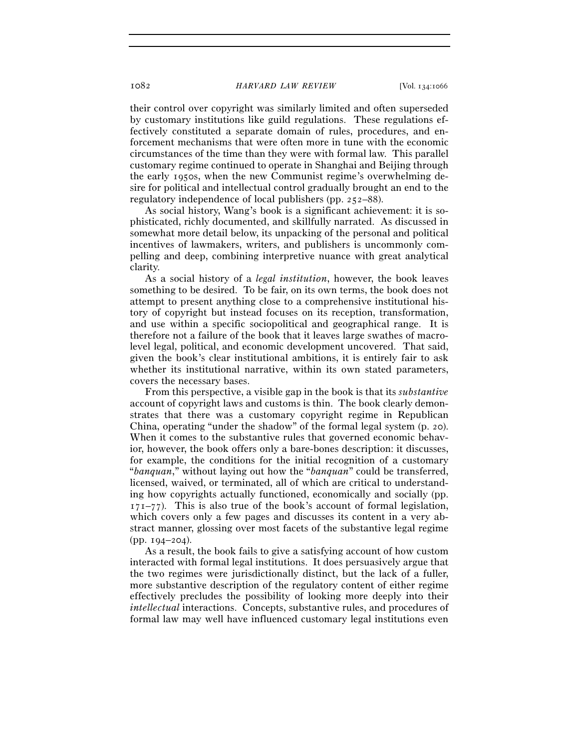their control over copyright was similarly limited and often superseded by customary institutions like guild regulations. These regulations effectively constituted a separate domain of rules, procedures, and enforcement mechanisms that were often more in tune with the economic circumstances of the time than they were with formal law. This parallel customary regime continued to operate in Shanghai and Beijing through the early 1950s, when the new Communist regime's overwhelming desire for political and intellectual control gradually brought an end to the regulatory independence of local publishers (pp. 252–88).

As social history, Wang's book is a significant achievement: it is sophisticated, richly documented, and skillfully narrated. As discussed in somewhat more detail below, its unpacking of the personal and political incentives of lawmakers, writers, and publishers is uncommonly compelling and deep, combining interpretive nuance with great analytical clarity.

As a social history of a *legal institution*, however, the book leaves something to be desired. To be fair, on its own terms, the book does not attempt to present anything close to a comprehensive institutional history of copyright but instead focuses on its reception, transformation, and use within a specific sociopolitical and geographical range. It is therefore not a failure of the book that it leaves large swathes of macro-level legal, political, and economic development uncovered. That said, given the book's clear institutional ambitions, it is entirely fair to ask whether its institutional narrative, within its own stated parameters, covers the necessary bases.

From this perspective, a visible gap in the book is that its *substantive* account of copyright laws and customs is thin. The book clearly demonstrates that there was a customary copyright regime in Republican China, operating "under the shadow" of the formal legal system (p. 20). When it comes to the substantive rules that governed economic behavior, however, the book offers only a bare-bones description: it discusses, for example, the conditions for the initial recognition of a customary "*banquan*," without laying out how the "*banquan*" could be transferred, licensed, waived, or terminated, all of which are critical to understanding how copyrights actually functioned, economically and socially (pp. 171–77). This is also true of the book's account of formal legislation, which covers only a few pages and discusses its content in a very abstract manner, glossing over most facets of the substantive legal regime (pp. 194–204).

As a result, the book fails to give a satisfying account of how custom interacted with formal legal institutions. It does persuasively argue that the two regimes were jurisdictionally distinct, but the lack of a fuller, more substantive description of the regulatory content of either regime effectively precludes the possibility of looking more deeply into their *intellectual* interactions. Concepts, substantive rules, and procedures of formal law may well have influenced customary legal institutions even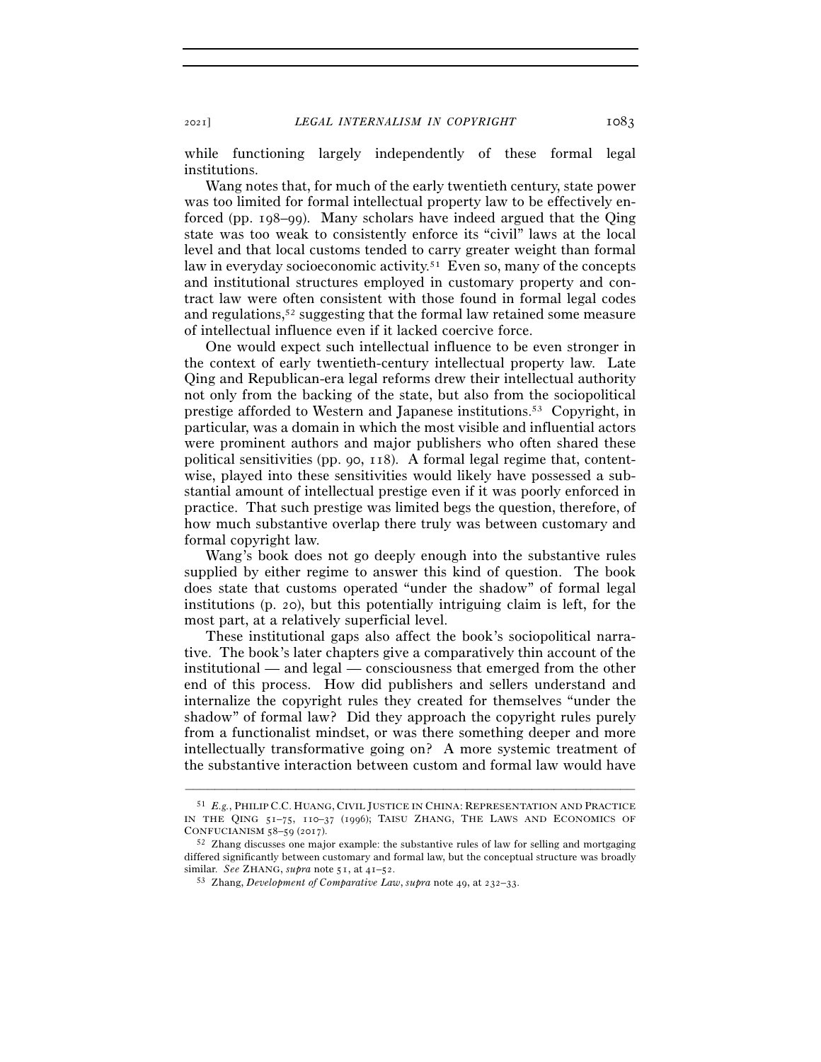while functioning largely independently of these formal legal institutions.

Wang notes that, for much of the early twentieth century, state power was too limited for formal intellectual property law to be effectively enforced (pp. 198–99). Many scholars have indeed argued that the Qing state was too weak to consistently enforce its "civil" laws at the local level and that local customs tended to carry greater weight than formal law in everyday socioeconomic activity.[51] Even so, many of the concepts and institutional structures employed in customary property and contract law were often consistent with those found in formal legal codes and regulations,[52] suggesting that the formal law retained some measure of intellectual influence even if it lacked coercive force.

One would expect such intellectual influence to be even stronger in the context of early twentieth-century intellectual property law. Late Qing and Republican-era legal reforms drew their intellectual authority not only from the backing of the state, but also from the sociopolitical prestige afforded to Western and Japanese institutions.[53] Copyright, in particular, was a domain in which the most visible and influential actors were prominent authors and major publishers who often shared these political sensitivities (pp. 90, 118). A formal legal regime that, content-wise, played into these sensitivities would likely have possessed a substantial amount of intellectual prestige even if it was poorly enforced in practice. That such prestige was limited begs the question, therefore, of how much substantive overlap there truly was between customary and formal copyright law.

Wang's book does not go deeply enough into the substantive rules supplied by either regime to answer this kind of question. The book does state that customs operated "under the shadow" of formal legal institutions (p. 20), but this potentially intriguing claim is left, for the most part, at a relatively superficial level.

These institutional gaps also affect the book's sociopolitical narrative. The book's later chapters give a comparatively thin account of the institutional — and legal — consciousness that emerged from the other end of this process. How did publishers and sellers understand and internalize the copyright rules they created for themselves "under the shadow" of formal law? Did they approach the copyright rules purely from a functionalist mindset, or was there something deeper and more intellectually transformative going on? A more systemic treatment of the substantive interaction between custom and formal law would have

---

[51] *E.g.*, PHILIP C.C. HUANG, CIVIL JUSTICE IN CHINA: REPRESENTATION AND PRACTICE IN THE QING 51–75, 110–37 (1996); TAISU ZHANG, THE LAWS AND ECONOMICS OF CONFUCIANISM 58–59 (2017).

[52] Zhang discusses one major example: the substantive rules of law for selling and mortgaging differed significantly between customary and formal law, but the conceptual structure was broadly similar. *See* ZHANG, *supra* note 51, at 41–52.

[53] Zhang, *Development of Comparative Law*, *supra* note 49, at 232–33.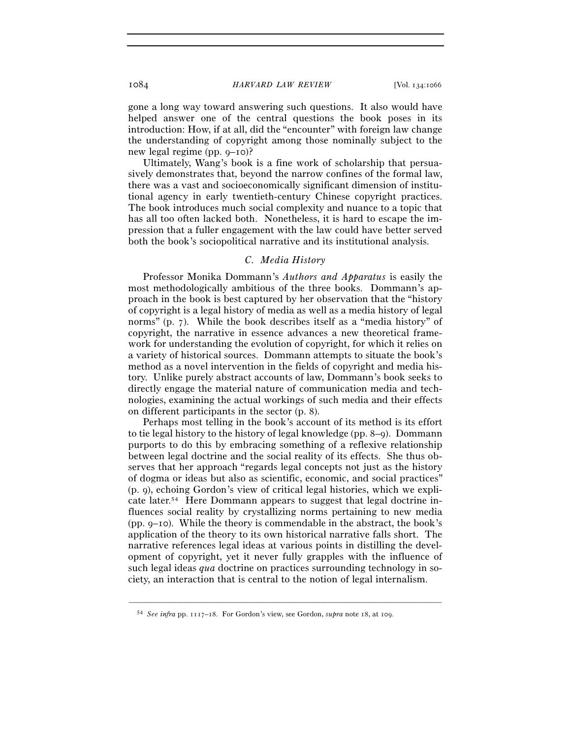gone a long way toward answering such questions. It also would have helped answer one of the central questions the book poses in its introduction: How, if at all, did the "encounter" with foreign law change the understanding of copyright among those nominally subject to the new legal regime (pp. 9–10)?

Ultimately, Wang's book is a fine work of scholarship that persuasively demonstrates that, beyond the narrow confines of the formal law, there was a vast and socioeconomically significant dimension of institutional agency in early twentieth-century Chinese copyright practices. The book introduces much social complexity and nuance to a topic that has all too often lacked both. Nonetheless, it is hard to escape the impression that a fuller engagement with the law could have better served both the book's sociopolitical narrative and its institutional analysis.

### C. Media History

Professor Monika Dommann's *Authors and Apparatus* is easily the most methodologically ambitious of the three books. Dommann's approach in the book is best captured by her observation that the "history of copyright is a legal history of media as well as a media history of legal norms" (p. 7). While the book describes itself as a "media history" of copyright, the narrative in essence advances a new theoretical framework for understanding the evolution of copyright, for which it relies on a variety of historical sources. Dommann attempts to situate the book's method as a novel intervention in the fields of copyright and media history. Unlike purely abstract accounts of law, Dommann's book seeks to directly engage the material nature of communication media and technologies, examining the actual workings of such media and their effects on different participants in the sector (p. 8).

Perhaps most telling in the book's account of its method is its effort to tie legal history to the history of legal knowledge (pp. 8–9). Dommann purports to do this by embracing something of a reflexive relationship between legal doctrine and the social reality of its effects. She thus observes that her approach "regards legal concepts not just as the history of dogma or ideas but also as scientific, economic, and social practices" (p. 9), echoing Gordon's view of critical legal histories, which we explicate later.[54] Here Dommann appears to suggest that legal doctrine influences social reality by crystallizing norms pertaining to new media (pp. 9–10). While the theory is commendable in the abstract, the book's application of the theory to its own historical narrative falls short. The narrative references legal ideas at various points in distilling the development of copyright, yet it never fully grapples with the influence of such legal ideas *qua* doctrine on practices surrounding technology in society, an interaction that is central to the notion of legal internalism.

---

[54] *See infra* pp. 1117–18. For Gordon's view, see Gordon, *supra* note 18, at 109.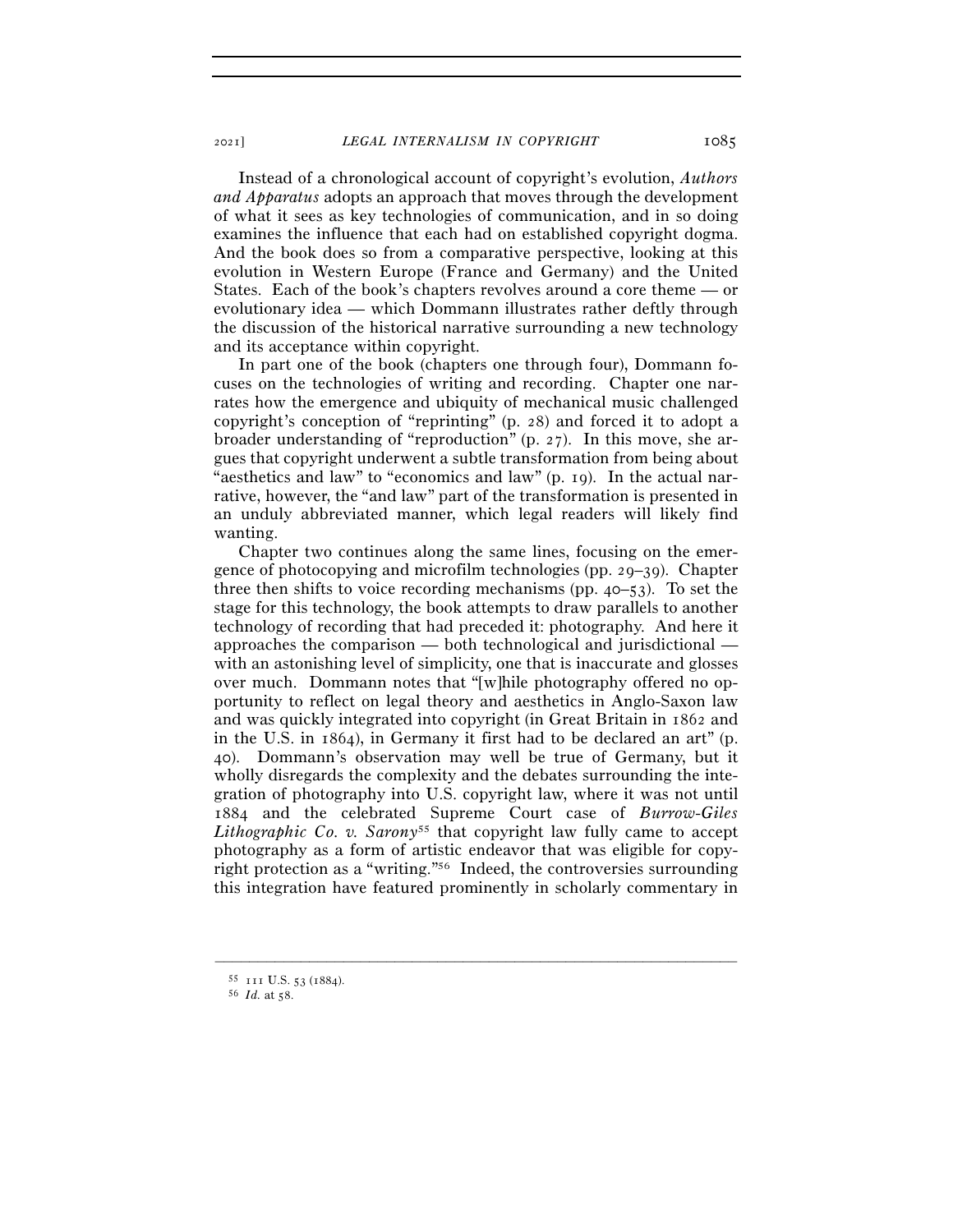Instead of a chronological account of copyright's evolution, *Authors and Apparatus* adopts an approach that moves through the development of what it sees as key technologies of communication, and in so doing examines the influence that each had on established copyright dogma. And the book does so from a comparative perspective, looking at this evolution in Western Europe (France and Germany) and the United States. Each of the book's chapters revolves around a core theme — or evolutionary idea — which Dommann illustrates rather deftly through the discussion of the historical narrative surrounding a new technology and its acceptance within copyright.

In part one of the book (chapters one through four), Dommann focuses on the technologies of writing and recording. Chapter one narrates how the emergence and ubiquity of mechanical music challenged copyright's conception of "reprinting" (p. 28) and forced it to adopt a broader understanding of "reproduction" (p. 27). In this move, she argues that copyright underwent a subtle transformation from being about "aesthetics and law" to "economics and law" (p. 19). In the actual narrative, however, the "and law" part of the transformation is presented in an unduly abbreviated manner, which legal readers will likely find wanting.

Chapter two continues along the same lines, focusing on the emergence of photocopying and microfilm technologies (pp. 29–39). Chapter three then shifts to voice recording mechanisms (pp. 40–53). To set the stage for this technology, the book attempts to draw parallels to another technology of recording that had preceded it: photography. And here it approaches the comparison — both technological and jurisdictional — with an astonishing level of simplicity, one that is inaccurate and glosses over much. Dommann notes that "[w]hile photography offered no opportunity to reflect on legal theory and aesthetics in Anglo-Saxon law and was quickly integrated into copyright (in Great Britain in 1862 and in the U.S. in 1864), in Germany it first had to be declared an art" (p. 40). Dommann's observation may well be true of Germany, but it wholly disregards the complexity and the debates surrounding the integration of photography into U.S. copyright law, where it was not until 1884 and the celebrated Supreme Court case of *Burrow-Giles Lithographic Co. v. Sarony*[55] that copyright law fully came to accept photography as a form of artistic endeavor that was eligible for copyright protection as a "writing."[56] Indeed, the controversies surrounding this integration have featured prominently in scholarly commentary in

---

[55] 111 U.S. 53 (1884).

[56] *Id.* at 58.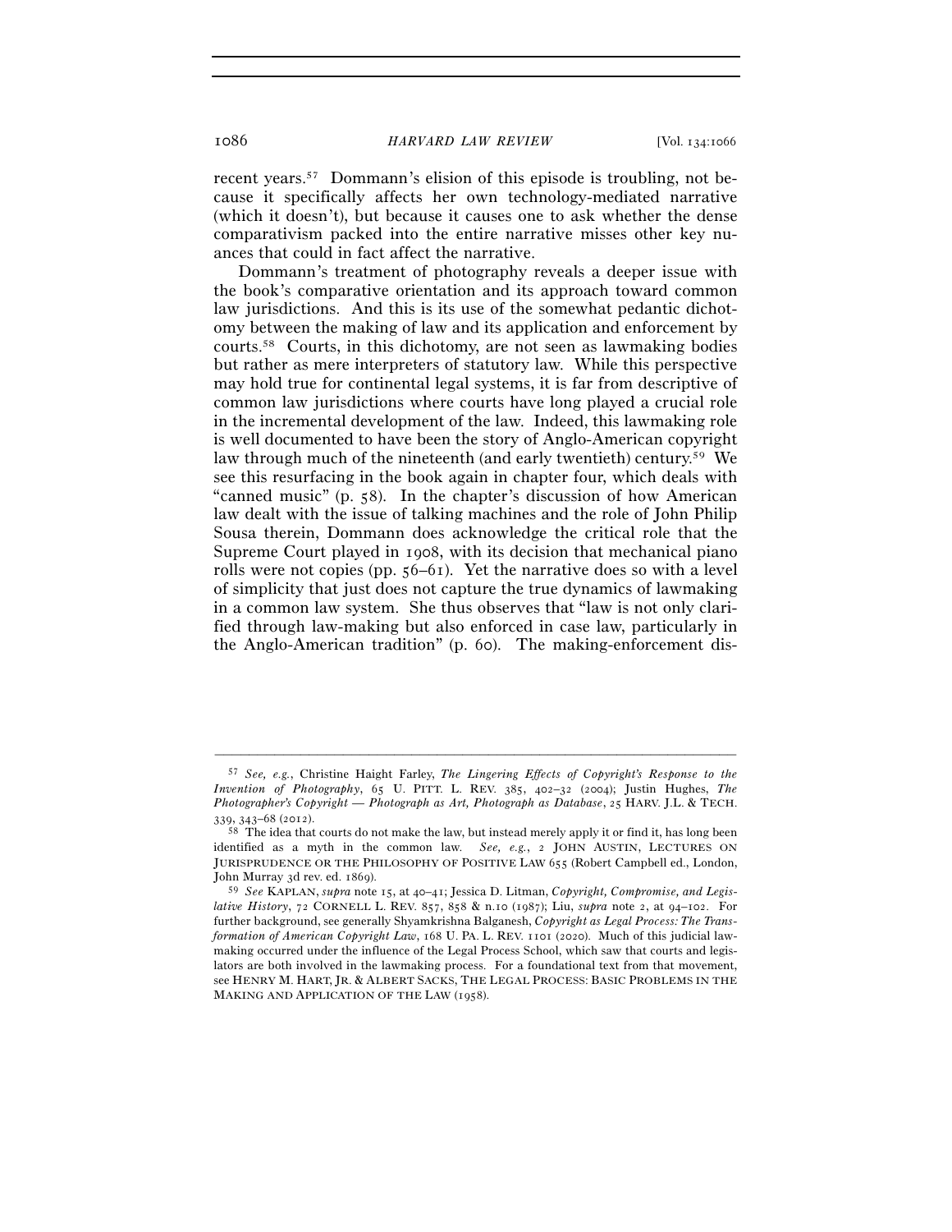recent years.[57] Dommann's elision of this episode is troubling, not because it specifically affects her own technology-mediated narrative (which it doesn't), but because it causes one to ask whether the dense comparativism packed into the entire narrative misses other key nuances that could in fact affect the narrative.

Dommann's treatment of photography reveals a deeper issue with the book's comparative orientation and its approach toward common law jurisdictions. And this is its use of the somewhat pedantic dichotomy between the making of law and its application and enforcement by courts.[58] Courts, in this dichotomy, are not seen as lawmaking bodies but rather as mere interpreters of statutory law. While this perspective may hold true for continental legal systems, it is far from descriptive of common law jurisdictions where courts have long played a crucial role in the incremental development of the law. Indeed, this lawmaking role is well documented to have been the story of Anglo-American copyright law through much of the nineteenth (and early twentieth) century.[59] We see this resurfacing in the book again in chapter four, which deals with "canned music" (p. 58). In the chapter's discussion of how American law dealt with the issue of talking machines and the role of John Philip Sousa therein, Dommann does acknowledge the critical role that the Supreme Court played in 1908, with its decision that mechanical piano rolls were not copies (pp. 56–61). Yet the narrative does so with a level of simplicity that just does not capture the true dynamics of lawmaking in a common law system. She thus observes that "law is not only clarified through law-making but also enforced in case law, particularly in the Anglo-American tradition" (p. 60). The making-enforcement dis-

---

[57] *See, e.g.*, Christine Haight Farley, *The Lingering Effects of Copyright's Response to the Invention of Photography*, 65 U. PITT. L. REV. 385, 402–32 (2004); Justin Hughes, *The Photographer's Copyright — Photograph as Art, Photograph as Database*, 25 HARV. J.L. & TECH. 339, 343–68 (2012).

[58] The idea that courts do not make the law, but instead merely apply it or find it, has long been identified as a myth in the common law. *See, e.g.*, 2 JOHN AUSTIN, LECTURES ON JURISPRUDENCE OR THE PHILOSOPHY OF POSITIVE LAW 655 (Robert Campbell ed., London, John Murray 3d rev. ed. 1869).

[59] *See* KAPLAN, *supra* note 15, at 40–41; Jessica D. Litman, *Copyright, Compromise, and Legislative History*, 72 CORNELL L. REV. 857, 858 & n.10 (1987); Liu, *supra* note 2, at 94–102. For further background, see generally Shyamkrishna Balganesh, *Copyright as Legal Process: The Transformation of American Copyright Law*, 168 U. PA. L. REV. 1101 (2020). Much of this judicial lawmaking occurred under the influence of the Legal Process School, which saw that courts and legislators are both involved in the lawmaking process. For a foundational text from that movement, see HENRY M. HART, JR. & ALBERT SACKS, THE LEGAL PROCESS: BASIC PROBLEMS IN THE MAKING AND APPLICATION OF THE LAW (1958).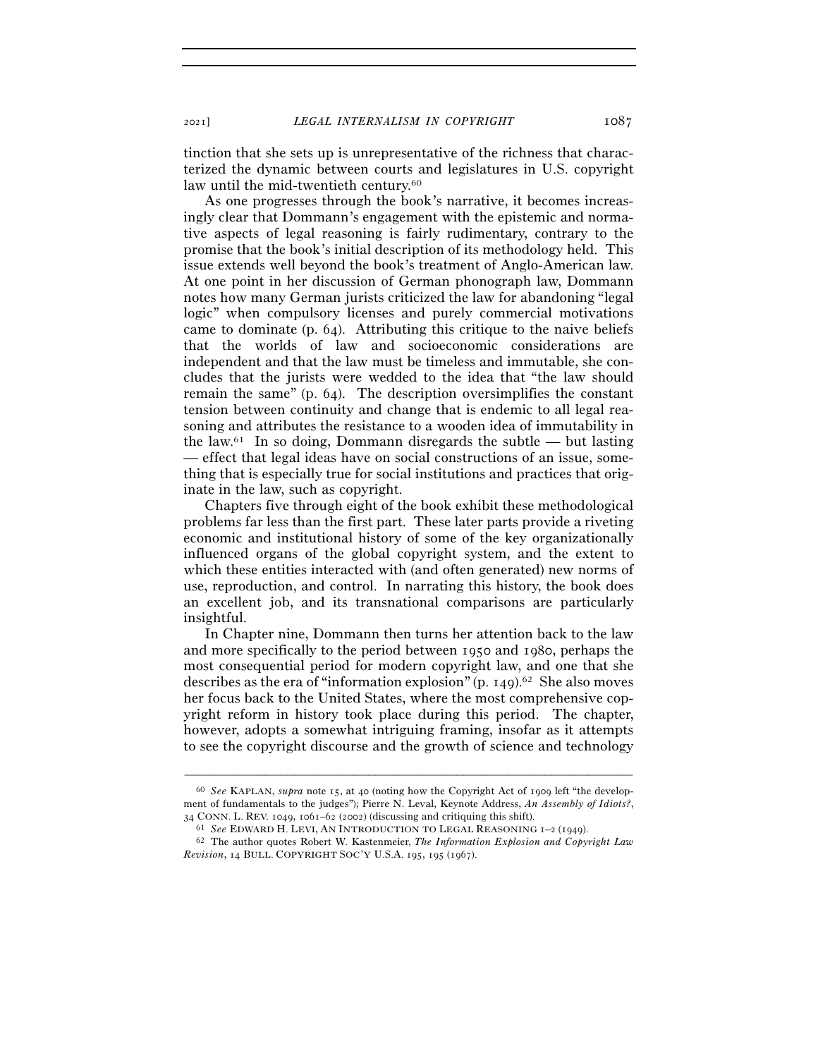tinction that she sets up is unrepresentative of the richness that characterized the dynamic between courts and legislatures in U.S. copyright law until the mid-twentieth century.[60]

As one progresses through the book's narrative, it becomes increasingly clear that Dommann's engagement with the epistemic and normative aspects of legal reasoning is fairly rudimentary, contrary to the promise that the book's initial description of its methodology held. This issue extends well beyond the book's treatment of Anglo-American law. At one point in her discussion of German phonograph law, Dommann notes how many German jurists criticized the law for abandoning "legal logic" when compulsory licenses and purely commercial motivations came to dominate (p. 64). Attributing this critique to the naive beliefs that the worlds of law and socioeconomic considerations are independent and that the law must be timeless and immutable, she concludes that the jurists were wedded to the idea that "the law should remain the same" (p. 64). The description oversimplifies the constant tension between continuity and change that is endemic to all legal reasoning and attributes the resistance to a wooden idea of immutability in the law.[61] In so doing, Dommann disregards the subtle — but lasting — effect that legal ideas have on social constructions of an issue, something that is especially true for social institutions and practices that originate in the law, such as copyright.

Chapters five through eight of the book exhibit these methodological problems far less than the first part. These later parts provide a riveting economic and institutional history of some of the key organizationally influenced organs of the global copyright system, and the extent to which these entities interacted with (and often generated) new norms of use, reproduction, and control. In narrating this history, the book does an excellent job, and its transnational comparisons are particularly insightful.

In Chapter nine, Dommann then turns her attention back to the law and more specifically to the period between 1950 and 1980, perhaps the most consequential period for modern copyright law, and one that she describes as the era of "information explosion" (p. 149).[62] She also moves her focus back to the United States, where the most comprehensive copyright reform in history took place during this period. The chapter, however, adopts a somewhat intriguing framing, insofar as it attempts to see the copyright discourse and the growth of science and technology

---

[60] *See* KAPLAN, *supra* note 15, at 40 (noting how the Copyright Act of 1909 left "the development of fundamentals to the judges"); Pierre N. Leval, Keynote Address, *An Assembly of Idiots?*, 34 CONN. L. REV. 1049, 1061–62 (2002) (discussing and critiquing this shift).

[61] *See* EDWARD H. LEVI, AN INTRODUCTION TO LEGAL REASONING 1–2 (1949).

[62] The author quotes Robert W. Kastenmeier, *The Information Explosion and Copyright Law Revision*, 14 BULL. COPYRIGHT SOC'Y U.S.A. 195, 195 (1967).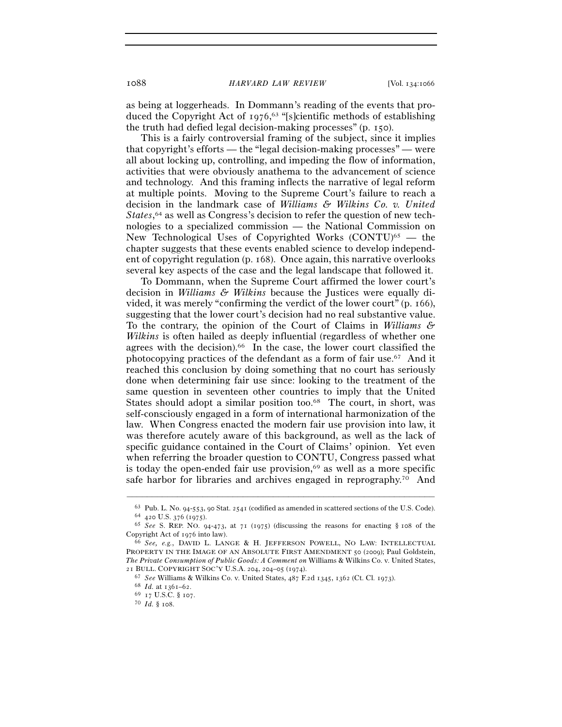as being at loggerheads. In Dommann's reading of the events that produced the Copyright Act of 1976,[63] "[s]cientific methods of establishing the truth had defied legal decision-making processes" (p. 150).

This is a fairly controversial framing of the subject, since it implies that copyright's efforts — the "legal decision-making processes" — were all about locking up, controlling, and impeding the flow of information, activities that were obviously anathema to the advancement of science and technology. And this framing inflects the narrative of legal reform at multiple points. Moving to the Supreme Court's failure to reach a decision in the landmark case of *Williams & Wilkins Co. v. United States*,[64] as well as Congress's decision to refer the question of new technologies to a specialized commission — the National Commission on New Technological Uses of Copyrighted Works (CONTU)[65] — the chapter suggests that these events enabled science to develop independent of copyright regulation (p. 168). Once again, this narrative overlooks several key aspects of the case and the legal landscape that followed it.

To Dommann, when the Supreme Court affirmed the lower court's decision in *Williams & Wilkins* because the Justices were equally divided, it was merely "confirming the verdict of the lower court" (p. 166), suggesting that the lower court's decision had no real substantive value. To the contrary, the opinion of the Court of Claims in *Williams & Wilkins* is often hailed as deeply influential (regardless of whether one agrees with the decision).[66] In the case, the lower court classified the photocopying practices of the defendant as a form of fair use.[67] And it reached this conclusion by doing something that no court has seriously done when determining fair use since: looking to the treatment of the same question in seventeen other countries to imply that the United States should adopt a similar position too.[68] The court, in short, was self-consciously engaged in a form of international harmonization of the law. When Congress enacted the modern fair use provision into law, it was therefore acutely aware of this background, as well as the lack of specific guidance contained in the Court of Claims' opinion. Yet even when referring the broader question to CONTU, Congress passed what is today the open-ended fair use provision,[69] as well as a more specific safe harbor for libraries and archives engaged in reprography.[70] And

---

[63] Pub. L. No. 94-553, 90 Stat. 2541 (codified as amended in scattered sections of the U.S. Code).

[64] 420 U.S. 376 (1975).

[65] *See* S. REP. NO. 94-473, at 71 (1975) (discussing the reasons for enacting § 108 of the Copyright Act of 1976 into law).

[66] *See, e.g.*, DAVID L. LANGE & H. JEFFERSON POWELL, NO LAW: INTELLECTUAL PROPERTY IN THE IMAGE OF AN ABSOLUTE FIRST AMENDMENT 50 (2009); Paul Goldstein, *The Private Consumption of Public Goods: A Comment on* Williams & Wilkins Co. v. United States, 21 BULL. COPYRIGHT SOC'Y U.S.A. 204, 204–05 (1974).

[67] *See* Williams & Wilkins Co. v. United States, 487 F.2d 1345, 1362 (Ct. Cl. 1973).

[68] *Id.* at 1361–62.

[69] 17 U.S.C. § 107.

[70] *Id.* § 108.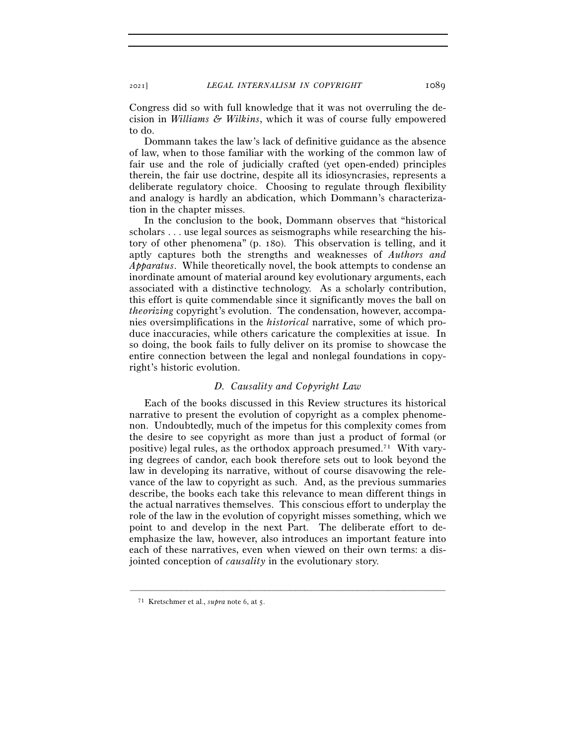Congress did so with full knowledge that it was not overruling the decision in *Williams & Wilkins*, which it was of course fully empowered to do.

Dommann takes the law's lack of definitive guidance as the absence of law, when to those familiar with the working of the common law of fair use and the role of judicially crafted (yet open-ended) principles therein, the fair use doctrine, despite all its idiosyncrasies, represents a deliberate regulatory choice. Choosing to regulate through flexibility and analogy is hardly an abdication, which Dommann's characterization in the chapter misses.

In the conclusion to the book, Dommann observes that "historical scholars . . . use legal sources as seismographs while researching the history of other phenomena" (p. 180). This observation is telling, and it aptly captures both the strengths and weaknesses of *Authors and Apparatus*. While theoretically novel, the book attempts to condense an inordinate amount of material around key evolutionary arguments, each associated with a distinctive technology. As a scholarly contribution, this effort is quite commendable since it significantly moves the ball on *theorizing* copyright's evolution. The condensation, however, accompanies oversimplifications in the *historical* narrative, some of which produce inaccuracies, while others caricature the complexities at issue. In so doing, the book fails to fully deliver on its promise to showcase the entire connection between the legal and nonlegal foundations in copyright's historic evolution.

### *D. Causality and Copyright Law*

Each of the books discussed in this Review structures its historical narrative to present the evolution of copyright as a complex phenomenon. Undoubtedly, much of the impetus for this complexity comes from the desire to see copyright as more than just a product of formal (or positive) legal rules, as the orthodox approach presumed.[71] With varying degrees of candor, each book therefore sets out to look beyond the law in developing its narrative, without of course disavowing the relevance of the law to copyright as such. And, as the previous summaries describe, the books each take this relevance to mean different things in the actual narratives themselves. This conscious effort to underplay the role of the law in the evolution of copyright misses something, which we point to and develop in the next Part. The deliberate effort to deemphasize the law, however, also introduces an important feature into each of these narratives, even when viewed on their own terms: a disjointed conception of *causality* in the evolutionary story.

---

[71] Kretschmer et al., *supra* note 6, at 5.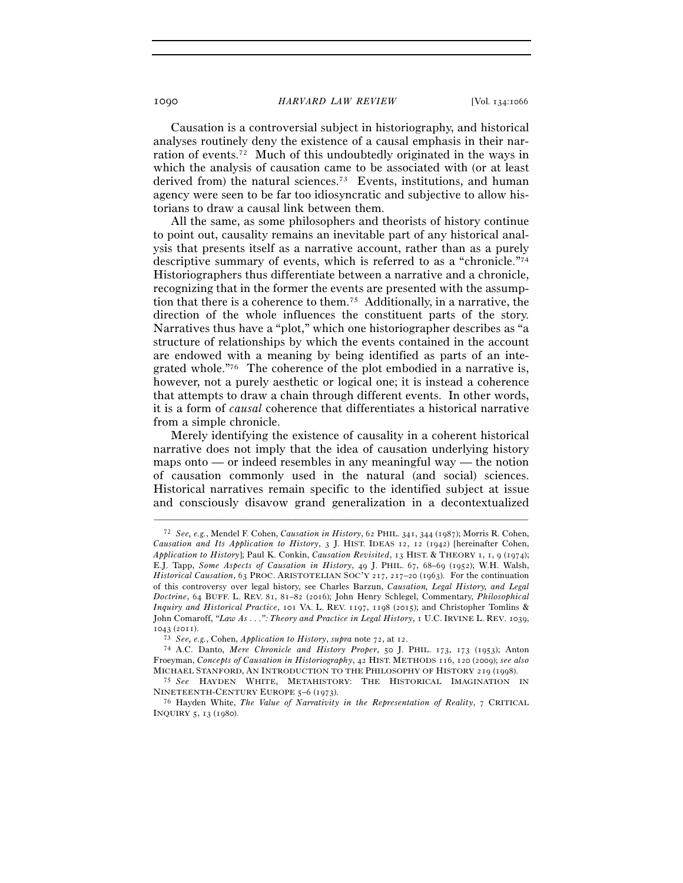Causation is a controversial subject in historiography, and historical analyses routinely deny the existence of a causal emphasis in their narration of events.[72] Much of this undoubtedly originated in the ways in which the analysis of causation came to be associated with (or at least derived from) the natural sciences.[73] Events, institutions, and human agency were seen to be far too idiosyncratic and subjective to allow historians to draw a causal link between them.

All the same, as some philosophers and theorists of history continue to point out, causality remains an inevitable part of any historical analysis that presents itself as a narrative account, rather than as a purely descriptive summary of events, which is referred to as a "chronicle."[74] Historiographers thus differentiate between a narrative and a chronicle, recognizing that in the former the events are presented with the assumption that there is a coherence to them.[75] Additionally, in a narrative, the direction of the whole influences the constituent parts of the story. Narratives thus have a "plot," which one historiographer describes as "a structure of relationships by which the events contained in the account are endowed with a meaning by being identified as parts of an integrated whole."[76] The coherence of the plot embodied in a narrative is, however, not a purely aesthetic or logical one; it is instead a coherence that attempts to draw a chain through different events. In other words, it is a form of *causal* coherence that differentiates a historical narrative from a simple chronicle.

Merely identifying the existence of causality in a coherent historical narrative does not imply that the idea of causation underlying history maps onto — or indeed resembles in any meaningful way — the notion of causation commonly used in the natural (and social) sciences. Historical narratives remain specific to the identified subject at issue and consciously disavow grand generalization in a decontextualized

---

[72] *See, e.g.*, Mendel F. Cohen, *Causation in History*, 62 PHIL. 341, 344 (1987); Morris R. Cohen, *Causation and Its Application to History*, 3 J. HIST. IDEAS 12, 12 (1942) [hereinafter Cohen, *Application to History*]; Paul K. Conkin, *Causation Revisited*, 13 HIST. & THEORY 1, 1, 9 (1974); E.J. Tapp, *Some Aspects of Causation in History*, 49 J. PHIL. 67, 68–69 (1952); W.H. Walsh, *Historical Causation*, 63 PROC. ARISTOTELIAN SOC'Y 217, 217–20 (1963). For the continuation of this controversy over legal history, see Charles Barzun, *Causation, Legal History, and Legal Doctrine*, 64 BUFF. L. REV. 81, 81–82 (2016); John Henry Schlegel, Commentary, *Philosophical Inquiry and Historical Practice*, 101 VA. L. REV. 1197, 1198 (2015); and Christopher Tomlins & John Comaroff, *"Law As . . .": Theory and Practice in Legal History*, 1 U.C. IRVINE L. REV. 1039, 1043 (2011).

[73] *See, e.g.*, Cohen, *Application to History*, *supra* note 72, at 12.

[74] A.C. Danto, *Mere Chronicle and History Proper*, 50 J. PHIL. 173, 173 (1953); Anton Froeyman, *Concepts of Causation in Historiography*, 42 HIST. METHODS 116, 120 (2009); *see also* MICHAEL STANFORD, AN INTRODUCTION TO THE PHILOSOPHY OF HISTORY 219 (1998).

[75] *See* HAYDEN WHITE, METAHISTORY: THE HISTORICAL IMAGINATION IN NINETEENTH-CENTURY EUROPE 5–6 (1973).

[76] Hayden White, *The Value of Narrativity in the Representation of Reality*, 7 CRITICAL INQUIRY 5, 13 (1980).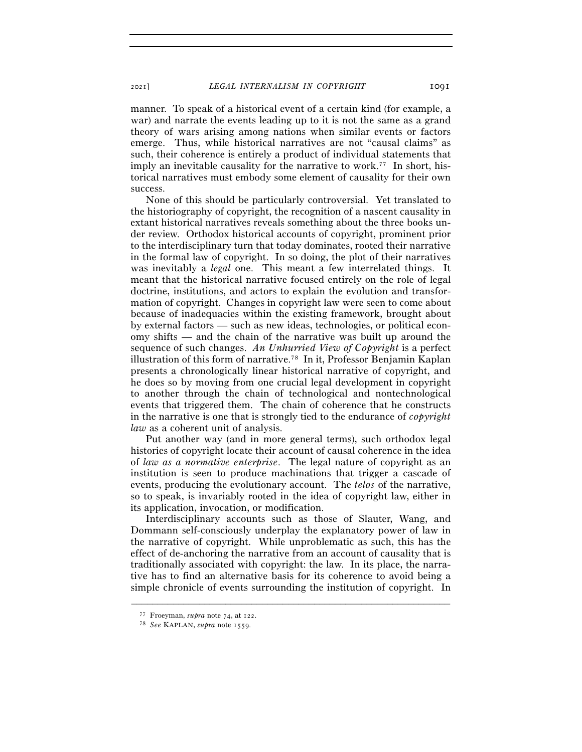manner. To speak of a historical event of a certain kind (for example, a war) and narrate the events leading up to it is not the same as a grand theory of wars arising among nations when similar events or factors emerge. Thus, while historical narratives are not "causal claims" as such, their coherence is entirely a product of individual statements that imply an inevitable causality for the narrative to work.[77] In short, historical narratives must embody some element of causality for their own success.

None of this should be particularly controversial. Yet translated to the historiography of copyright, the recognition of a nascent causality in extant historical narratives reveals something about the three books under review. Orthodox historical accounts of copyright, prominent prior to the interdisciplinary turn that today dominates, rooted their narrative in the formal law of copyright. In so doing, the plot of their narratives was inevitably a *legal* one. This meant a few interrelated things. It meant that the historical narrative focused entirely on the role of legal doctrine, institutions, and actors to explain the evolution and transformation of copyright. Changes in copyright law were seen to come about because of inadequacies within the existing framework, brought about by external factors — such as new ideas, technologies, or political economy shifts — and the chain of the narrative was built up around the sequence of such changes. *An Unhurried View of Copyright* is a perfect illustration of this form of narrative.[78] In it, Professor Benjamin Kaplan presents a chronologically linear historical narrative of copyright, and he does so by moving from one crucial legal development in copyright to another through the chain of technological and nontechnological events that triggered them. The chain of coherence that he constructs in the narrative is one that is strongly tied to the endurance of *copyright law* as a coherent unit of analysis.

Put another way (and in more general terms), such orthodox legal histories of copyright locate their account of causal coherence in the idea of *law as a normative enterprise*. The legal nature of copyright as an institution is seen to produce machinations that trigger a cascade of events, producing the evolutionary account. The *telos* of the narrative, so to speak, is invariably rooted in the idea of copyright law, either in its application, invocation, or modification.

Interdisciplinary accounts such as those of Slauter, Wang, and Dommann self-consciously underplay the explanatory power of law in the narrative of copyright. While unproblematic as such, this has the effect of de-anchoring the narrative from an account of causality that is traditionally associated with copyright: the law. In its place, the narrative has to find an alternative basis for its coherence to avoid being a simple chronicle of events surrounding the institution of copyright. In

---

[77] Froeyman, *supra* note 74, at 122.

[78] *See* KAPLAN, *supra* note 1559.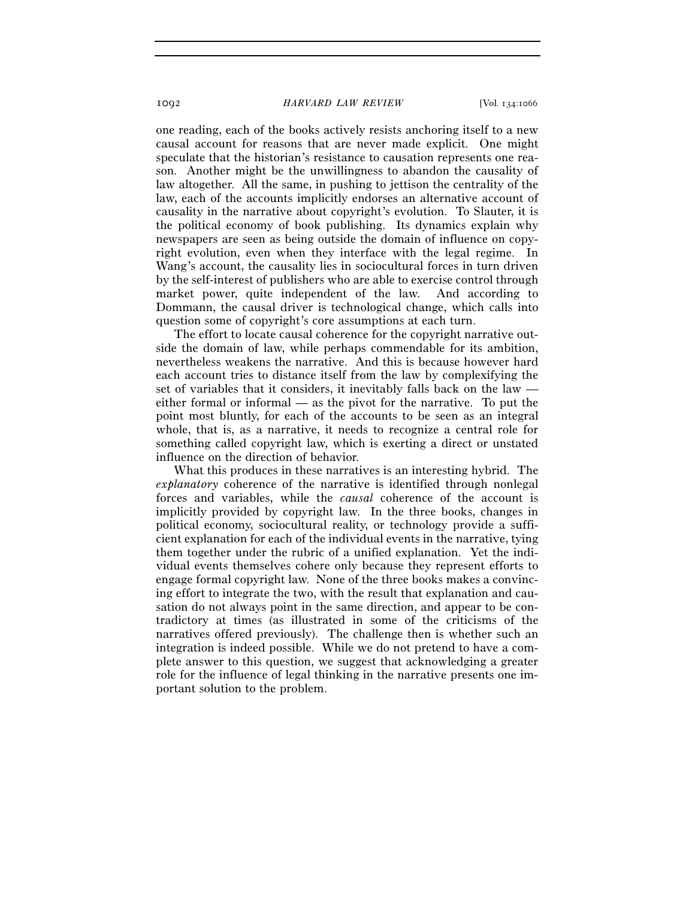one reading, each of the books actively resists anchoring itself to a new causal account for reasons that are never made explicit. One might speculate that the historian's resistance to causation represents one reason. Another might be the unwillingness to abandon the causality of law altogether. All the same, in pushing to jettison the centrality of the law, each of the accounts implicitly endorses an alternative account of causality in the narrative about copyright's evolution. To Slauter, it is the political economy of book publishing. Its dynamics explain why newspapers are seen as being outside the domain of influence on copyright evolution, even when they interface with the legal regime. In Wang's account, the causality lies in sociocultural forces in turn driven by the self-interest of publishers who are able to exercise control through market power, quite independent of the law. And according to Dommann, the causal driver is technological change, which calls into question some of copyright's core assumptions at each turn.

The effort to locate causal coherence for the copyright narrative outside the domain of law, while perhaps commendable for its ambition, nevertheless weakens the narrative. And this is because however hard each account tries to distance itself from the law by complexifying the set of variables that it considers, it inevitably falls back on the law — either formal or informal — as the pivot for the narrative. To put the point most bluntly, for each of the accounts to be seen as an integral whole, that is, as a narrative, it needs to recognize a central role for something called copyright law, which is exerting a direct or unstated influence on the direction of behavior.

What this produces in these narratives is an interesting hybrid. The *explanatory* coherence of the narrative is identified through nonlegal forces and variables, while the *causal* coherence of the account is implicitly provided by copyright law. In the three books, changes in political economy, sociocultural reality, or technology provide a sufficient explanation for each of the individual events in the narrative, tying them together under the rubric of a unified explanation. Yet the individual events themselves cohere only because they represent efforts to engage formal copyright law. None of the three books makes a convincing effort to integrate the two, with the result that explanation and causation do not always point in the same direction, and appear to be contradictory at times (as illustrated in some of the criticisms of the narratives offered previously). The challenge then is whether such an integration is indeed possible. While we do not pretend to have a complete answer to this question, we suggest that acknowledging a greater role for the influence of legal thinking in the narrative presents one important solution to the problem.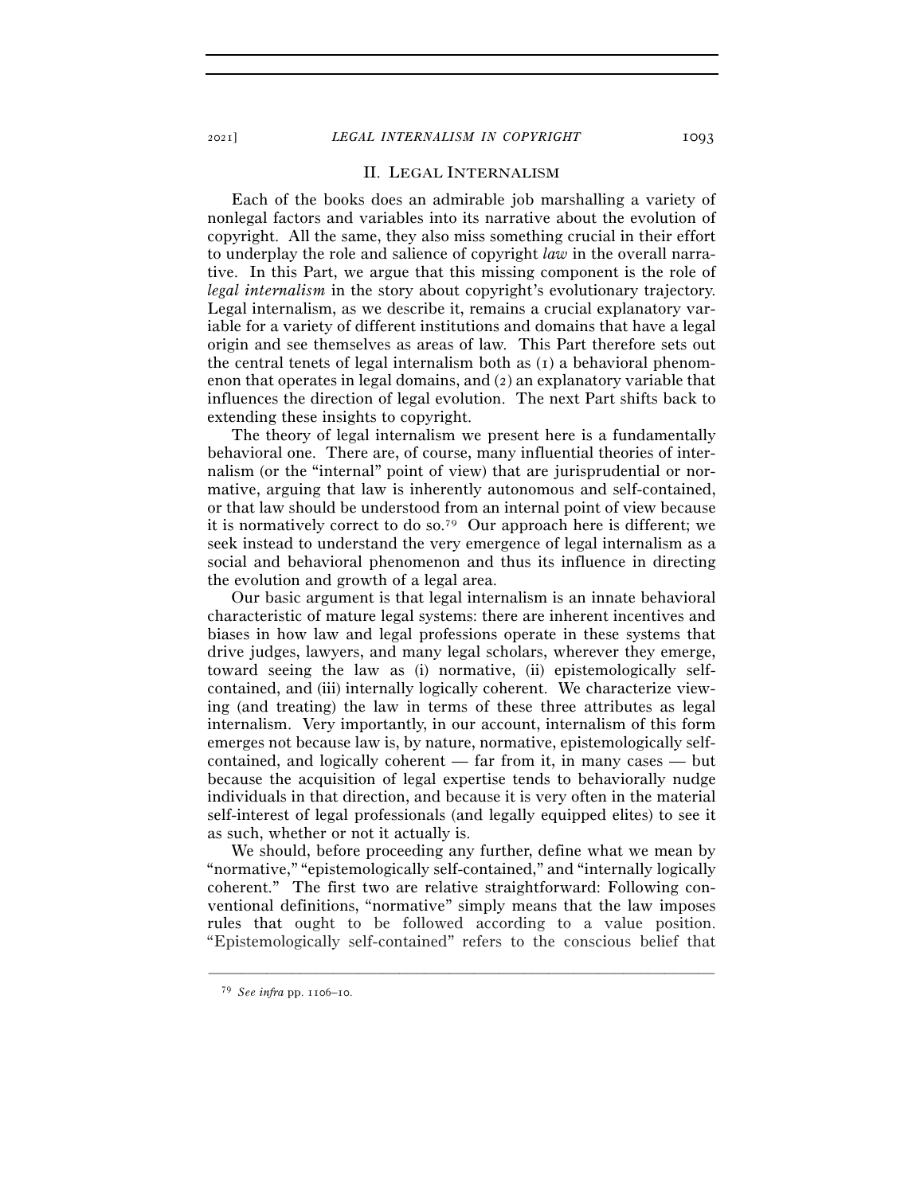## II. LEGAL INTERNALISM

Each of the books does an admirable job marshalling a variety of nonlegal factors and variables into its narrative about the evolution of copyright. All the same, they also miss something crucial in their effort to underplay the role and salience of copyright *law* in the overall narrative. In this Part, we argue that this missing component is the role of *legal internalism* in the story about copyright's evolutionary trajectory. Legal internalism, as we describe it, remains a crucial explanatory variable for a variety of different institutions and domains that have a legal origin and see themselves as areas of law. This Part therefore sets out the central tenets of legal internalism both as (1) a behavioral phenomenon that operates in legal domains, and (2) an explanatory variable that influences the direction of legal evolution. The next Part shifts back to extending these insights to copyright.

The theory of legal internalism we present here is a fundamentally behavioral one. There are, of course, many influential theories of internalism (or the "internal" point of view) that are jurisprudential or normative, arguing that law is inherently autonomous and self-contained, or that law should be understood from an internal point of view because it is normatively correct to do so.[79] Our approach here is different; we seek instead to understand the very emergence of legal internalism as a social and behavioral phenomenon and thus its influence in directing the evolution and growth of a legal area.

Our basic argument is that legal internalism is an innate behavioral characteristic of mature legal systems: there are inherent incentives and biases in how law and legal professions operate in these systems that drive judges, lawyers, and many legal scholars, wherever they emerge, toward seeing the law as (i) normative, (ii) epistemologically self-contained, and (iii) internally logically coherent. We characterize viewing (and treating) the law in terms of these three attributes as legal internalism. Very importantly, in our account, internalism of this form emerges not because law is, by nature, normative, epistemologically self-contained, and logically coherent — far from it, in many cases — but because the acquisition of legal expertise tends to behaviorally nudge individuals in that direction, and because it is very often in the material self-interest of legal professionals (and legally equipped elites) to see it as such, whether or not it actually is.

We should, before proceeding any further, define what we mean by "normative," "epistemologically self-contained," and "internally logically coherent." The first two are relative straightforward: Following conventional definitions, "normative" simply means that the law imposes rules that ought to be followed according to a value position. "Epistemologically self-contained" refers to the conscious belief that

---

[79] *See infra* pp. 1106–10.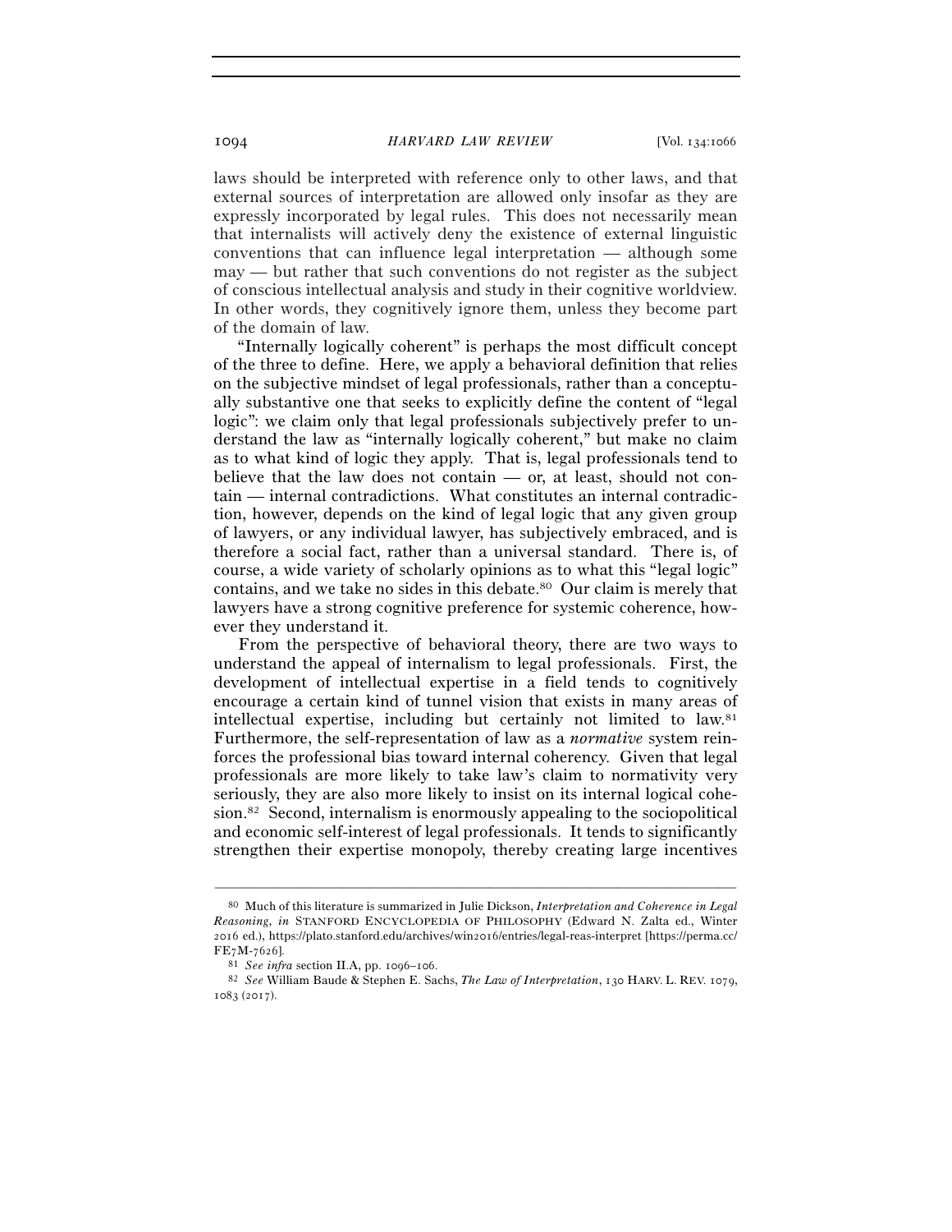laws should be interpreted with reference only to other laws, and that external sources of interpretation are allowed only insofar as they are expressly incorporated by legal rules. This does not necessarily mean that internalists will actively deny the existence of external linguistic conventions that can influence legal interpretation — although some may — but rather that such conventions do not register as the subject of conscious intellectual analysis and study in their cognitive worldview. In other words, they cognitively ignore them, unless they become part of the domain of law.

"Internally logically coherent" is perhaps the most difficult concept of the three to define. Here, we apply a behavioral definition that relies on the subjective mindset of legal professionals, rather than a conceptually substantive one that seeks to explicitly define the content of "legal logic": we claim only that legal professionals subjectively prefer to understand the law as "internally logically coherent," but make no claim as to what kind of logic they apply. That is, legal professionals tend to believe that the law does not contain — or, at least, should not contain — internal contradictions. What constitutes an internal contradiction, however, depends on the kind of legal logic that any given group of lawyers, or any individual lawyer, has subjectively embraced, and is therefore a social fact, rather than a universal standard. There is, of course, a wide variety of scholarly opinions as to what this "legal logic" contains, and we take no sides in this debate.[80] Our claim is merely that lawyers have a strong cognitive preference for systemic coherence, however they understand it.

From the perspective of behavioral theory, there are two ways to understand the appeal of internalism to legal professionals. First, the development of intellectual expertise in a field tends to cognitively encourage a certain kind of tunnel vision that exists in many areas of intellectual expertise, including but certainly not limited to law.[81] Furthermore, the self-representation of law as a *normative* system reinforces the professional bias toward internal coherency. Given that legal professionals are more likely to take law's claim to normativity very seriously, they are also more likely to insist on its internal logical cohesion.[82] Second, internalism is enormously appealing to the sociopolitical and economic self-interest of legal professionals. It tends to significantly strengthen their expertise monopoly, thereby creating large incentives

---

[80] Much of this literature is summarized in Julie Dickson, *Interpretation and Coherence in Legal Reasoning*, *in* STANFORD ENCYCLOPEDIA OF PHILOSOPHY (Edward N. Zalta ed., Winter 2016 ed.), https://plato.stanford.edu/archives/win2016/entries/legal-reas-interpret [https://perma.cc/FE7M-7626].

[81] *See infra* section II.A, pp. 1096–106.

[82] *See* William Baude & Stephen E. Sachs, *The Law of Interpretation*, 130 HARV. L. REV. 1079, 1083 (2017).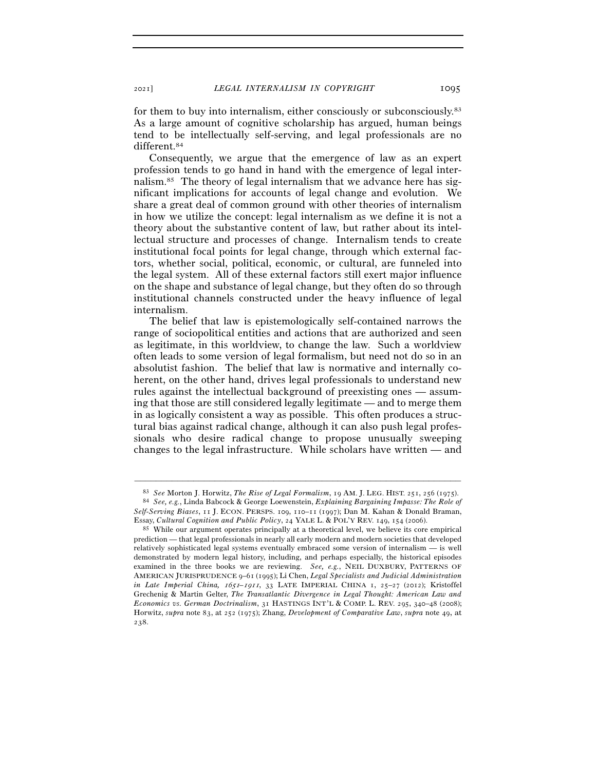for them to buy into internalism, either consciously or subconsciously.[83] As a large amount of cognitive scholarship has argued, human beings tend to be intellectually self-serving, and legal professionals are no different.[84]

Consequently, we argue that the emergence of law as an expert profession tends to go hand in hand with the emergence of legal internalism.[85] The theory of legal internalism that we advance here has significant implications for accounts of legal change and evolution. We share a great deal of common ground with other theories of internalism in how we utilize the concept: legal internalism as we define it is not a theory about the substantive content of law, but rather about its intellectual structure and processes of change. Internalism tends to create institutional focal points for legal change, through which external factors, whether social, political, economic, or cultural, are funneled into the legal system. All of these external factors still exert major influence on the shape and substance of legal change, but they often do so through institutional channels constructed under the heavy influence of legal internalism.

The belief that law is epistemologically self-contained narrows the range of sociopolitical entities and actions that are authorized and seen as legitimate, in this worldview, to change the law. Such a worldview often leads to some version of legal formalism, but need not do so in an absolutist fashion. The belief that law is normative and internally coherent, on the other hand, drives legal professionals to understand new rules against the intellectual background of preexisting ones — assuming that those are still considered legally legitimate — and to merge them in as logically consistent a way as possible. This often produces a structural bias against radical change, although it can also push legal professionals who desire radical change to propose unusually sweeping changes to the legal infrastructure. While scholars have written — and

---

[83] *See* Morton J. Horwitz, *The Rise of Legal Formalism*, 19 AM. J. LEG. HIST. 251, 256 (1975).

[84] *See, e.g.*, Linda Babcock & George Loewenstein, *Explaining Bargaining Impasse: The Role of Self-Serving Biases*, 11 J. ECON. PERSPS. 109, 110–11 (1997); Dan M. Kahan & Donald Braman, Essay, *Cultural Cognition and Public Policy*, 24 YALE L. & POL'Y REV. 149, 154 (2006).

[85] While our argument operates principally at a theoretical level, we believe its core empirical prediction — that legal professionals in nearly all early modern and modern societies that developed relatively sophisticated legal systems eventually embraced some version of internalism — is well demonstrated by modern legal history, including, and perhaps especially, the historical episodes examined in the three books we are reviewing. *See, e.g.*, NEIL DUXBURY, PATTERNS OF AMERICAN JURISPRUDENCE 9–61 (1995); Li Chen, *Legal Specialists and Judicial Administration in Late Imperial China, 1651–1911*, 33 LATE IMPERIAL CHINA 1, 25–27 (2012); Kristoffel Grechenig & Martin Gelter, *The Transatlantic Divergence in Legal Thought: American Law and Economics vs. German Doctrinalism*, 31 HASTINGS INT'L & COMP. L. REV. 295, 340–48 (2008); Horwitz, *supra* note 83, at 252 (1975); Zhang, *Development of Comparative Law*, *supra* note 49, at 238.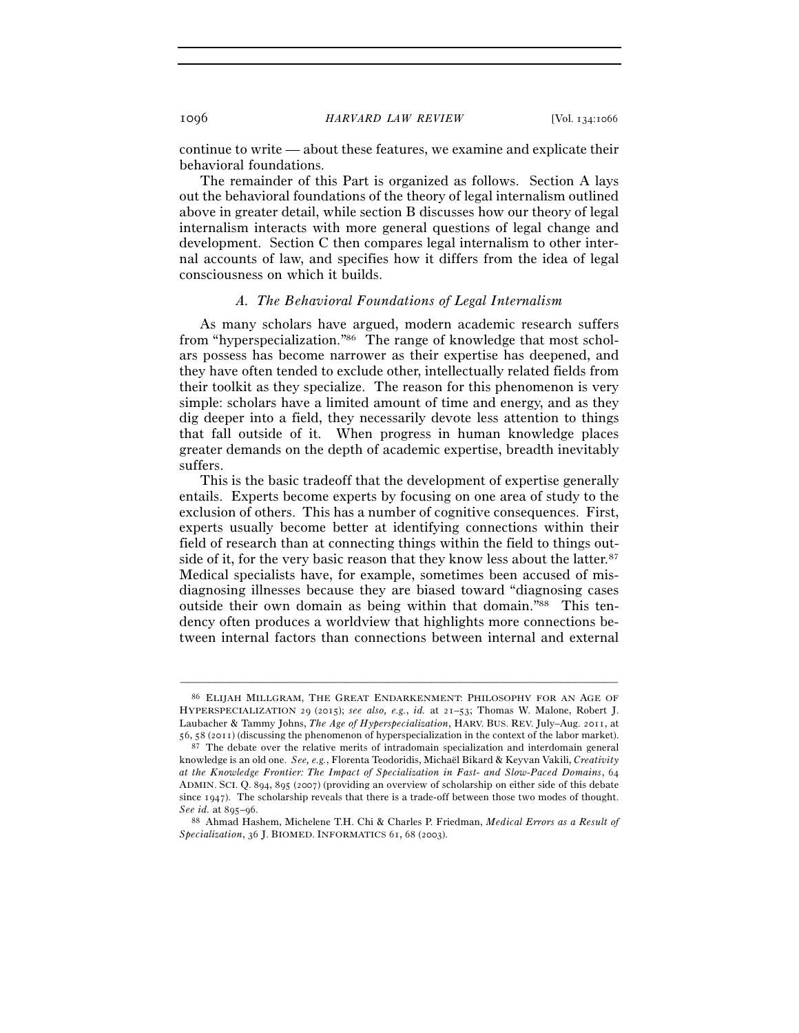continue to write — about these features, we examine and explicate their behavioral foundations.

The remainder of this Part is organized as follows. Section A lays out the behavioral foundations of the theory of legal internalism outlined above in greater detail, while section B discusses how our theory of legal internalism interacts with more general questions of legal change and development. Section C then compares legal internalism to other internal accounts of law, and specifies how it differs from the idea of legal consciousness on which it builds.

### *A. The Behavioral Foundations of Legal Internalism*

As many scholars have argued, modern academic research suffers from "hyperspecialization."[86] The range of knowledge that most scholars possess has become narrower as their expertise has deepened, and they have often tended to exclude other, intellectually related fields from their toolkit as they specialize. The reason for this phenomenon is very simple: scholars have a limited amount of time and energy, and as they dig deeper into a field, they necessarily devote less attention to things that fall outside of it. When progress in human knowledge places greater demands on the depth of academic expertise, breadth inevitably suffers.

This is the basic tradeoff that the development of expertise generally entails. Experts become experts by focusing on one area of study to the exclusion of others. This has a number of cognitive consequences. First, experts usually become better at identifying connections within their field of research than at connecting things within the field to things outside of it, for the very basic reason that they know less about the latter.[87] Medical specialists have, for example, sometimes been accused of misdiagnosing illnesses because they are biased toward "diagnosing cases outside their own domain as being within that domain."[88] This tendency often produces a worldview that highlights more connections between internal factors than connections between internal and external

---

[86] ELIJAH MILLGRAM, THE GREAT ENDARKENMENT: PHILOSOPHY FOR AN AGE OF HYPERSPECIALIZATION 29 (2015); *see also, e.g.*, *id.* at 21–53; Thomas W. Malone, Robert J. Laubacher & Tammy Johns, *The Age of Hyperspecialization*, HARV. BUS. REV. July–Aug. 2011, at 56, 58 (2011) (discussing the phenomenon of hyperspecialization in the context of the labor market).

[87] The debate over the relative merits of intradomain specialization and interdomain general knowledge is an old one. *See, e.g.*, Florenta Teodoridis, Michaël Bikard & Keyvan Vakili, *Creativity at the Knowledge Frontier: The Impact of Specialization in Fast- and Slow-Paced Domains*, 64 ADMIN. SCI. Q. 894, 895 (2007) (providing an overview of scholarship on either side of this debate since 1947). The scholarship reveals that there is a trade-off between those two modes of thought. *See id.* at 895–96.

[88] Ahmad Hashem, Michelene T.H. Chi & Charles P. Friedman, *Medical Errors as a Result of Specialization*, 36 J. BIOMED. INFORMATICS 61, 68 (2003).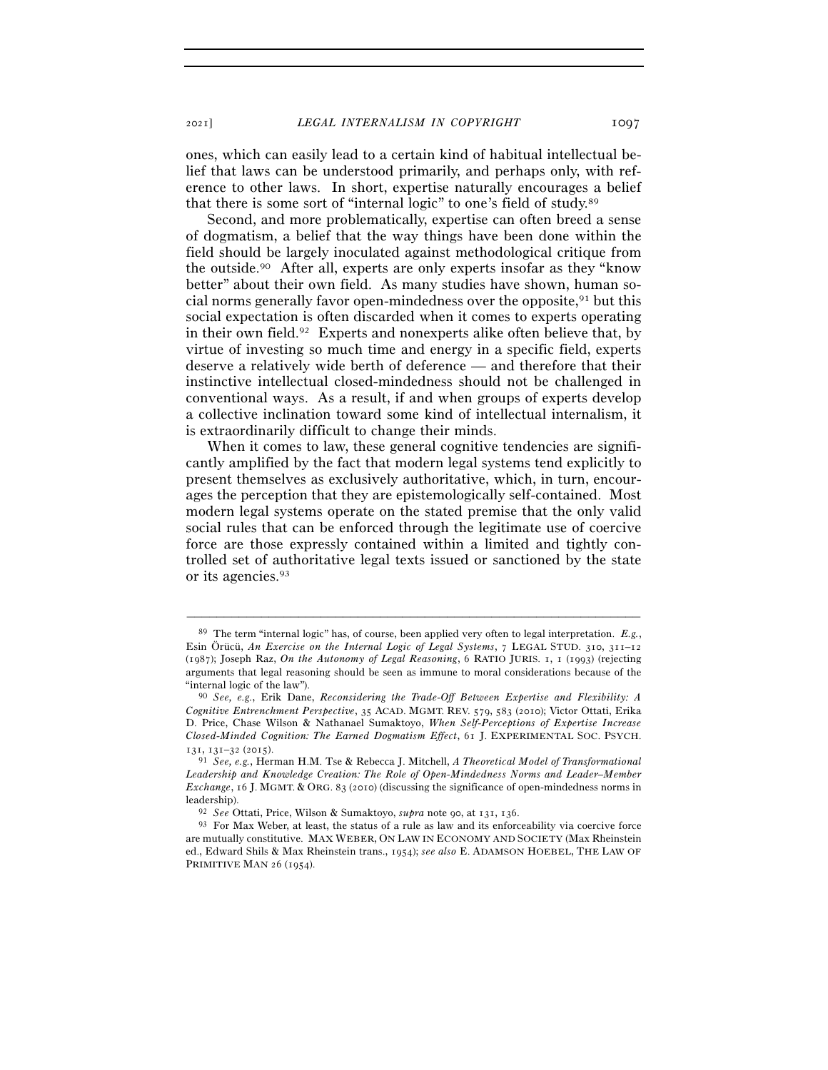ones, which can easily lead to a certain kind of habitual intellectual belief that laws can be understood primarily, and perhaps only, with reference to other laws. In short, expertise naturally encourages a belief that there is some sort of "internal logic" to one's field of study.[89]

Second, and more problematically, expertise can often breed a sense of dogmatism, a belief that the way things have been done within the field should be largely inoculated against methodological critique from the outside.[90] After all, experts are only experts insofar as they "know better" about their own field. As many studies have shown, human social norms generally favor open-mindedness over the opposite,[91] but this social expectation is often discarded when it comes to experts operating in their own field.[92] Experts and nonexperts alike often believe that, by virtue of investing so much time and energy in a specific field, experts deserve a relatively wide berth of deference — and therefore that their instinctive intellectual closed-mindedness should not be challenged in conventional ways. As a result, if and when groups of experts develop a collective inclination toward some kind of intellectual internalism, it is extraordinarily difficult to change their minds.

When it comes to law, these general cognitive tendencies are significantly amplified by the fact that modern legal systems tend explicitly to present themselves as exclusively authoritative, which, in turn, encourages the perception that they are epistemologically self-contained. Most modern legal systems operate on the stated premise that the only valid social rules that can be enforced through the legitimate use of coercive force are those expressly contained within a limited and tightly controlled set of authoritative legal texts issued or sanctioned by the state or its agencies.[93]

---

[89] The term "internal logic" has, of course, been applied very often to legal interpretation. *E.g.*, Esin Örücü, *An Exercise on the Internal Logic of Legal Systems*, 7 LEGAL STUD. 310, 311–12 (1987); Joseph Raz, *On the Autonomy of Legal Reasoning*, 6 RATIO JURIS. 1, 1 (1993) (rejecting arguments that legal reasoning should be seen as immune to moral considerations because of the "internal logic of the law").

[90] *See, e.g.*, Erik Dane, *Reconsidering the Trade-Off Between Expertise and Flexibility: A Cognitive Entrenchment Perspective*, 35 ACAD. MGMT. REV. 579, 583 (2010); Victor Ottati, Erika D. Price, Chase Wilson & Nathanael Sumaktoyo, *When Self-Perceptions of Expertise Increase Closed-Minded Cognition: The Earned Dogmatism Effect*, 61 J. EXPERIMENTAL SOC. PSYCH. 131, 131–32 (2015).

[91] *See, e.g.*, Herman H.M. Tse & Rebecca J. Mitchell, *A Theoretical Model of Transformational Leadership and Knowledge Creation: The Role of Open-Mindedness Norms and Leader–Member Exchange*, 16 J. MGMT. & ORG. 83 (2010) (discussing the significance of open-mindedness norms in leadership).

[92] *See* Ottati, Price, Wilson & Sumaktoyo, *supra* note 90, at 131, 136.

[93] For Max Weber, at least, the status of a rule as law and its enforceability via coercive force are mutually constitutive. MAX WEBER, ON LAW IN ECONOMY AND SOCIETY (Max Rheinstein ed., Edward Shils & Max Rheinstein trans., 1954); *see also* E. ADAMSON HOEBEL, THE LAW OF PRIMITIVE MAN 26 (1954).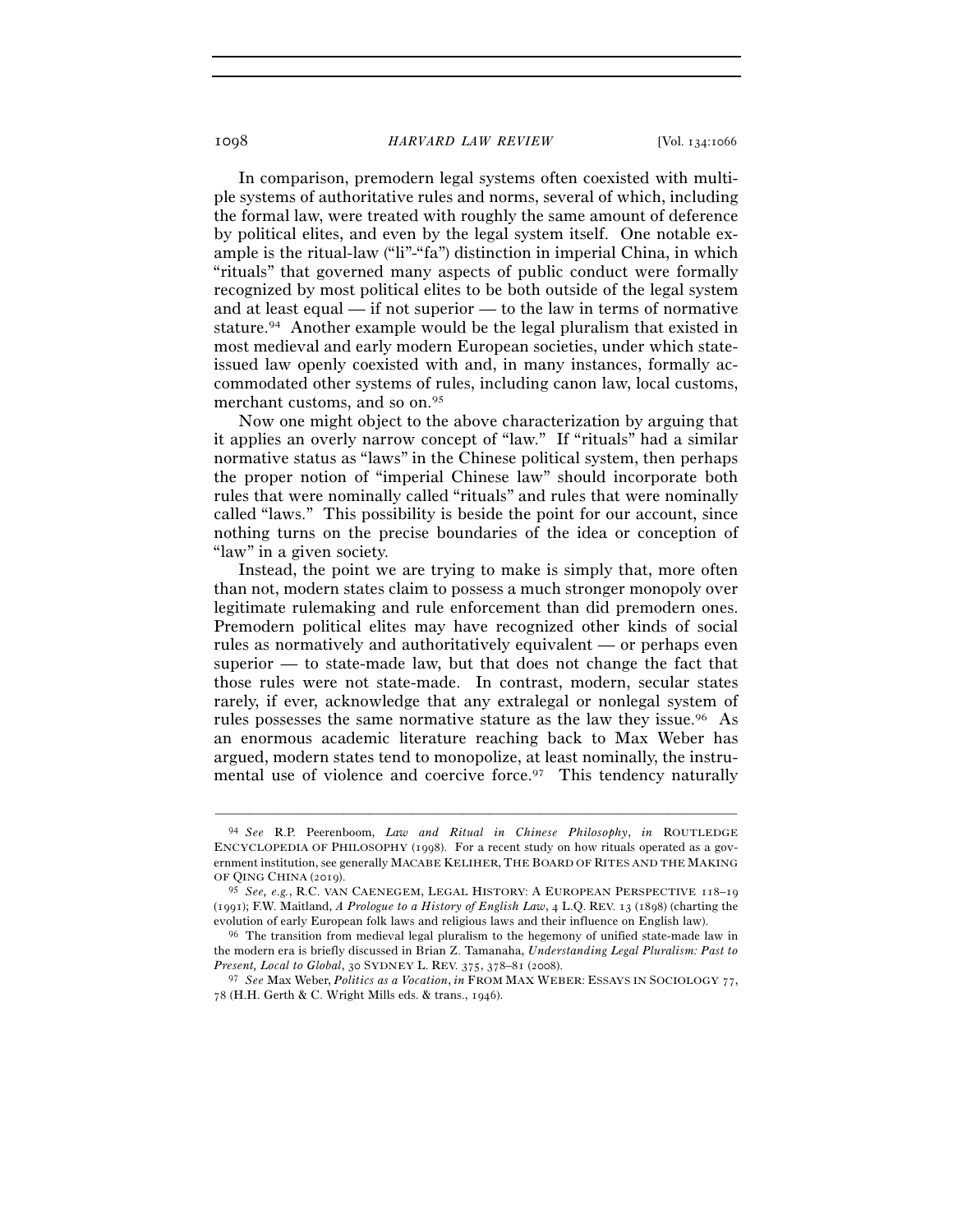In comparison, premodern legal systems often coexisted with multiple systems of authoritative rules and norms, several of which, including the formal law, were treated with roughly the same amount of deference by political elites, and even by the legal system itself. One notable example is the ritual-law ("li"-"fa") distinction in imperial China, in which "rituals" that governed many aspects of public conduct were formally recognized by most political elites to be both outside of the legal system and at least equal — if not superior — to the law in terms of normative stature.[94] Another example would be the legal pluralism that existed in most medieval and early modern European societies, under which state-issued law openly coexisted with and, in many instances, formally accommodated other systems of rules, including canon law, local customs, merchant customs, and so on.[95]

Now one might object to the above characterization by arguing that it applies an overly narrow concept of "law." If "rituals" had a similar normative status as "laws" in the Chinese political system, then perhaps the proper notion of "imperial Chinese law" should incorporate both rules that were nominally called "rituals" and rules that were nominally called "laws." This possibility is beside the point for our account, since nothing turns on the precise boundaries of the idea or conception of "law" in a given society.

Instead, the point we are trying to make is simply that, more often than not, modern states claim to possess a much stronger monopoly over legitimate rulemaking and rule enforcement than did premodern ones. Premodern political elites may have recognized other kinds of social rules as normatively and authoritatively equivalent — or perhaps even superior — to state-made law, but that does not change the fact that those rules were not state-made. In contrast, modern, secular states rarely, if ever, acknowledge that any extralegal or nonlegal system of rules possesses the same normative stature as the law they issue.[96] As an enormous academic literature reaching back to Max Weber has argued, modern states tend to monopolize, at least nominally, the instrumental use of violence and coercive force.[97] This tendency naturally

---

[94] *See* R.P. Peerenboom, *Law and Ritual in Chinese Philosophy*, *in* ROUTLEDGE ENCYCLOPEDIA OF PHILOSOPHY (1998). For a recent study on how rituals operated as a government institution, see generally MACABE KELIHER, THE BOARD OF RITES AND THE MAKING OF QING CHINA (2019).

[95] *See, e.g.*, R.C. VAN CAENEGEM, LEGAL HISTORY: A EUROPEAN PERSPECTIVE 118–19 (1991); F.W. Maitland, *A Prologue to a History of English Law*, 4 L.Q. REV. 13 (1898) (charting the evolution of early European folk laws and religious laws and their influence on English law).

[96] The transition from medieval legal pluralism to the hegemony of unified state-made law in the modern era is briefly discussed in Brian Z. Tamanaha, *Understanding Legal Pluralism: Past to Present, Local to Global*, 30 SYDNEY L. REV. 375, 378–81 (2008).

[97] *See* Max Weber, *Politics as a Vocation*, *in* FROM MAX WEBER: ESSAYS IN SOCIOLOGY 77, 78 (H.H. Gerth & C. Wright Mills eds. & trans., 1946).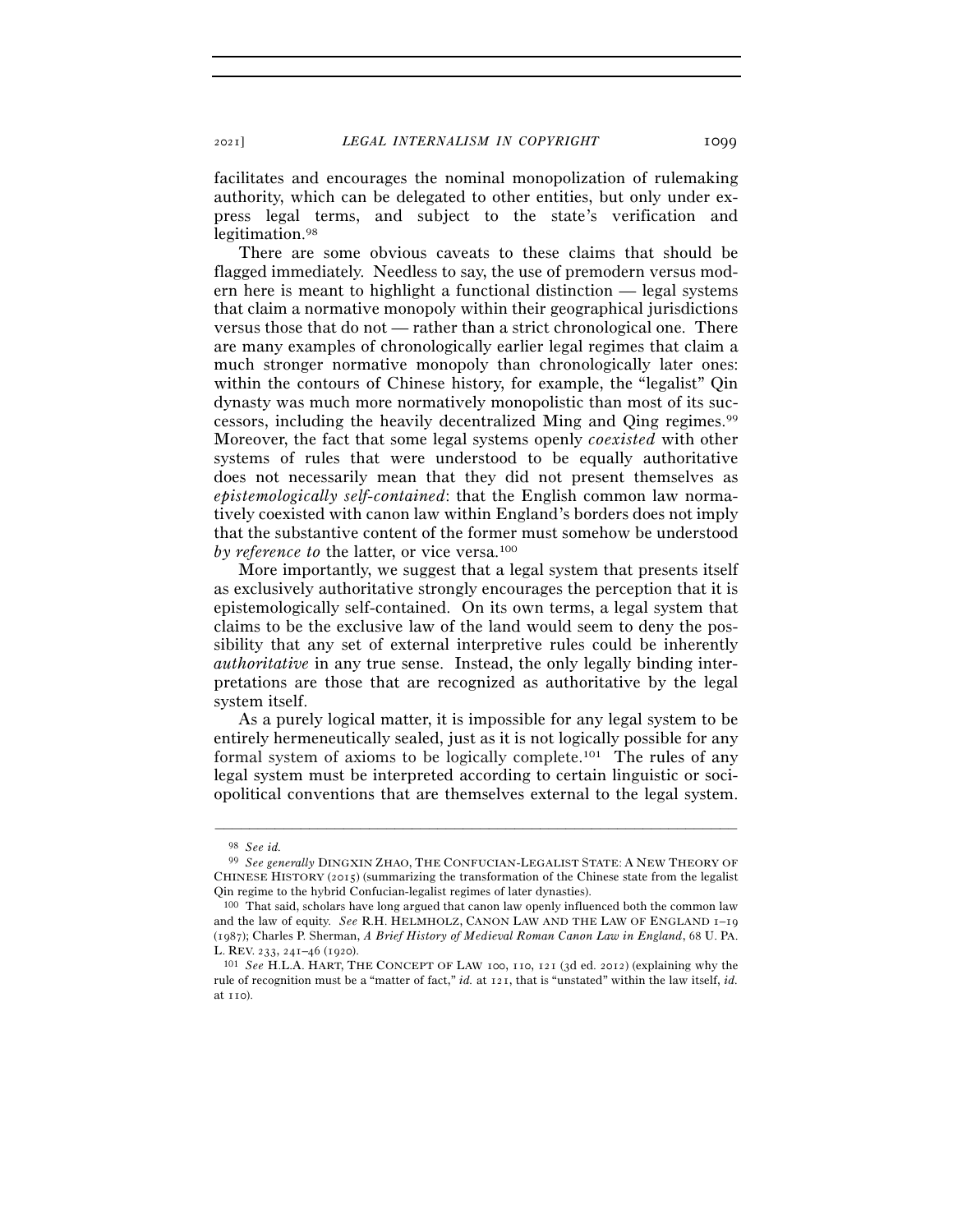facilitates and encourages the nominal monopolization of rulemaking authority, which can be delegated to other entities, but only under express legal terms, and subject to the state's verification and legitimation.[98]

There are some obvious caveats to these claims that should be flagged immediately. Needless to say, the use of premodern versus modern here is meant to highlight a functional distinction — legal systems that claim a normative monopoly within their geographical jurisdictions versus those that do not — rather than a strict chronological one. There are many examples of chronologically earlier legal regimes that claim a much stronger normative monopoly than chronologically later ones: within the contours of Chinese history, for example, the "legalist" Qin dynasty was much more normatively monopolistic than most of its successors, including the heavily decentralized Ming and Qing regimes.[99] Moreover, the fact that some legal systems openly *coexisted* with other systems of rules that were understood to be equally authoritative does not necessarily mean that they did not present themselves as *epistemologically self-contained*: that the English common law normatively coexisted with canon law within England's borders does not imply that the substantive content of the former must somehow be understood *by reference to* the latter, or vice versa.[100]

More importantly, we suggest that a legal system that presents itself as exclusively authoritative strongly encourages the perception that it is epistemologically self-contained. On its own terms, a legal system that claims to be the exclusive law of the land would seem to deny the possibility that any set of external interpretive rules could be inherently *authoritative* in any true sense. Instead, the only legally binding interpretations are those that are recognized as authoritative by the legal system itself.

As a purely logical matter, it is impossible for any legal system to be entirely hermeneutically sealed, just as it is not logically possible for any formal system of axioms to be logically complete.[101] The rules of any legal system must be interpreted according to certain linguistic or sociopolitical conventions that are themselves external to the legal system.

---

[98] *See id.*

[99] *See generally* DINGXIN ZHAO, THE CONFUCIAN-LEGALIST STATE: A NEW THEORY OF CHINESE HISTORY (2015) (summarizing the transformation of the Chinese state from the legalist Qin regime to the hybrid Confucian-legalist regimes of later dynasties).

[100] That said, scholars have long argued that canon law openly influenced both the common law and the law of equity. *See* R.H. HELMHOLZ, CANON LAW AND THE LAW OF ENGLAND 1–19 (1987); Charles P. Sherman, *A Brief History of Medieval Roman Canon Law in England*, 68 U. PA. L. REV. 233, 241–46 (1920).

[101] *See* H.L.A. HART, THE CONCEPT OF LAW 100, 110, 121 (3d ed. 2012) (explaining why the rule of recognition must be a "matter of fact," *id.* at 121, that is "unstated" within the law itself, *id.* at 110).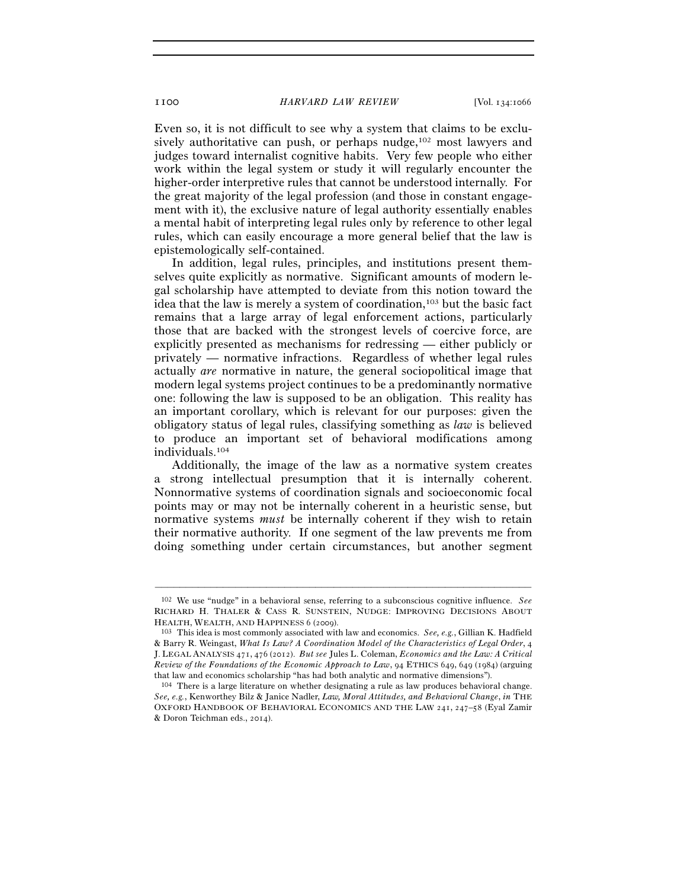Even so, it is not difficult to see why a system that claims to be exclusively authoritative can push, or perhaps nudge,[102] most lawyers and judges toward internalist cognitive habits. Very few people who either work within the legal system or study it will regularly encounter the higher-order interpretive rules that cannot be understood internally. For the great majority of the legal profession (and those in constant engagement with it), the exclusive nature of legal authority essentially enables a mental habit of interpreting legal rules only by reference to other legal rules, which can easily encourage a more general belief that the law is epistemologically self-contained.

In addition, legal rules, principles, and institutions present themselves quite explicitly as normative. Significant amounts of modern legal scholarship have attempted to deviate from this notion toward the idea that the law is merely a system of coordination,[103] but the basic fact remains that a large array of legal enforcement actions, particularly those that are backed with the strongest levels of coercive force, are explicitly presented as mechanisms for redressing — either publicly or privately — normative infractions. Regardless of whether legal rules actually *are* normative in nature, the general sociopolitical image that modern legal systems project continues to be a predominantly normative one: following the law is supposed to be an obligation. This reality has an important corollary, which is relevant for our purposes: given the obligatory status of legal rules, classifying something as *law* is believed to produce an important set of behavioral modifications among individuals.[104]

Additionally, the image of the law as a normative system creates a strong intellectual presumption that it is internally coherent. Nonnormative systems of coordination signals and socioeconomic focal points may or may not be internally coherent in a heuristic sense, but normative systems *must* be internally coherent if they wish to retain their normative authority. If one segment of the law prevents me from doing something under certain circumstances, but another segment

---

[102] We use "nudge" in a behavioral sense, referring to a subconscious cognitive influence. *See* RICHARD H. THALER & CASS R. SUNSTEIN, NUDGE: IMPROVING DECISIONS ABOUT HEALTH, WEALTH, AND HAPPINESS 6 (2009).

[103] This idea is most commonly associated with law and economics. *See, e.g.*, Gillian K. Hadfield & Barry R. Weingast, *What Is Law? A Coordination Model of the Characteristics of Legal Order*, 4 J. LEGAL ANALYSIS 471, 476 (2012). *But see* Jules L. Coleman, *Economics and the Law: A Critical Review of the Foundations of the Economic Approach to Law*, 94 ETHICS 649, 649 (1984) (arguing that law and economics scholarship "has had both analytic and normative dimensions").

[104] There is a large literature on whether designating a rule as law produces behavioral change. *See, e.g.*, Kenworthey Bilz & Janice Nadler, *Law, Moral Attitudes, and Behavioral Change*, *in* THE OXFORD HANDBOOK OF BEHAVIORAL ECONOMICS AND THE LAW 241, 247–58 (Eyal Zamir & Doron Teichman eds., 2014).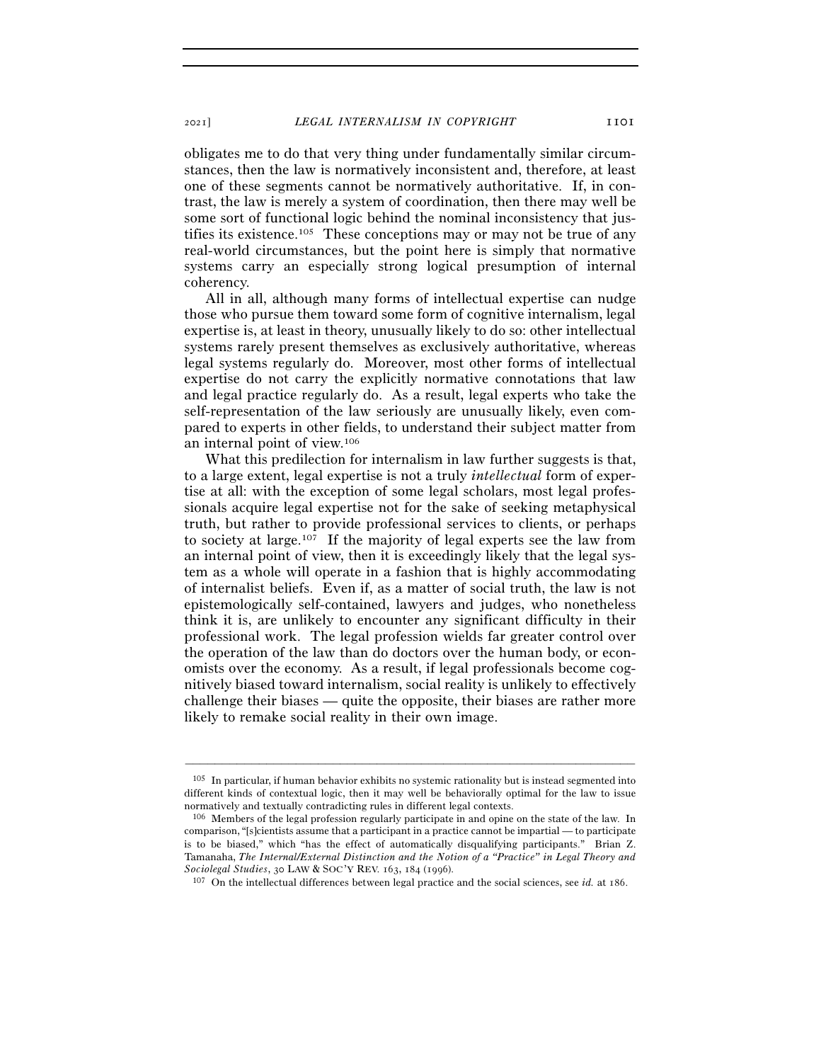obligates me to do that very thing under fundamentally similar circumstances, then the law is normatively inconsistent and, therefore, at least one of these segments cannot be normatively authoritative. If, in contrast, the law is merely a system of coordination, then there may well be some sort of functional logic behind the nominal inconsistency that justifies its existence.[105] These conceptions may or may not be true of any real-world circumstances, but the point here is simply that normative systems carry an especially strong logical presumption of internal coherency.

All in all, although many forms of intellectual expertise can nudge those who pursue them toward some form of cognitive internalism, legal expertise is, at least in theory, unusually likely to do so: other intellectual systems rarely present themselves as exclusively authoritative, whereas legal systems regularly do. Moreover, most other forms of intellectual expertise do not carry the explicitly normative connotations that law and legal practice regularly do. As a result, legal experts who take the self-representation of the law seriously are unusually likely, even compared to experts in other fields, to understand their subject matter from an internal point of view.[106]

What this predilection for internalism in law further suggests is that, to a large extent, legal expertise is not a truly *intellectual* form of expertise at all: with the exception of some legal scholars, most legal professionals acquire legal expertise not for the sake of seeking metaphysical truth, but rather to provide professional services to clients, or perhaps to society at large.[107] If the majority of legal experts see the law from an internal point of view, then it is exceedingly likely that the legal system as a whole will operate in a fashion that is highly accommodating of internalist beliefs. Even if, as a matter of social truth, the law is not epistemologically self-contained, lawyers and judges, who nonetheless think it is, are unlikely to encounter any significant difficulty in their professional work. The legal profession wields far greater control over the operation of the law than do doctors over the human body, or economists over the economy. As a result, if legal professionals become cognitively biased toward internalism, social reality is unlikely to effectively challenge their biases — quite the opposite, their biases are rather more likely to remake social reality in their own image.

---

[105] In particular, if human behavior exhibits no systemic rationality but is instead segmented into different kinds of contextual logic, then it may well be behaviorally optimal for the law to issue normatively and textually contradicting rules in different legal contexts.

[106] Members of the legal profession regularly participate in and opine on the state of the law. In comparison, "[s]cientists assume that a participant in a practice cannot be impartial — to participate is to be biased," which "has the effect of automatically disqualifying participants." Brian Z. Tamanaha, *The Internal/External Distinction and the Notion of a "Practice" in Legal Theory and Sociolegal Studies*, 30 LAW & SOC'Y REV. 163, 184 (1996).

[107] On the intellectual differences between legal practice and the social sciences, see *id.* at 186.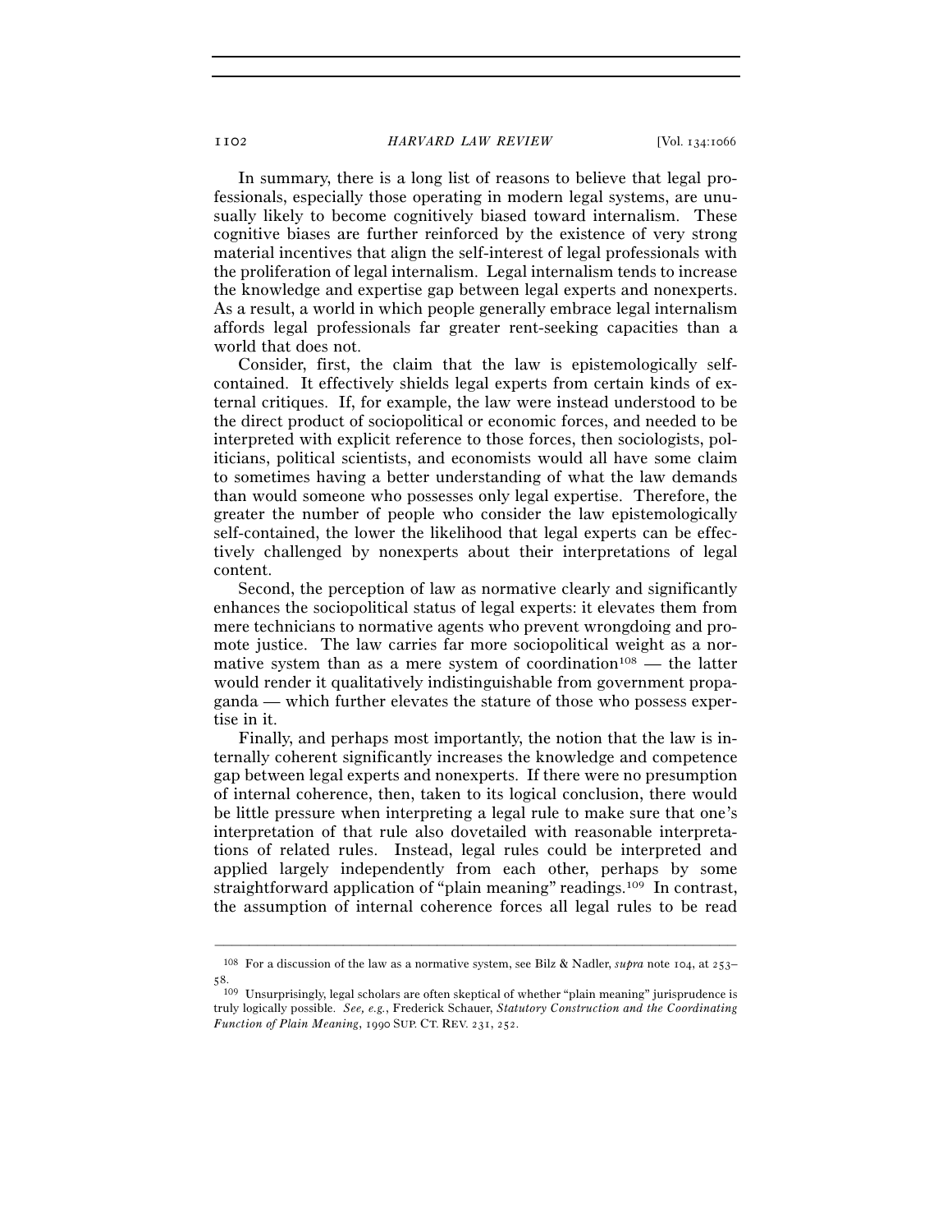In summary, there is a long list of reasons to believe that legal professionals, especially those operating in modern legal systems, are unusually likely to become cognitively biased toward internalism. These cognitive biases are further reinforced by the existence of very strong material incentives that align the self-interest of legal professionals with the proliferation of legal internalism. Legal internalism tends to increase the knowledge and expertise gap between legal experts and nonexperts. As a result, a world in which people generally embrace legal internalism affords legal professionals far greater rent-seeking capacities than a world that does not.

Consider, first, the claim that the law is epistemologically self-contained. It effectively shields legal experts from certain kinds of external critiques. If, for example, the law were instead understood to be the direct product of sociopolitical or economic forces, and needed to be interpreted with explicit reference to those forces, then sociologists, politicians, political scientists, and economists would all have some claim to sometimes having a better understanding of what the law demands than would someone who possesses only legal expertise. Therefore, the greater the number of people who consider the law epistemologically self-contained, the lower the likelihood that legal experts can be effectively challenged by nonexperts about their interpretations of legal content.

Second, the perception of law as normative clearly and significantly enhances the sociopolitical status of legal experts: it elevates them from mere technicians to normative agents who prevent wrongdoing and promote justice. The law carries far more sociopolitical weight as a normative system than as a mere system of coordination[108] — the latter would render it qualitatively indistinguishable from government propaganda — which further elevates the stature of those who possess expertise in it.

Finally, and perhaps most importantly, the notion that the law is internally coherent significantly increases the knowledge and competence gap between legal experts and nonexperts. If there were no presumption of internal coherence, then, taken to its logical conclusion, there would be little pressure when interpreting a legal rule to make sure that one's interpretation of that rule also dovetailed with reasonable interpretations of related rules. Instead, legal rules could be interpreted and applied largely independently from each other, perhaps by some straightforward application of "plain meaning" readings.[109] In contrast, the assumption of internal coherence forces all legal rules to be read

---

[108] For a discussion of the law as a normative system, see Bilz & Nadler, *supra* note 104, at 253–58.

[109] Unsurprisingly, legal scholars are often skeptical of whether "plain meaning" jurisprudence is truly logically possible. *See, e.g.*, Frederick Schauer, *Statutory Construction and the Coordinating Function of Plain Meaning*, 1990 SUP. CT. REV. 231, 252.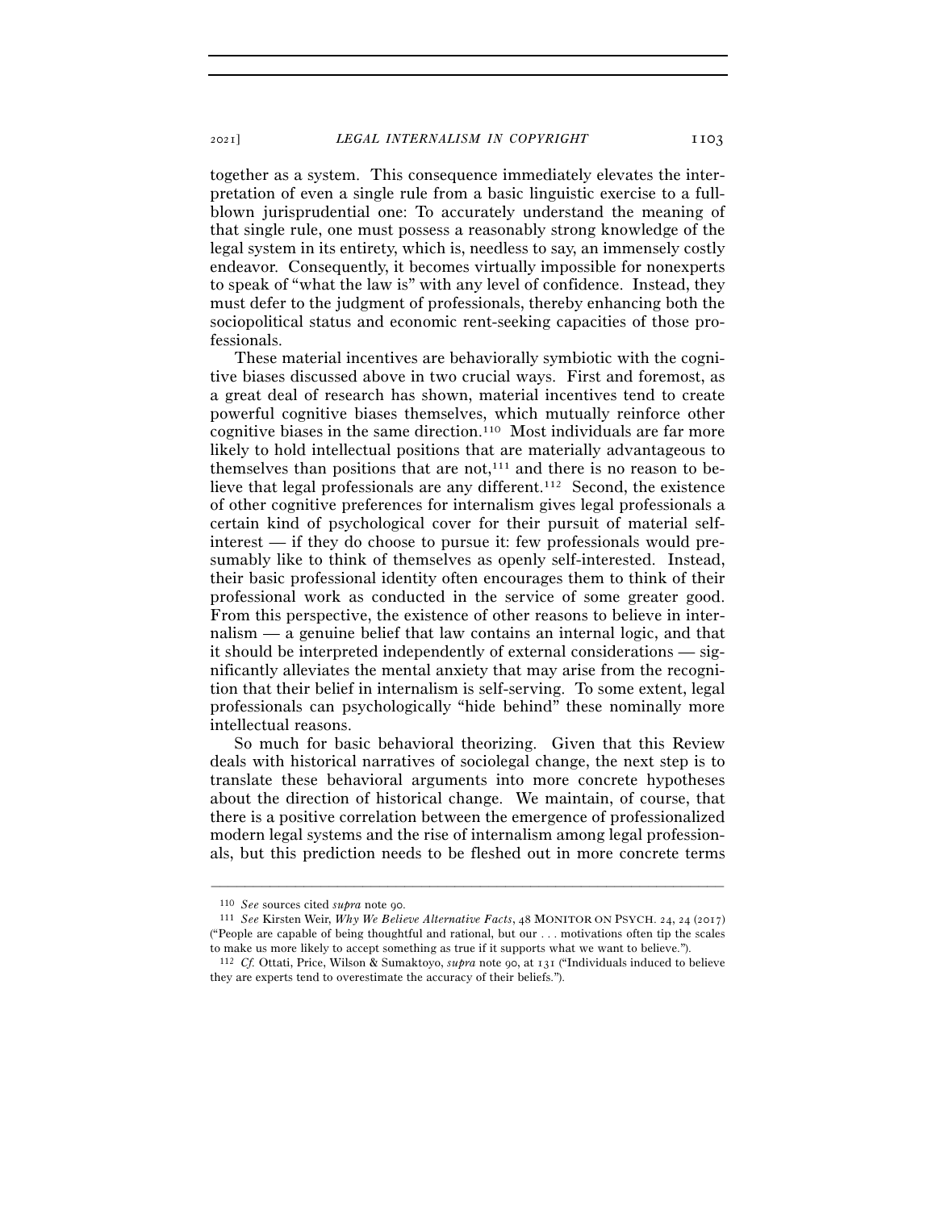together as a system. This consequence immediately elevates the interpretation of even a single rule from a basic linguistic exercise to a full-blown jurisprudential one: To accurately understand the meaning of that single rule, one must possess a reasonably strong knowledge of the legal system in its entirety, which is, needless to say, an immensely costly endeavor. Consequently, it becomes virtually impossible for nonexperts to speak of "what the law is" with any level of confidence. Instead, they must defer to the judgment of professionals, thereby enhancing both the sociopolitical status and economic rent-seeking capacities of those professionals.

These material incentives are behaviorally symbiotic with the cognitive biases discussed above in two crucial ways. First and foremost, as a great deal of research has shown, material incentives tend to create powerful cognitive biases themselves, which mutually reinforce other cognitive biases in the same direction.[110] Most individuals are far more likely to hold intellectual positions that are materially advantageous to themselves than positions that are not,[111] and there is no reason to believe that legal professionals are any different.[112] Second, the existence of other cognitive preferences for internalism gives legal professionals a certain kind of psychological cover for their pursuit of material self-interest — if they do choose to pursue it: few professionals would presumably like to think of themselves as openly self-interested. Instead, their basic professional identity often encourages them to think of their professional work as conducted in the service of some greater good. From this perspective, the existence of other reasons to believe in internalism — a genuine belief that law contains an internal logic, and that it should be interpreted independently of external considerations — significantly alleviates the mental anxiety that may arise from the recognition that their belief in internalism is self-serving. To some extent, legal professionals can psychologically "hide behind" these nominally more intellectual reasons.

So much for basic behavioral theorizing. Given that this Review deals with historical narratives of sociolegal change, the next step is to translate these behavioral arguments into more concrete hypotheses about the direction of historical change. We maintain, of course, that there is a positive correlation between the emergence of professionalized modern legal systems and the rise of internalism among legal professionals, but this prediction needs to be fleshed out in more concrete terms

---

[110] *See* sources cited *supra* note 90.

[111] *See* Kirsten Weir, *Why We Believe Alternative Facts*, 48 MONITOR ON PSYCH. 24, 24 (2017) ("People are capable of being thoughtful and rational, but our . . . motivations often tip the scales to make us more likely to accept something as true if it supports what we want to believe.").

[112] *Cf.* Ottati, Price, Wilson & Sumaktoyo, *supra* note 90, at 131 ("Individuals induced to believe they are experts tend to overestimate the accuracy of their beliefs.").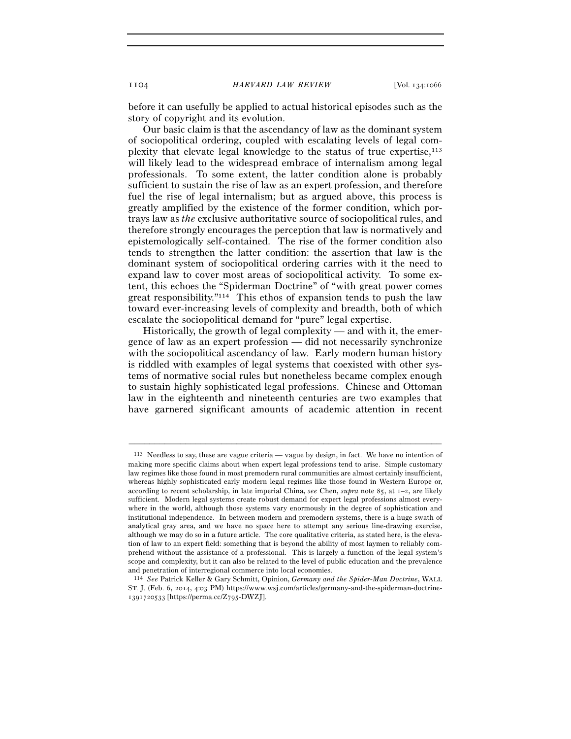before it can usefully be applied to actual historical episodes such as the story of copyright and its evolution.

Our basic claim is that the ascendancy of law as the dominant system of sociopolitical ordering, coupled with escalating levels of legal complexity that elevate legal knowledge to the status of true expertise,[113] will likely lead to the widespread embrace of internalism among legal professionals. To some extent, the latter condition alone is probably sufficient to sustain the rise of law as an expert profession, and therefore fuel the rise of legal internalism; but as argued above, this process is greatly amplified by the existence of the former condition, which portrays law as *the* exclusive authoritative source of sociopolitical rules, and therefore strongly encourages the perception that law is normatively and epistemologically self-contained. The rise of the former condition also tends to strengthen the latter condition: the assertion that law is the dominant system of sociopolitical ordering carries with it the need to expand law to cover most areas of sociopolitical activity. To some extent, this echoes the "Spiderman Doctrine" of "with great power comes great responsibility."[114] This ethos of expansion tends to push the law toward ever-increasing levels of complexity and breadth, both of which escalate the sociopolitical demand for "pure" legal expertise.

Historically, the growth of legal complexity — and with it, the emergence of law as an expert profession — did not necessarily synchronize with the sociopolitical ascendancy of law. Early modern human history is riddled with examples of legal systems that coexisted with other systems of normative social rules but nonetheless became complex enough to sustain highly sophisticated legal professions. Chinese and Ottoman law in the eighteenth and nineteenth centuries are two examples that have garnered significant amounts of academic attention in recent

---

[113] Needless to say, these are vague criteria — vague by design, in fact. We have no intention of making more specific claims about when expert legal professions tend to arise. Simple customary law regimes like those found in most premodern rural communities are almost certainly insufficient, whereas highly sophisticated early modern legal regimes like those found in Western Europe or, according to recent scholarship, in late imperial China, *see* Chen, *supra* note 85, at 1–2, are likely sufficient. Modern legal systems create robust demand for expert legal professions almost everywhere in the world, although those systems vary enormously in the degree of sophistication and institutional independence. In between modern and premodern systems, there is a huge swath of analytical gray area, and we have no space here to attempt any serious line-drawing exercise, although we may do so in a future article. The core qualitative criteria, as stated here, is the elevation of law to an expert field: something that is beyond the ability of most laymen to reliably comprehend without the assistance of a professional. This is largely a function of the legal system's scope and complexity, but it can also be related to the level of public education and the prevalence and penetration of interregional commerce into local economies.

[114] *See* Patrick Keller & Gary Schmitt, Opinion, *Germany and the Spider-Man Doctrine*, WALL ST. J. (Feb. 6, 2014, 4:03 PM) https://www.wsj.com/articles/germany-and-the-spiderman-doctrine-1391720533 [https://perma.cc/Z795-DWZJ].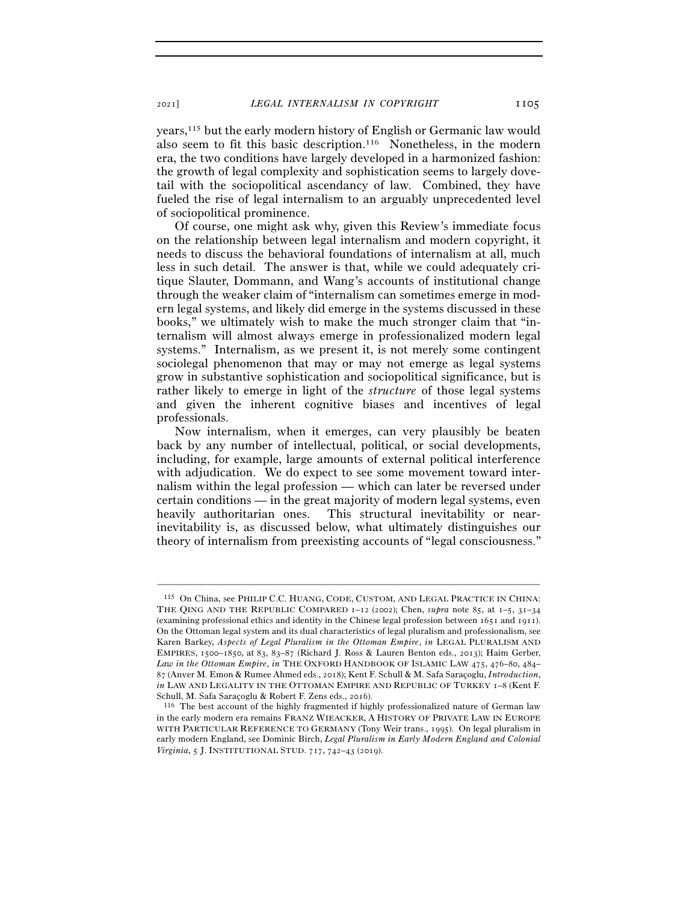years,[115] but the early modern history of English or Germanic law would also seem to fit this basic description.[116] Nonetheless, in the modern era, the two conditions have largely developed in a harmonized fashion: the growth of legal complexity and sophistication seems to largely dovetail with the sociopolitical ascendancy of law. Combined, they have fueled the rise of legal internalism to an arguably unprecedented level of sociopolitical prominence.

Of course, one might ask why, given this Review's immediate focus on the relationship between legal internalism and modern copyright, it needs to discuss the behavioral foundations of internalism at all, much less in such detail. The answer is that, while we could adequately critique Slauter, Dommann, and Wang's accounts of institutional change through the weaker claim of "internalism can sometimes emerge in modern legal systems, and likely did emerge in the systems discussed in these books," we ultimately wish to make the much stronger claim that "internalism will almost always emerge in professionalized modern legal systems." Internalism, as we present it, is not merely some contingent sociolegal phenomenon that may or may not emerge as legal systems grow in substantive sophistication and sociopolitical significance, but is rather likely to emerge in light of the *structure* of those legal systems and given the inherent cognitive biases and incentives of legal professionals.

Now internalism, when it emerges, can very plausibly be beaten back by any number of intellectual, political, or social developments, including, for example, large amounts of external political interference with adjudication. We do expect to see some movement toward internalism within the legal profession — which can later be reversed under certain conditions — in the great majority of modern legal systems, even heavily authoritarian ones. This structural inevitability or near-inevitability is, as discussed below, what ultimately distinguishes our theory of internalism from preexisting accounts of "legal consciousness."

---

[115] On China, see PHILIP C.C. HUANG, CODE, CUSTOM, AND LEGAL PRACTICE IN CHINA: THE QING AND THE REPUBLIC COMPARED 1–12 (2002); Chen, *supra* note 85, at 1–5, 31–34 (examining professional ethics and identity in the Chinese legal profession between 1651 and 1911). On the Ottoman legal system and its dual characteristics of legal pluralism and professionalism, see Karen Barkey, *Aspects of Legal Pluralism in the Ottoman Empire*, *in* LEGAL PLURALISM AND EMPIRES, 1500–1850, at 83, 83–87 (Richard J. Ross & Lauren Benton eds., 2013); Haim Gerber, *Law in the Ottoman Empire*, *in* THE OXFORD HANDBOOK OF ISLAMIC LAW 475, 476–80, 484–87 (Anver M. Emon & Rumee Ahmed eds., 2018); Kent F. Schull & M. Safa Saraçoglu, *Introduction*, *in* LAW AND LEGALITY IN THE OTTOMAN EMPIRE AND REPUBLIC OF TURKEY 1–8 (Kent F. Schull, M. Safa Saraçoglu & Robert F. Zens eds., 2016).

[116] The best account of the highly fragmented if highly professionalized nature of German law in the early modern era remains FRANZ WIEACKER, A HISTORY OF PRIVATE LAW IN EUROPE WITH PARTICULAR REFERENCE TO GERMANY (Tony Weir trans., 1995). On legal pluralism in early modern England, see Dominic Birch, *Legal Pluralism in Early Modern England and Colonial Virginia*, 5 J. INSTITUTIONAL STUD. 717, 742–43 (2019).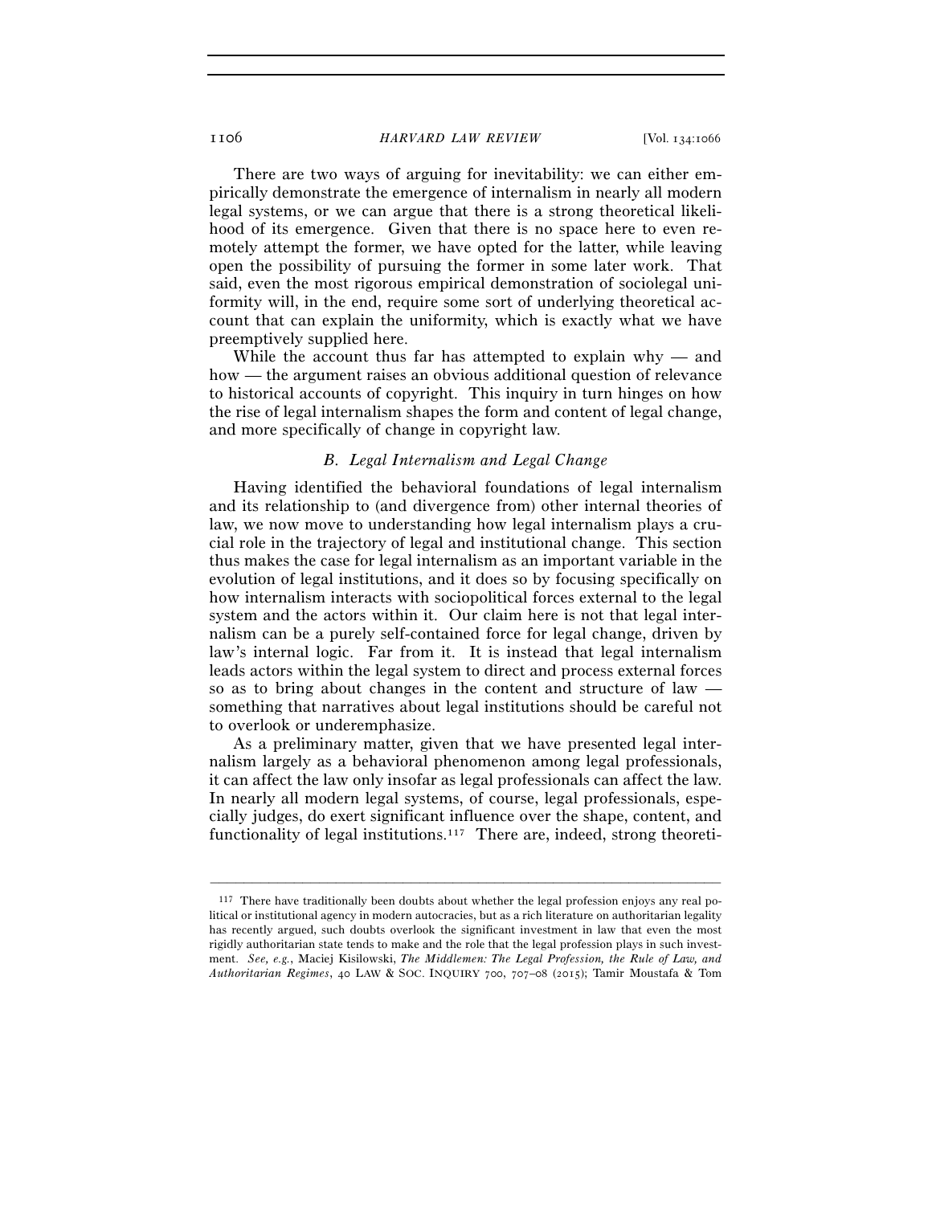There are two ways of arguing for inevitability: we can either empirically demonstrate the emergence of internalism in nearly all modern legal systems, or we can argue that there is a strong theoretical likelihood of its emergence. Given that there is no space here to even remotely attempt the former, we have opted for the latter, while leaving open the possibility of pursuing the former in some later work. That said, even the most rigorous empirical demonstration of sociolegal uniformity will, in the end, require some sort of underlying theoretical account that can explain the uniformity, which is exactly what we have preemptively supplied here.

While the account thus far has attempted to explain why — and how — the argument raises an obvious additional question of relevance to historical accounts of copyright. This inquiry in turn hinges on how the rise of legal internalism shapes the form and content of legal change, and more specifically of change in copyright law.

### *B. Legal Internalism and Legal Change*

Having identified the behavioral foundations of legal internalism and its relationship to (and divergence from) other internal theories of law, we now move to understanding how legal internalism plays a crucial role in the trajectory of legal and institutional change. This section thus makes the case for legal internalism as an important variable in the evolution of legal institutions, and it does so by focusing specifically on how internalism interacts with sociopolitical forces external to the legal system and the actors within it. Our claim here is not that legal internalism can be a purely self-contained force for legal change, driven by law's internal logic. Far from it. It is instead that legal internalism leads actors within the legal system to direct and process external forces so as to bring about changes in the content and structure of law — something that narratives about legal institutions should be careful not to overlook or underemphasize.

As a preliminary matter, given that we have presented legal internalism largely as a behavioral phenomenon among legal professionals, it can affect the law only insofar as legal professionals can affect the law. In nearly all modern legal systems, of course, legal professionals, especially judges, do exert significant influence over the shape, content, and functionality of legal institutions.[117] There are, indeed, strong theoreti-

[117] There have traditionally been doubts about whether the legal profession enjoys any real political or institutional agency in modern autocracies, but as a rich literature on authoritarian legality has recently argued, such doubts overlook the significant investment in law that even the most rigidly authoritarian state tends to make and the role that the legal profession plays in such investment. *See, e.g.*, Maciej Kisilowski, *The Middlemen: The Legal Profession, the Rule of Law, and Authoritarian Regimes*, 40 LAW & SOC. INQUIRY 700, 707–08 (2015); Tamir Moustafa & Tom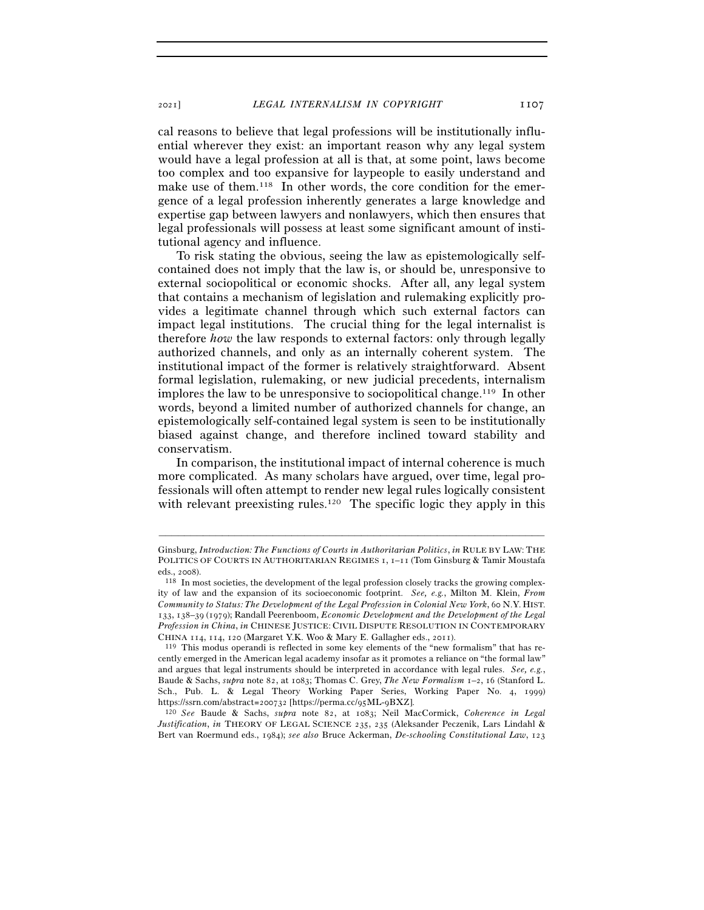cal reasons to believe that legal professions will be institutionally influential wherever they exist: an important reason why any legal system would have a legal profession at all is that, at some point, laws become too complex and too expansive for laypeople to easily understand and make use of them.[118] In other words, the core condition for the emergence of a legal profession inherently generates a large knowledge and expertise gap between lawyers and nonlawyers, which then ensures that legal professionals will possess at least some significant amount of institutional agency and influence.

To risk stating the obvious, seeing the law as epistemologically self-contained does not imply that the law is, or should be, unresponsive to external sociopolitical or economic shocks. After all, any legal system that contains a mechanism of legislation and rulemaking explicitly provides a legitimate channel through which such external factors can impact legal institutions. The crucial thing for the legal internalist is therefore *how* the law responds to external factors: only through legally authorized channels, and only as an internally coherent system. The institutional impact of the former is relatively straightforward. Absent formal legislation, rulemaking, or new judicial precedents, internalism implores the law to be unresponsive to sociopolitical change.[119] In other words, beyond a limited number of authorized channels for change, an epistemologically self-contained legal system is seen to be institutionally biased against change, and therefore inclined toward stability and conservatism.

In comparison, the institutional impact of internal coherence is much more complicated. As many scholars have argued, over time, legal professionals will often attempt to render new legal rules logically consistent with relevant preexisting rules.[120] The specific logic they apply in this

---

Ginsburg, *Introduction: The Functions of Courts in Authoritarian Politics*, *in* RULE BY LAW: THE POLITICS OF COURTS IN AUTHORITARIAN REGIMES 1, 1–11 (Tom Ginsburg & Tamir Moustafa eds., 2008).

[118] In most societies, the development of the legal profession closely tracks the growing complexity of law and the expansion of its socioeconomic footprint. *See, e.g.*, Milton M. Klein, *From Community to Status: The Development of the Legal Profession in Colonial New York*, 60 N.Y. HIST. 133, 138–39 (1979); Randall Peerenboom, *Economic Development and the Development of the Legal Profession in China*, *in* CHINESE JUSTICE: CIVIL DISPUTE RESOLUTION IN CONTEMPORARY CHINA 114, 114, 120 (Margaret Y.K. Woo & Mary E. Gallagher eds., 2011).

[119] This modus operandi is reflected in some key elements of the "new formalism" that has recently emerged in the American legal academy insofar as it promotes a reliance on "the formal law" and argues that legal instruments should be interpreted in accordance with legal rules. *See, e.g.*, Baude & Sachs, *supra* note 82, at 1083; Thomas C. Grey, *The New Formalism* 1–2, 16 (Stanford L. Sch., Pub. L. & Legal Theory Working Paper Series, Working Paper No. 4, 1999) https://ssrn.com/abstract=200732 [https://perma.cc/95ML-9BXZ].

[120] *See* Baude & Sachs, *supra* note 82, at 1083; Neil MacCormick, *Coherence in Legal Justification*, *in* THEORY OF LEGAL SCIENCE 235, 235 (Aleksander Peczenik, Lars Lindahl & Bert van Roermund eds., 1984); *see also* Bruce Ackerman, *De-schooling Constitutional Law*, 123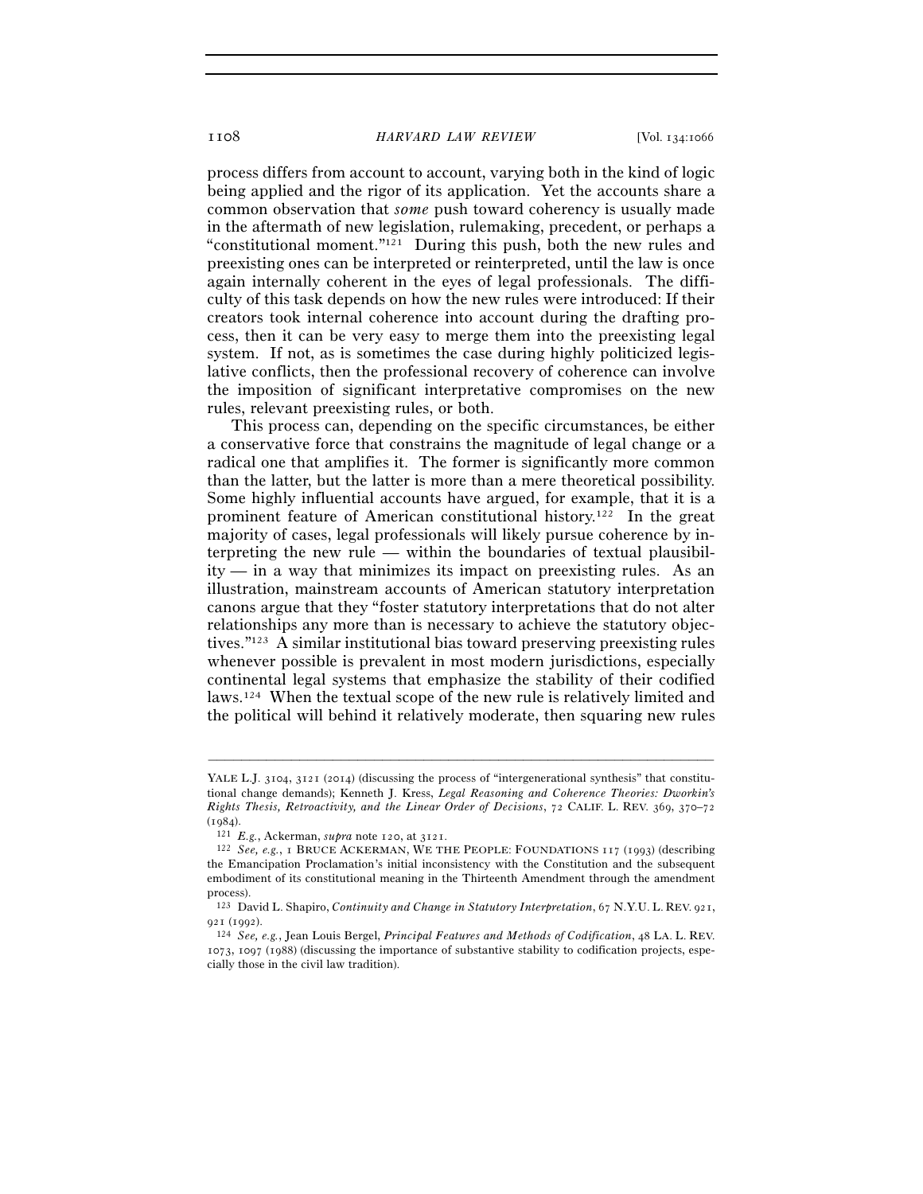process differs from account to account, varying both in the kind of logic being applied and the rigor of its application. Yet the accounts share a common observation that *some* push toward coherency is usually made in the aftermath of new legislation, rulemaking, precedent, or perhaps a "constitutional moment."[121] During this push, both the new rules and preexisting ones can be interpreted or reinterpreted, until the law is once again internally coherent in the eyes of legal professionals. The difficulty of this task depends on how the new rules were introduced: If their creators took internal coherence into account during the drafting process, then it can be very easy to merge them into the preexisting legal system. If not, as is sometimes the case during highly politicized legislative conflicts, then the professional recovery of coherence can involve the imposition of significant interpretative compromises on the new rules, relevant preexisting rules, or both.

This process can, depending on the specific circumstances, be either a conservative force that constrains the magnitude of legal change or a radical one that amplifies it. The former is significantly more common than the latter, but the latter is more than a mere theoretical possibility. Some highly influential accounts have argued, for example, that it is a prominent feature of American constitutional history.[122] In the great majority of cases, legal professionals will likely pursue coherence by interpreting the new rule — within the boundaries of textual plausibility — in a way that minimizes its impact on preexisting rules. As an illustration, mainstream accounts of American statutory interpretation canons argue that they "foster statutory interpretations that do not alter relationships any more than is necessary to achieve the statutory objectives."[123] A similar institutional bias toward preserving preexisting rules whenever possible is prevalent in most modern jurisdictions, especially continental legal systems that emphasize the stability of their codified laws.[124] When the textual scope of the new rule is relatively limited and the political will behind it relatively moderate, then squaring new rules

---

YALE L.J. 3104, 3121 (2014) (discussing the process of "intergenerational synthesis" that constitutional change demands); Kenneth J. Kress, *Legal Reasoning and Coherence Theories: Dworkin's Rights Thesis, Retroactivity, and the Linear Order of Decisions*, 72 CALIF. L. REV. 369, 370–72 (1984).

[121] *E.g.*, Ackerman, *supra* note 120, at 3121.

[122] *See, e.g.*, 1 BRUCE ACKERMAN, WE THE PEOPLE: FOUNDATIONS 117 (1993) (describing the Emancipation Proclamation's initial inconsistency with the Constitution and the subsequent embodiment of its constitutional meaning in the Thirteenth Amendment through the amendment process).

[123] David L. Shapiro, *Continuity and Change in Statutory Interpretation*, 67 N.Y.U. L. REV. 921, 921 (1992).

[124] *See, e.g.*, Jean Louis Bergel, *Principal Features and Methods of Codification*, 48 LA. L. REV. 1073, 1097 (1988) (discussing the importance of substantive stability to codification projects, especially those in the civil law tradition).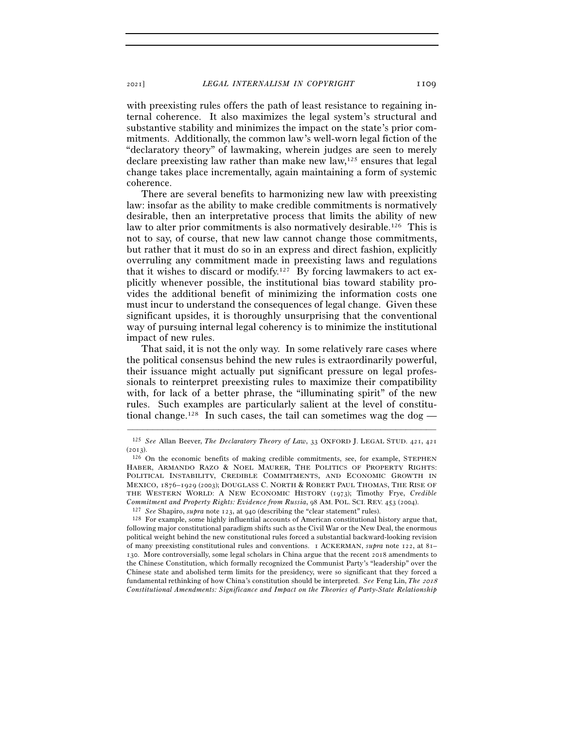with preexisting rules offers the path of least resistance to regaining internal coherence. It also maximizes the legal system's structural and substantive stability and minimizes the impact on the state's prior commitments. Additionally, the common law's well-worn legal fiction of the "declaratory theory" of lawmaking, wherein judges are seen to merely declare preexisting law rather than make new law,[125] ensures that legal change takes place incrementally, again maintaining a form of systemic coherence.

There are several benefits to harmonizing new law with preexisting law: insofar as the ability to make credible commitments is normatively desirable, then an interpretative process that limits the ability of new law to alter prior commitments is also normatively desirable.[126] This is not to say, of course, that new law cannot change those commitments, but rather that it must do so in an express and direct fashion, explicitly overruling any commitment made in preexisting laws and regulations that it wishes to discard or modify.[127] By forcing lawmakers to act explicitly whenever possible, the institutional bias toward stability provides the additional benefit of minimizing the information costs one must incur to understand the consequences of legal change. Given these significant upsides, it is thoroughly unsurprising that the conventional way of pursuing internal legal coherency is to minimize the institutional impact of new rules.

That said, it is not the only way. In some relatively rare cases where the political consensus behind the new rules is extraordinarily powerful, their issuance might actually put significant pressure on legal professionals to reinterpret preexisting rules to maximize their compatibility with, for lack of a better phrase, the "illuminating spirit" of the new rules. Such examples are particularly salient at the level of constitutional change.[128] In such cases, the tail can sometimes wag the dog —

---

[125] *See* Allan Beever, *The Declaratory Theory of Law*, 33 OXFORD J. LEGAL STUD. 421, 421 (2013).

[126] On the economic benefits of making credible commitments, see, for example, STEPHEN HABER, ARMANDO RAZO & NOEL MAURER, THE POLITICS OF PROPERTY RIGHTS: POLITICAL INSTABILITY, CREDIBLE COMMITMENTS, AND ECONOMIC GROWTH IN MEXICO, 1876–1929 (2003); DOUGLASS C. NORTH & ROBERT PAUL THOMAS, THE RISE OF THE WESTERN WORLD: A NEW ECONOMIC HISTORY (1973); Timothy Frye, *Credible Commitment and Property Rights: Evidence from Russia*, 98 AM. POL. SCI. REV. 453 (2004).

[127] *See* Shapiro, *supra* note 123, at 940 (describing the "clear statement" rules).

[128] For example, some highly influential accounts of American constitutional history argue that, following major constitutional paradigm shifts such as the Civil War or the New Deal, the enormous political weight behind the new constitutional rules forced a substantial backward-looking revision of many preexisting constitutional rules and conventions. 1 ACKERMAN, *supra* note 122, at 81–130. More controversially, some legal scholars in China argue that the recent 2018 amendments to the Chinese Constitution, which formally recognized the Communist Party's "leadership" over the Chinese state and abolished term limits for the presidency, were so significant that they forced a fundamental rethinking of how China's constitution should be interpreted. *See* Feng Lin, *The 2018 Constitutional Amendments: Significance and Impact on the Theories of Party-State Relationship*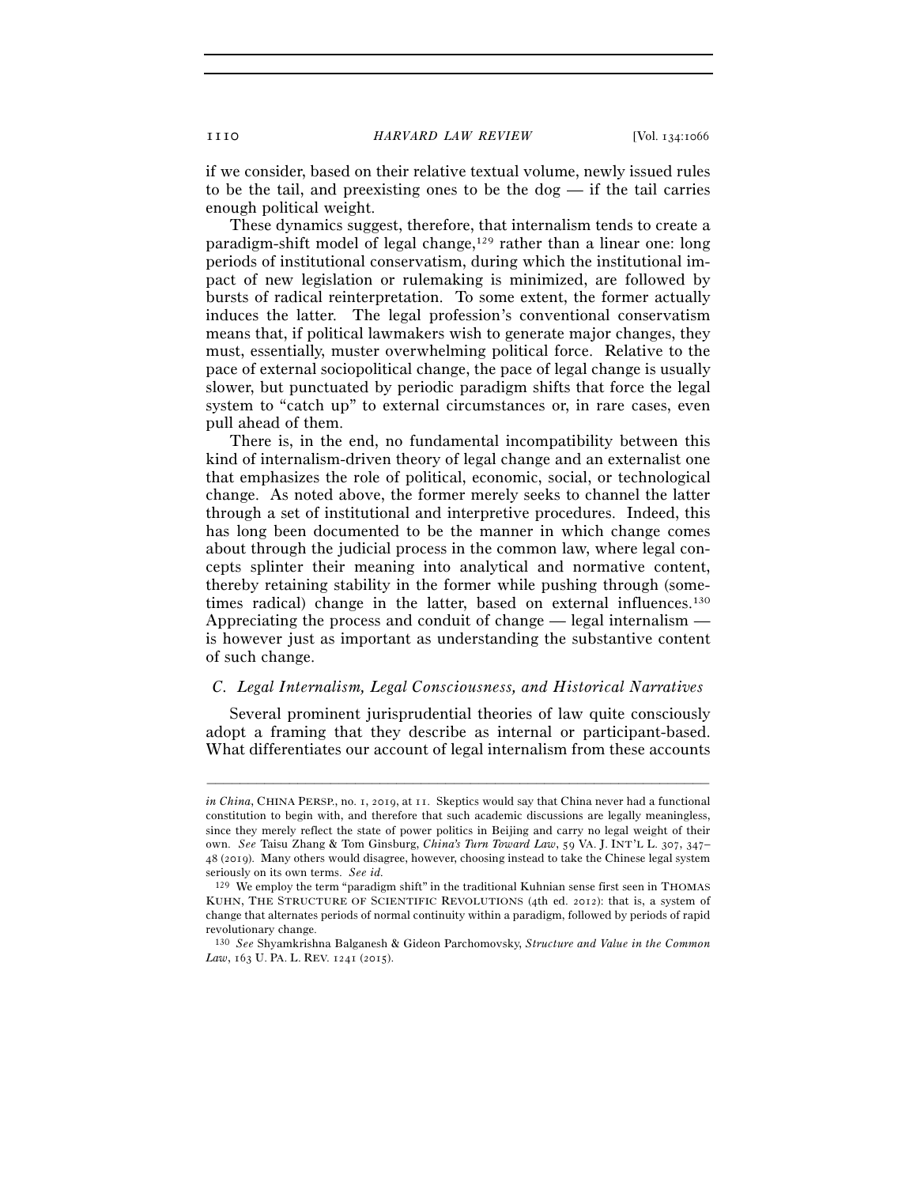if we consider, based on their relative textual volume, newly issued rules to be the tail, and preexisting ones to be the dog — if the tail carries enough political weight.

These dynamics suggest, therefore, that internalism tends to create a paradigm-shift model of legal change,[129] rather than a linear one: long periods of institutional conservatism, during which the institutional impact of new legislation or rulemaking is minimized, are followed by bursts of radical reinterpretation. To some extent, the former actually induces the latter. The legal profession's conventional conservatism means that, if political lawmakers wish to generate major changes, they must, essentially, muster overwhelming political force. Relative to the pace of external sociopolitical change, the pace of legal change is usually slower, but punctuated by periodic paradigm shifts that force the legal system to "catch up" to external circumstances or, in rare cases, even pull ahead of them.

There is, in the end, no fundamental incompatibility between this kind of internalism-driven theory of legal change and an externalist one that emphasizes the role of political, economic, social, or technological change. As noted above, the former merely seeks to channel the latter through a set of institutional and interpretive procedures. Indeed, this has long been documented to be the manner in which change comes about through the judicial process in the common law, where legal concepts splinter their meaning into analytical and normative content, thereby retaining stability in the former while pushing through (sometimes radical) change in the latter, based on external influences.[130] Appreciating the process and conduit of change — legal internalism — is however just as important as understanding the substantive content of such change.

### *C. Legal Internalism, Legal Consciousness, and Historical Narratives*

Several prominent jurisprudential theories of law quite consciously adopt a framing that they describe as internal or participant-based. What differentiates our account of legal internalism from these accounts

---

*in China*, CHINA PERSP., no. 1, 2019, at 11. Skeptics would say that China never had a functional constitution to begin with, and therefore that such academic discussions are legally meaningless, since they merely reflect the state of power politics in Beijing and carry no legal weight of their own. *See* Taisu Zhang & Tom Ginsburg, *China's Turn Toward Law*, 59 VA. J. INT'L L. 307, 347–48 (2019). Many others would disagree, however, choosing instead to take the Chinese legal system seriously on its own terms. *See id.*

[129] We employ the term "paradigm shift" in the traditional Kuhnian sense first seen in THOMAS KUHN, THE STRUCTURE OF SCIENTIFIC REVOLUTIONS (4th ed. 2012): that is, a system of change that alternates periods of normal continuity within a paradigm, followed by periods of rapid revolutionary change.

[130] *See* Shyamkrishna Balganesh & Gideon Parchomovsky, *Structure and Value in the Common Law*, 163 U. PA. L. REV. 1241 (2015).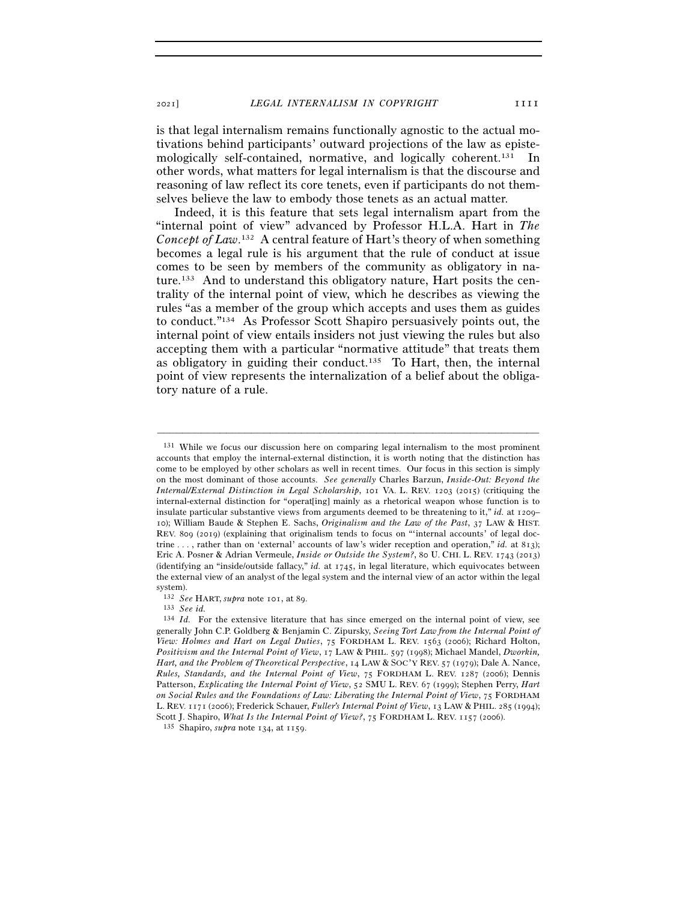is that legal internalism remains functionally agnostic to the actual motivations behind participants' outward projections of the law as epistemologically self-contained, normative, and logically coherent.[131] In other words, what matters for legal internalism is that the discourse and reasoning of law reflect its core tenets, even if participants do not themselves believe the law to embody those tenets as an actual matter.

Indeed, it is this feature that sets legal internalism apart from the "internal point of view" advanced by Professor H.L.A. Hart in *The Concept of Law*.[132] A central feature of Hart's theory of when something becomes a legal rule is his argument that the rule of conduct at issue comes to be seen by members of the community as obligatory in nature.[133] And to understand this obligatory nature, Hart posits the centrality of the internal point of view, which he describes as viewing the rules "as a member of the group which accepts and uses them as guides to conduct."[134] As Professor Scott Shapiro persuasively points out, the internal point of view entails insiders not just viewing the rules but also accepting them with a particular "normative attitude" that treats them as obligatory in guiding their conduct.[135] To Hart, then, the internal point of view represents the internalization of a belief about the obligatory nature of a rule.

---

[131] While we focus our discussion here on comparing legal internalism to the most prominent accounts that employ the internal-external distinction, it is worth noting that the distinction has come to be employed by other scholars as well in recent times. Our focus in this section is simply on the most dominant of those accounts. *See generally* Charles Barzun, *Inside-Out: Beyond the Internal/External Distinction in Legal Scholarship*, 101 VA. L. REV. 1203 (2015) (critiquing the internal-external distinction for "operat[ing] mainly as a rhetorical weapon whose function is to insulate particular substantive views from arguments deemed to be threatening to it," *id.* at 1209–10); William Baude & Stephen E. Sachs, *Originalism and the Law of the Past*, 37 LAW & HIST. REV. 809 (2019) (explaining that originalism tends to focus on "'internal accounts' of legal doctrine . . . , rather than on 'external' accounts of law's wider reception and operation," *id.* at 813); Eric A. Posner & Adrian Vermeule, *Inside or Outside the System?*, 80 U. CHI. L. REV. 1743 (2013) (identifying an "inside/outside fallacy," *id.* at 1745, in legal literature, which equivocates between the external view of an analyst of the legal system and the internal view of an actor within the legal system).

[132] *See* HART, *supra* note 101, at 89.

[133] *See id.*

[134] *Id.* For the extensive literature that has since emerged on the internal point of view, see generally John C.P. Goldberg & Benjamin C. Zipursky, *Seeing Tort Law from the Internal Point of View: Holmes and Hart on Legal Duties*, 75 FORDHAM L. REV. 1563 (2006); Richard Holton, *Positivism and the Internal Point of View*, 17 LAW & PHIL. 597 (1998); Michael Mandel, *Dworkin, Hart, and the Problem of Theoretical Perspective*, 14 LAW & SOC'Y REV. 57 (1979); Dale A. Nance, *Rules, Standards, and the Internal Point of View*, 75 FORDHAM L. REV. 1287 (2006); Dennis Patterson, *Explicating the Internal Point of View*, 52 SMU L. REV. 67 (1999); Stephen Perry, *Hart on Social Rules and the Foundations of Law: Liberating the Internal Point of View*, 75 FORDHAM L. REV. 1171 (2006); Frederick Schauer, *Fuller's Internal Point of View*, 13 LAW & PHIL. 285 (1994); Scott J. Shapiro, *What Is the Internal Point of View?*, 75 FORDHAM L. REV. 1157 (2006).

[135] Shapiro, *supra* note 134, at 1159.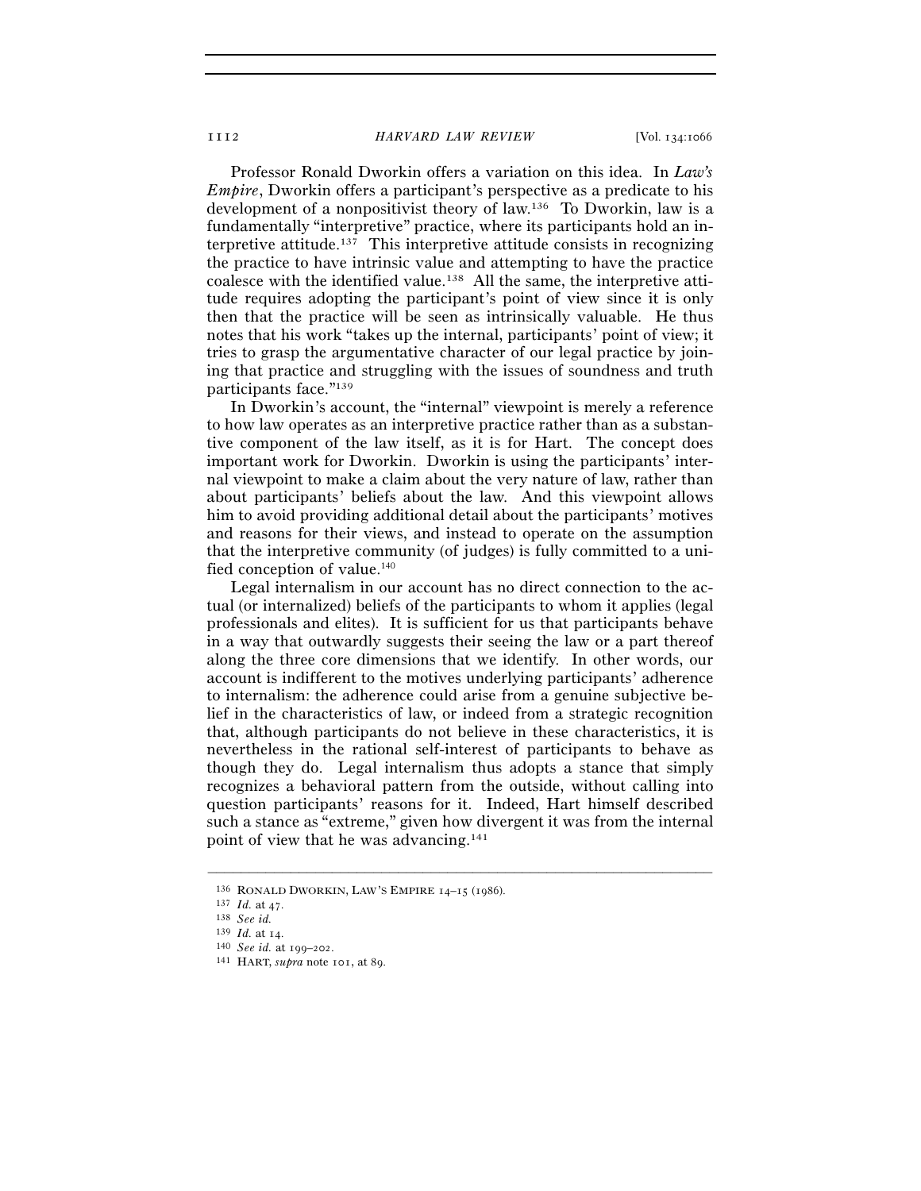Professor Ronald Dworkin offers a variation on this idea. In *Law's Empire*, Dworkin offers a participant's perspective as a predicate to his development of a nonpositivist theory of law.[136] To Dworkin, law is a fundamentally "interpretive" practice, where its participants hold an interpretive attitude.[137] This interpretive attitude consists in recognizing the practice to have intrinsic value and attempting to have the practice coalesce with the identified value.[138] All the same, the interpretive attitude requires adopting the participant's point of view since it is only then that the practice will be seen as intrinsically valuable. He thus notes that his work "takes up the internal, participants' point of view; it tries to grasp the argumentative character of our legal practice by joining that practice and struggling with the issues of soundness and truth participants face."[139]

In Dworkin's account, the "internal" viewpoint is merely a reference to how law operates as an interpretive practice rather than as a substantive component of the law itself, as it is for Hart. The concept does important work for Dworkin. Dworkin is using the participants' internal viewpoint to make a claim about the very nature of law, rather than about participants' beliefs about the law. And this viewpoint allows him to avoid providing additional detail about the participants' motives and reasons for their views, and instead to operate on the assumption that the interpretive community (of judges) is fully committed to a unified conception of value.[140]

Legal internalism in our account has no direct connection to the actual (or internalized) beliefs of the participants to whom it applies (legal professionals and elites). It is sufficient for us that participants behave in a way that outwardly suggests their seeing the law or a part thereof along the three core dimensions that we identify. In other words, our account is indifferent to the motives underlying participants' adherence to internalism: the adherence could arise from a genuine subjective belief in the characteristics of law, or indeed from a strategic recognition that, although participants do not believe in these characteristics, it is nevertheless in the rational self-interest of participants to behave as though they do. Legal internalism thus adopts a stance that simply recognizes a behavioral pattern from the outside, without calling into question participants' reasons for it. Indeed, Hart himself described such a stance as "extreme," given how divergent it was from the internal point of view that he was advancing.[141]

---

[136] RONALD DWORKIN, LAW'S EMPIRE 14–15 (1986).
[137] *Id.* at 47.
[138] *See id.*
[139] *Id.* at 14.
[140] *See id.* at 199–202.
[141] HART, *supra* note 101, at 89.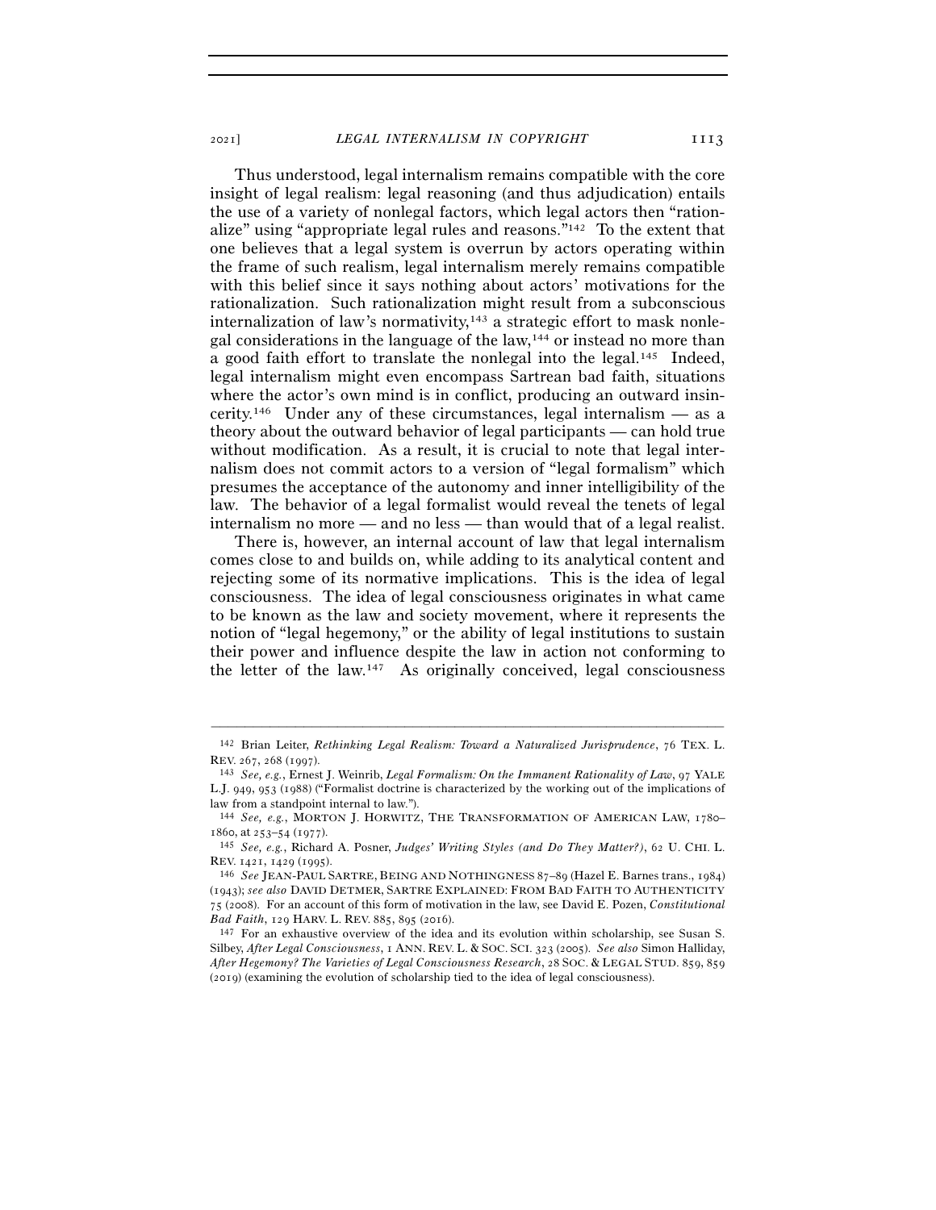Thus understood, legal internalism remains compatible with the core insight of legal realism: legal reasoning (and thus adjudication) entails the use of a variety of nonlegal factors, which legal actors then "rationalize" using "appropriate legal rules and reasons."[142] To the extent that one believes that a legal system is overrun by actors operating within the frame of such realism, legal internalism merely remains compatible with this belief since it says nothing about actors' motivations for the rationalization. Such rationalization might result from a subconscious internalization of law's normativity,[143] a strategic effort to mask nonlegal considerations in the language of the law,[144] or instead no more than a good faith effort to translate the nonlegal into the legal.[145] Indeed, legal internalism might even encompass Sartrean bad faith, situations where the actor's own mind is in conflict, producing an outward insincerity.[146] Under any of these circumstances, legal internalism — as a theory about the outward behavior of legal participants — can hold true without modification. As a result, it is crucial to note that legal internalism does not commit actors to a version of "legal formalism" which presumes the acceptance of the autonomy and inner intelligibility of the law. The behavior of a legal formalist would reveal the tenets of legal internalism no more — and no less — than would that of a legal realist.

There is, however, an internal account of law that legal internalism comes close to and builds on, while adding to its analytical content and rejecting some of its normative implications. This is the idea of legal consciousness. The idea of legal consciousness originates in what came to be known as the law and society movement, where it represents the notion of "legal hegemony," or the ability of legal institutions to sustain their power and influence despite the law in action not conforming to the letter of the law.[147] As originally conceived, legal consciousness

---

[142] Brian Leiter, *Rethinking Legal Realism: Toward a Naturalized Jurisprudence*, 76 TEX. L. REV. 267, 268 (1997).

[143] *See, e.g.*, Ernest J. Weinrib, *Legal Formalism: On the Immanent Rationality of Law*, 97 YALE L.J. 949, 953 (1988) ("Formalist doctrine is characterized by the working out of the implications of law from a standpoint internal to law.").

[144] *See, e.g.*, MORTON J. HORWITZ, THE TRANSFORMATION OF AMERICAN LAW, 1780–1860, at 253–54 (1977).

[145] *See, e.g.*, Richard A. Posner, *Judges' Writing Styles (and Do They Matter?)*, 62 U. CHI. L. REV. 1421, 1429 (1995).

[146] *See* JEAN-PAUL SARTRE, BEING AND NOTHINGNESS 87–89 (Hazel E. Barnes trans., 1984) (1943); *see also* DAVID DETMER, SARTRE EXPLAINED: FROM BAD FAITH TO AUTHENTICITY 75 (2008). For an account of this form of motivation in the law, see David E. Pozen, *Constitutional Bad Faith*, 129 HARV. L. REV. 885, 895 (2016).

[147] For an exhaustive overview of the idea and its evolution within scholarship, see Susan S. Silbey, *After Legal Consciousness*, 1 ANN. REV. L. & SOC. SCI. 323 (2005). *See also* Simon Halliday, *After Hegemony? The Varieties of Legal Consciousness Research*, 28 SOC. & LEGAL STUD. 859, 859 (2019) (examining the evolution of scholarship tied to the idea of legal consciousness).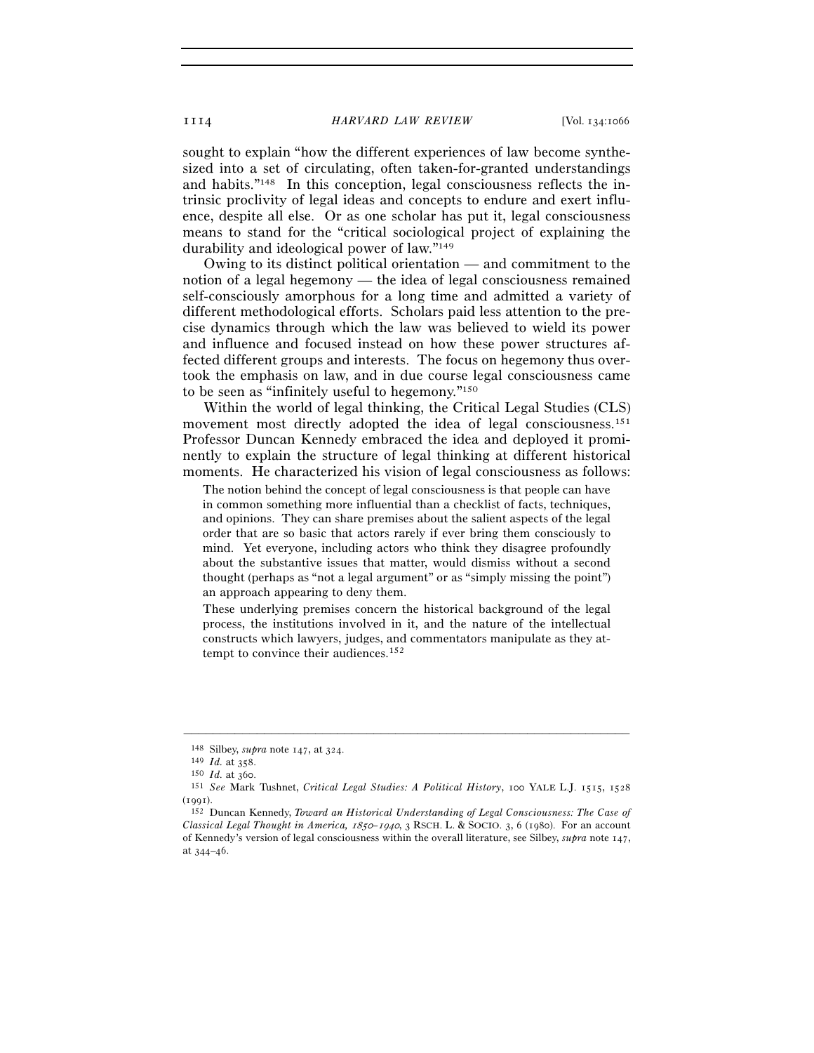sought to explain "how the different experiences of law become synthesized into a set of circulating, often taken-for-granted understandings and habits."[148] In this conception, legal consciousness reflects the intrinsic proclivity of legal ideas and concepts to endure and exert influence, despite all else. Or as one scholar has put it, legal consciousness means to stand for the "critical sociological project of explaining the durability and ideological power of law."[149]

Owing to its distinct political orientation — and commitment to the notion of a legal hegemony — the idea of legal consciousness remained self-consciously amorphous for a long time and admitted a variety of different methodological efforts. Scholars paid less attention to the precise dynamics through which the law was believed to wield its power and influence and focused instead on how these power structures affected different groups and interests. The focus on hegemony thus overtook the emphasis on law, and in due course legal consciousness came to be seen as "infinitely useful to hegemony."[150]

Within the world of legal thinking, the Critical Legal Studies (CLS) movement most directly adopted the idea of legal consciousness.[151] Professor Duncan Kennedy embraced the idea and deployed it prominently to explain the structure of legal thinking at different historical moments. He characterized his vision of legal consciousness as follows:

> The notion behind the concept of legal consciousness is that people can have in common something more influential than a checklist of facts, techniques, and opinions. They can share premises about the salient aspects of the legal order that are so basic that actors rarely if ever bring them consciously to mind. Yet everyone, including actors who think they disagree profoundly about the substantive issues that matter, would dismiss without a second thought (perhaps as "not a legal argument" or as "simply missing the point") an approach appearing to deny them.
>
> These underlying premises concern the historical background of the legal process, the institutions involved in it, and the nature of the intellectual constructs which lawyers, judges, and commentators manipulate as they attempt to convince their audiences.[152]

---

[148] Silbey, *supra* note 147, at 324.

[149] *Id.* at 358.

[150] *Id.* at 360.

[151] *See* Mark Tushnet, *Critical Legal Studies: A Political History*, 100 YALE L.J. 1515, 1528 (1991).

[152] Duncan Kennedy, *Toward an Historical Understanding of Legal Consciousness: The Case of Classical Legal Thought in America, 1850–1940*, 3 RSCH. L. & SOCIO. 3, 6 (1980). For an account of Kennedy's version of legal consciousness within the overall literature, see Silbey, *supra* note 147, at 344–46.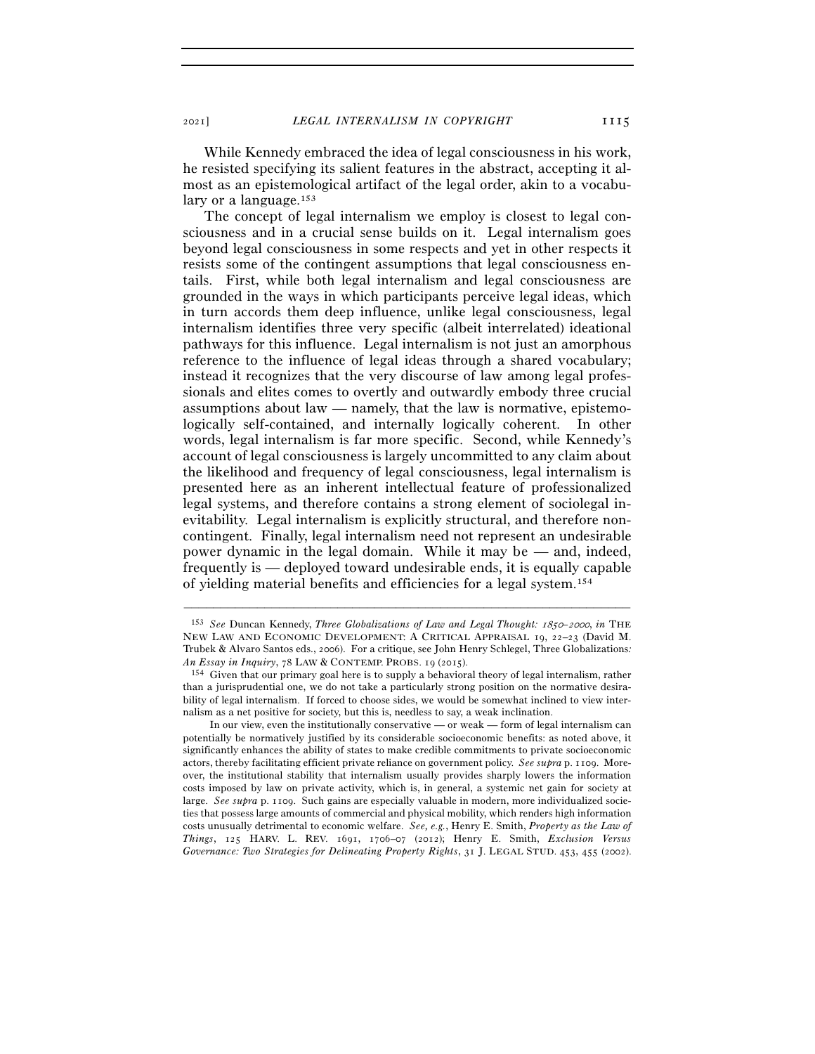While Kennedy embraced the idea of legal consciousness in his work, he resisted specifying its salient features in the abstract, accepting it almost as an epistemological artifact of the legal order, akin to a vocabulary or a language.[153]

The concept of legal internalism we employ is closest to legal consciousness and in a crucial sense builds on it. Legal internalism goes beyond legal consciousness in some respects and yet in other respects it resists some of the contingent assumptions that legal consciousness entails. First, while both legal internalism and legal consciousness are grounded in the ways in which participants perceive legal ideas, which in turn accords them deep influence, unlike legal consciousness, legal internalism identifies three very specific (albeit interrelated) ideational pathways for this influence. Legal internalism is not just an amorphous reference to the influence of legal ideas through a shared vocabulary; instead it recognizes that the very discourse of law among legal professionals and elites comes to overtly and outwardly embody three crucial assumptions about law — namely, that the law is normative, epistemologically self-contained, and internally logically coherent. In other words, legal internalism is far more specific. Second, while Kennedy's account of legal consciousness is largely uncommitted to any claim about the likelihood and frequency of legal consciousness, legal internalism is presented here as an inherent intellectual feature of professionalized legal systems, and therefore contains a strong element of sociolegal inevitability. Legal internalism is explicitly structural, and therefore noncontingent. Finally, legal internalism need not represent an undesirable power dynamic in the legal domain. While it may be — and, indeed, frequently is — deployed toward undesirable ends, it is equally capable of yielding material benefits and efficiencies for a legal system.[154]

---

[153] *See* Duncan Kennedy, *Three Globalizations of Law and Legal Thought: 1850–2000*, *in* THE NEW LAW AND ECONOMIC DEVELOPMENT: A CRITICAL APPRAISAL 19, 22–23 (David M. Trubek & Alvaro Santos eds., 2006). For a critique, see John Henry Schlegel, Three Globalizations*: An Essay in Inquiry*, 78 LAW & CONTEMP. PROBS. 19 (2015).

[154] Given that our primary goal here is to supply a behavioral theory of legal internalism, rather than a jurisprudential one, we do not take a particularly strong position on the normative desirability of legal internalism. If forced to choose sides, we would be somewhat inclined to view internalism as a net positive for society, but this is, needless to say, a weak inclination.

In our view, even the institutionally conservative — or weak — form of legal internalism can potentially be normatively justified by its considerable socioeconomic benefits: as noted above, it significantly enhances the ability of states to make credible commitments to private socioeconomic actors, thereby facilitating efficient private reliance on government policy. *See supra* p. 1109. Moreover, the institutional stability that internalism usually provides sharply lowers the information costs imposed by law on private activity, which is, in general, a systemic net gain for society at large. *See supra* p. 1109. Such gains are especially valuable in modern, more individualized societies that possess large amounts of commercial and physical mobility, which renders high information costs unusually detrimental to economic welfare. *See, e.g.*, Henry E. Smith, *Property as the Law of Things*, 125 HARV. L. REV. 1691, 1706–07 (2012); Henry E. Smith, *Exclusion Versus Governance: Two Strategies for Delineating Property Rights*, 31 J. LEGAL STUD. 453, 455 (2002).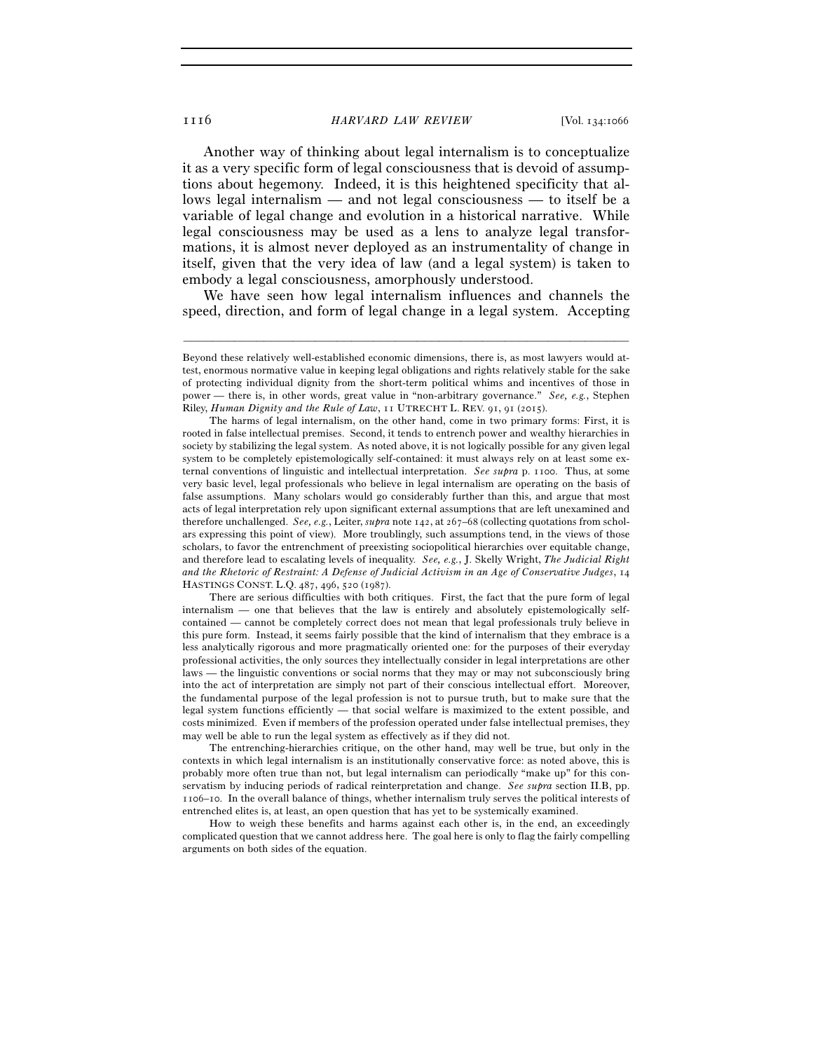Another way of thinking about legal internalism is to conceptualize it as a very specific form of legal consciousness that is devoid of assumptions about hegemony. Indeed, it is this heightened specificity that allows legal internalism — and not legal consciousness — to itself be a variable of legal change and evolution in a historical narrative. While legal consciousness may be used as a lens to analyze legal transformations, it is almost never deployed as an instrumentality of change in itself, given that the very idea of law (and a legal system) is taken to embody a legal consciousness, amorphously understood.

We have seen how legal internalism influences and channels the speed, direction, and form of legal change in a legal system. Accepting

---

Beyond these relatively well-established economic dimensions, there is, as most lawyers would attest, enormous normative value in keeping legal obligations and rights relatively stable for the sake of protecting individual dignity from the short-term political whims and incentives of those in power — there is, in other words, great value in "non-arbitrary governance." *See, e.g.*, Stephen Riley, *Human Dignity and the Rule of Law*, 11 UTRECHT L. REV. 91, 91 (2015).

The harms of legal internalism, on the other hand, come in two primary forms: First, it is rooted in false intellectual premises. Second, it tends to entrench power and wealthy hierarchies in society by stabilizing the legal system. As noted above, it is not logically possible for any given legal system to be completely epistemologically self-contained: it must always rely on at least some external conventions of linguistic and intellectual interpretation. *See supra* p. 1100. Thus, at some very basic level, legal professionals who believe in legal internalism are operating on the basis of false assumptions. Many scholars would go considerably further than this, and argue that most acts of legal interpretation rely upon significant external assumptions that are left unexamined and therefore unchallenged. *See, e.g.*, Leiter, *supra* note 142, at 267–68 (collecting quotations from scholars expressing this point of view). More troublingly, such assumptions tend, in the views of those scholars, to favor the entrenchment of preexisting sociopolitical hierarchies over equitable change, and therefore lead to escalating levels of inequality. *See, e.g.*, J. Skelly Wright, *The Judicial Right and the Rhetoric of Restraint: A Defense of Judicial Activism in an Age of Conservative Judges*, 14 HASTINGS CONST. L.Q. 487, 496, 520 (1987).

There are serious difficulties with both critiques. First, the fact that the pure form of legal internalism — one that believes that the law is entirely and absolutely epistemologically self-contained — cannot be completely correct does not mean that legal professionals truly believe in this pure form. Instead, it seems fairly possible that the kind of internalism that they embrace is a less analytically rigorous and more pragmatically oriented one: for the purposes of their everyday professional activities, the only sources they intellectually consider in legal interpretations are other laws — the linguistic conventions or social norms that they may or may not subconsciously bring into the act of interpretation are simply not part of their conscious intellectual effort. Moreover, the fundamental purpose of the legal profession is not to pursue truth, but to make sure that the legal system functions efficiently — that social welfare is maximized to the extent possible, and costs minimized. Even if members of the profession operated under false intellectual premises, they may well be able to run the legal system as effectively as if they did not.

The entrenching-hierarchies critique, on the other hand, may well be true, but only in the contexts in which legal internalism is an institutionally conservative force: as noted above, this is probably more often true than not, but legal internalism can periodically "make up" for this conservatism by inducing periods of radical reinterpretation and change. *See supra* section II.B, pp. 1106–10. In the overall balance of things, whether internalism truly serves the political interests of entrenched elites is, at least, an open question that has yet to be systemically examined.

How to weigh these benefits and harms against each other is, in the end, an exceedingly complicated question that we cannot address here. The goal here is only to flag the fairly compelling arguments on both sides of the equation.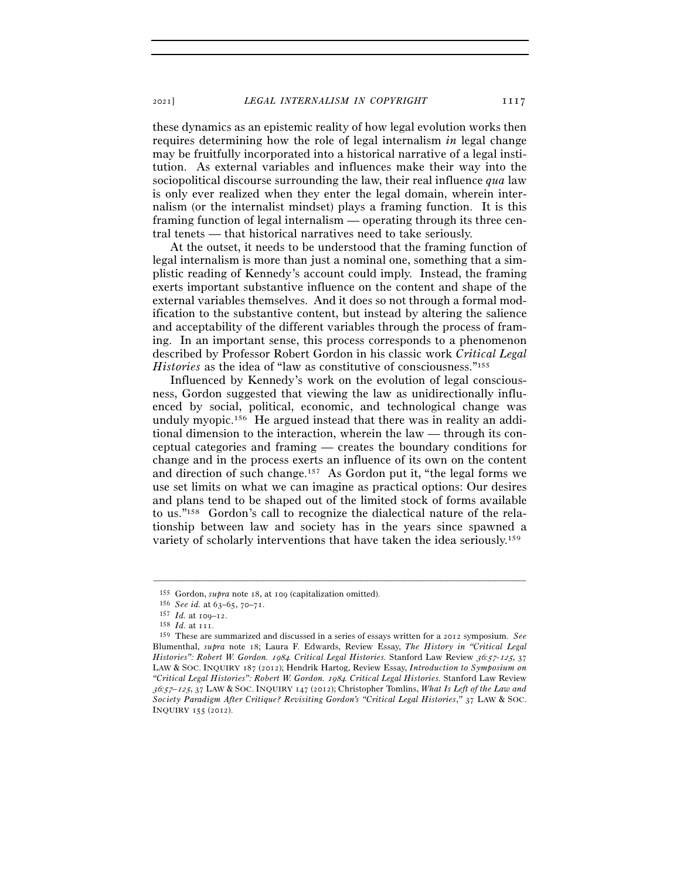these dynamics as an epistemic reality of how legal evolution works then requires determining how the role of legal internalism *in* legal change may be fruitfully incorporated into a historical narrative of a legal institution. As external variables and influences make their way into the sociopolitical discourse surrounding the law, their real influence *qua* law is only ever realized when they enter the legal domain, wherein internalism (or the internalist mindset) plays a framing function. It is this framing function of legal internalism — operating through its three central tenets — that historical narratives need to take seriously.

At the outset, it needs to be understood that the framing function of legal internalism is more than just a nominal one, something that a simplistic reading of Kennedy's account could imply. Instead, the framing exerts important substantive influence on the content and shape of the external variables themselves. And it does so not through a formal modification to the substantive content, but instead by altering the salience and acceptability of the different variables through the process of framing. In an important sense, this process corresponds to a phenomenon described by Professor Robert Gordon in his classic work *Critical Legal Histories* as the idea of "law as constitutive of consciousness."[155]

Influenced by Kennedy's work on the evolution of legal consciousness, Gordon suggested that viewing the law as unidirectionally influenced by social, political, economic, and technological change was unduly myopic.[156] He argued instead that there was in reality an additional dimension to the interaction, wherein the law — through its conceptual categories and framing — creates the boundary conditions for change and in the process exerts an influence of its own on the content and direction of such change.[157] As Gordon put it, "the legal forms we use set limits on what we can imagine as practical options: Our desires and plans tend to be shaped out of the limited stock of forms available to us."[158] Gordon's call to recognize the dialectical nature of the relationship between law and society has in the years since spawned a variety of scholarly interventions that have taken the idea seriously.[159]

---

[155] Gordon, *supra* note 18, at 109 (capitalization omitted).

[156] *See id.* at 63–65, 70–71.

[157] *Id.* at 109–12.

[158] *Id.* at 111.

[159] These are summarized and discussed in a series of essays written for a 2012 symposium. *See* Blumenthal, *supra* note 18; Laura F. Edwards, Review Essay, *The History in "Critical Legal Histories": Robert W. Gordon. 1984. Critical Legal Histories.* Stanford Law Review *36:57-125*, 37 LAW & SOC. INQUIRY 187 (2012); Hendrik Hartog, Review Essay, *Introduction to Symposium on "Critical Legal Histories": Robert W. Gordon. 1984. Critical Legal Histories.* Stanford Law Review *36:57–125*, 37 LAW & SOC. INQUIRY 147 (2012); Christopher Tomlins, *What Is Left of the Law and Society Paradigm After Critique? Revisiting Gordon's "Critical Legal Histories*,*"* 37 LAW & SOC. INQUIRY 155 (2012).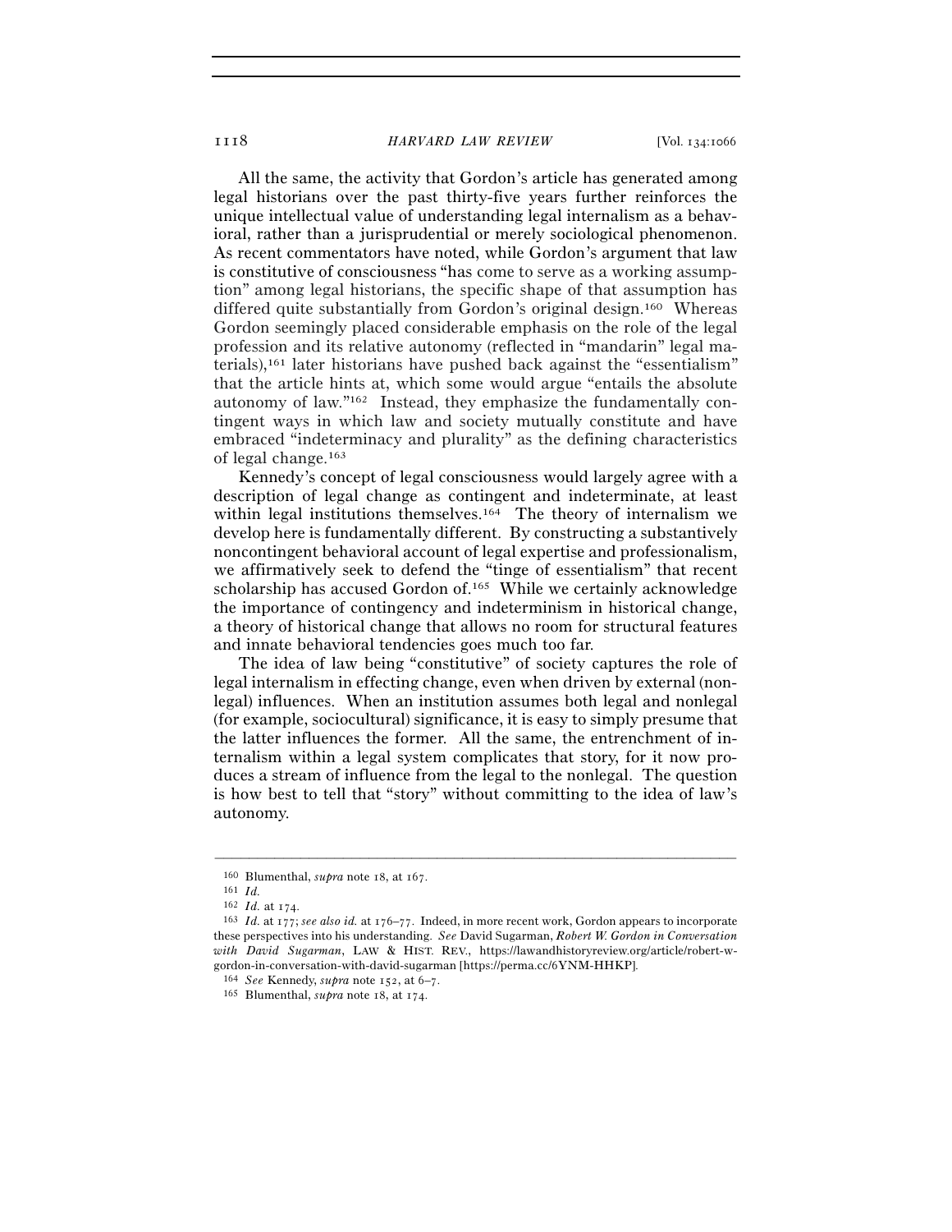All the same, the activity that Gordon's article has generated among legal historians over the past thirty-five years further reinforces the unique intellectual value of understanding legal internalism as a behavioral, rather than a jurisprudential or merely sociological phenomenon. As recent commentators have noted, while Gordon's argument that law is constitutive of consciousness "has come to serve as a working assumption" among legal historians, the specific shape of that assumption has differed quite substantially from Gordon's original design.[160] Whereas Gordon seemingly placed considerable emphasis on the role of the legal profession and its relative autonomy (reflected in "mandarin" legal materials),[161] later historians have pushed back against the "essentialism" that the article hints at, which some would argue "entails the absolute autonomy of law."[162] Instead, they emphasize the fundamentally contingent ways in which law and society mutually constitute and have embraced "indeterminacy and plurality" as the defining characteristics of legal change.[163]

Kennedy's concept of legal consciousness would largely agree with a description of legal change as contingent and indeterminate, at least within legal institutions themselves.[164] The theory of internalism we develop here is fundamentally different. By constructing a substantively noncontingent behavioral account of legal expertise and professionalism, we affirmatively seek to defend the "tinge of essentialism" that recent scholarship has accused Gordon of.[165] While we certainly acknowledge the importance of contingency and indeterminism in historical change, a theory of historical change that allows no room for structural features and innate behavioral tendencies goes much too far.

The idea of law being "constitutive" of society captures the role of legal internalism in effecting change, even when driven by external (nonlegal) influences. When an institution assumes both legal and nonlegal (for example, sociocultural) significance, it is easy to simply presume that the latter influences the former. All the same, the entrenchment of internalism within a legal system complicates that story, for it now produces a stream of influence from the legal to the nonlegal. The question is how best to tell that "story" without committing to the idea of law's autonomy.

---

[160] Blumenthal, *supra* note 18, at 167.

[161] *Id.*

[162] *Id.* at 174.

[163] *Id.* at 177; *see also id.* at 176–77. Indeed, in more recent work, Gordon appears to incorporate these perspectives into his understanding. *See* David Sugarman, *Robert W. Gordon in Conversation with David Sugarman*, LAW & HIST. REV., https://lawandhistoryreview.org/article/robert-w-gordon-in-conversation-with-david-sugarman [https://perma.cc/6YNM-HHKP].

[164] *See* Kennedy, *supra* note 152, at 6–7.

[165] Blumenthal, *supra* note 18, at 174.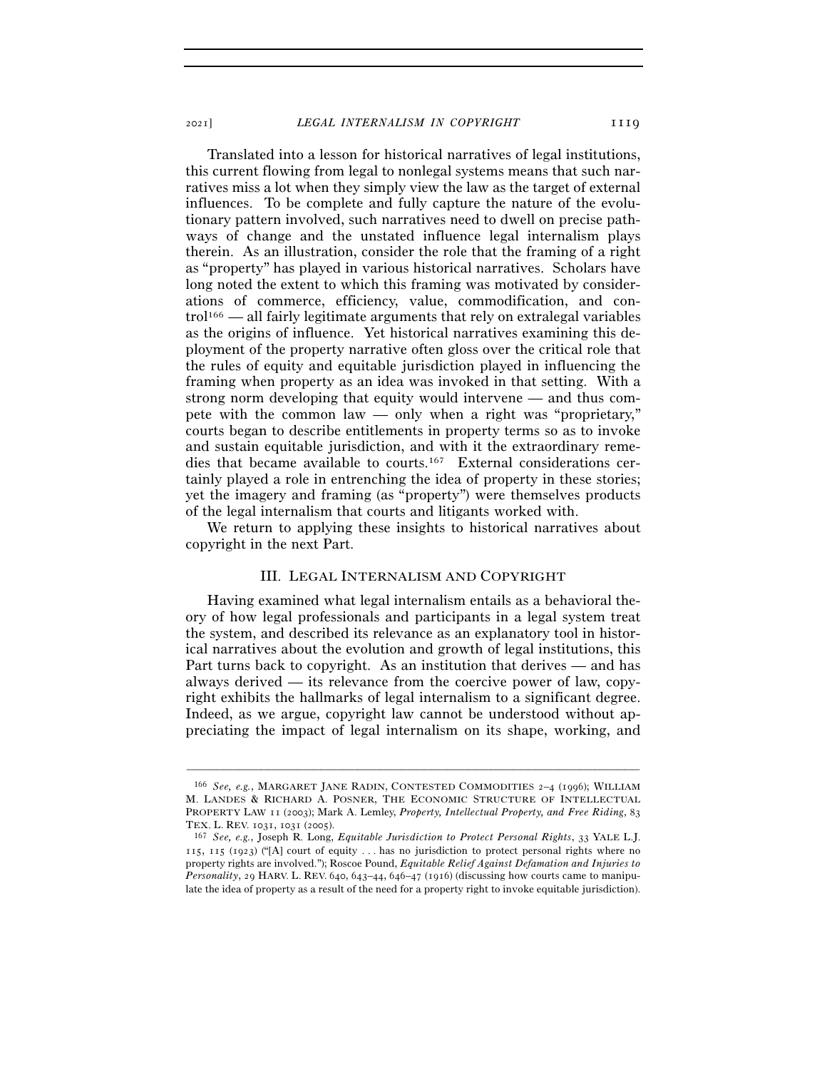Translated into a lesson for historical narratives of legal institutions, this current flowing from legal to nonlegal systems means that such narratives miss a lot when they simply view the law as the target of external influences. To be complete and fully capture the nature of the evolutionary pattern involved, such narratives need to dwell on precise pathways of change and the unstated influence legal internalism plays therein. As an illustration, consider the role that the framing of a right as "property" has played in various historical narratives. Scholars have long noted the extent to which this framing was motivated by considerations of commerce, efficiency, value, commodification, and control[166] — all fairly legitimate arguments that rely on extralegal variables as the origins of influence. Yet historical narratives examining this deployment of the property narrative often gloss over the critical role that the rules of equity and equitable jurisdiction played in influencing the framing when property as an idea was invoked in that setting. With a strong norm developing that equity would intervene — and thus compete with the common law — only when a right was "proprietary," courts began to describe entitlements in property terms so as to invoke and sustain equitable jurisdiction, and with it the extraordinary remedies that became available to courts.[167] External considerations certainly played a role in entrenching the idea of property in these stories; yet the imagery and framing (as "property") were themselves products of the legal internalism that courts and litigants worked with.

We return to applying these insights to historical narratives about copyright in the next Part.

## III. LEGAL INTERNALISM AND COPYRIGHT

Having examined what legal internalism entails as a behavioral theory of how legal professionals and participants in a legal system treat the system, and described its relevance as an explanatory tool in historical narratives about the evolution and growth of legal institutions, this Part turns back to copyright. As an institution that derives — and has always derived — its relevance from the coercive power of law, copyright exhibits the hallmarks of legal internalism to a significant degree. Indeed, as we argue, copyright law cannot be understood without appreciating the impact of legal internalism on its shape, working, and

---

[166] *See, e.g.*, MARGARET JANE RADIN, CONTESTED COMMODITIES 2–4 (1996); WILLIAM M. LANDES & RICHARD A. POSNER, THE ECONOMIC STRUCTURE OF INTELLECTUAL PROPERTY LAW 11 (2003); Mark A. Lemley, *Property, Intellectual Property, and Free Riding*, 83 TEX. L. REV. 1031, 1031 (2005).

[167] *See, e.g.*, Joseph R. Long, *Equitable Jurisdiction to Protect Personal Rights*, 33 YALE L.J. 115, 115 (1923) ("[A] court of equity . . . has no jurisdiction to protect personal rights where no property rights are involved."); Roscoe Pound, *Equitable Relief Against Defamation and Injuries to Personality*, 29 HARV. L. REV. 640, 643–44, 646–47 (1916) (discussing how courts came to manipulate the idea of property as a result of the need for a property right to invoke equitable jurisdiction).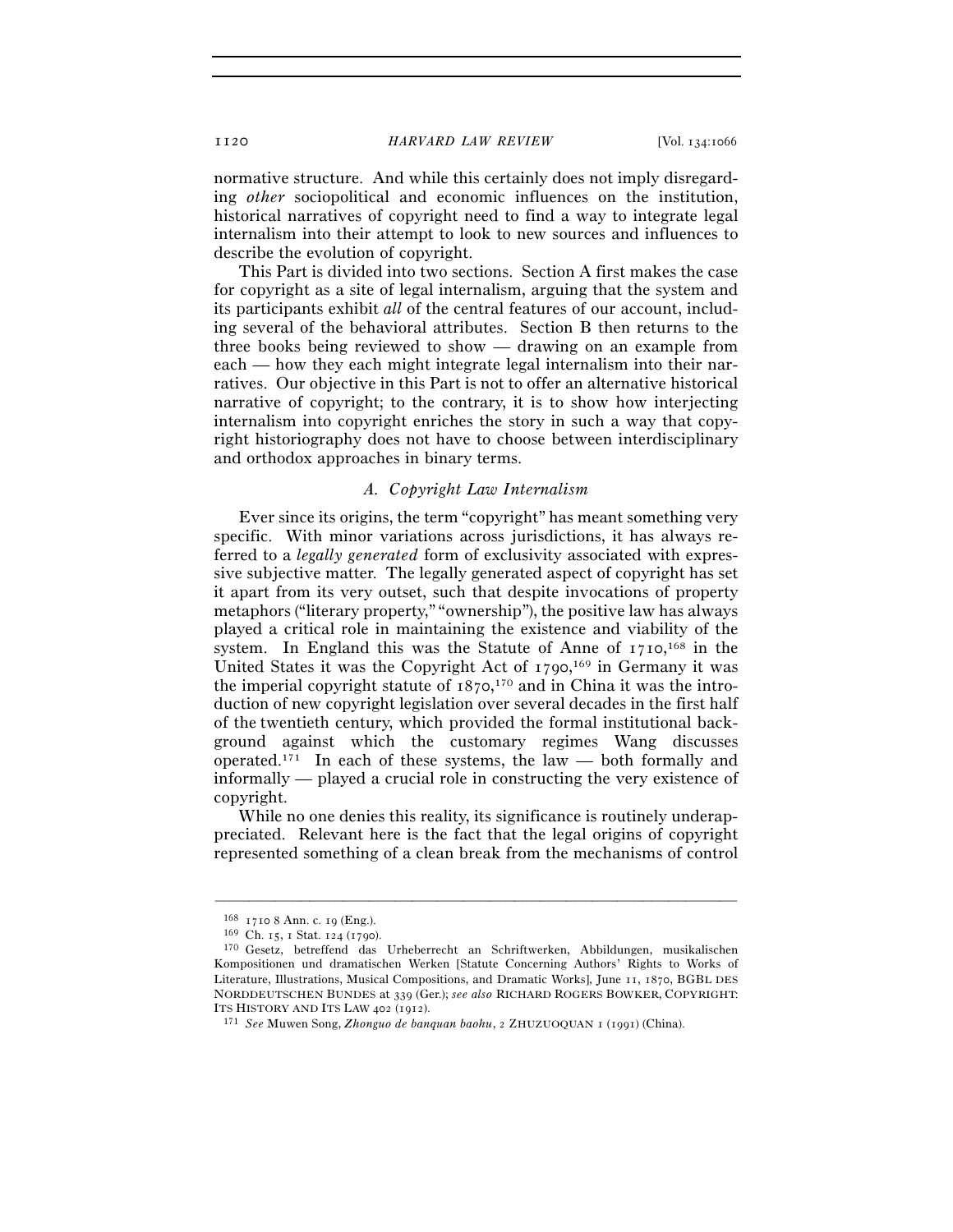normative structure. And while this certainly does not imply disregarding *other* sociopolitical and economic influences on the institution, historical narratives of copyright need to find a way to integrate legal internalism into their attempt to look to new sources and influences to describe the evolution of copyright.

This Part is divided into two sections. Section A first makes the case for copyright as a site of legal internalism, arguing that the system and its participants exhibit *all* of the central features of our account, including several of the behavioral attributes. Section B then returns to the three books being reviewed to show — drawing on an example from each — how they each might integrate legal internalism into their narratives. Our objective in this Part is not to offer an alternative historical narrative of copyright; to the contrary, it is to show how interjecting internalism into copyright enriches the story in such a way that copyright historiography does not have to choose between interdisciplinary and orthodox approaches in binary terms.

### *A. Copyright Law Internalism*

Ever since its origins, the term "copyright" has meant something very specific. With minor variations across jurisdictions, it has always referred to a *legally generated* form of exclusivity associated with expressive subjective matter. The legally generated aspect of copyright has set it apart from its very outset, such that despite invocations of property metaphors ("literary property," "ownership"), the positive law has always played a critical role in maintaining the existence and viability of the system. In England this was the Statute of Anne of 1710,[168] in the United States it was the Copyright Act of 1790,[169] in Germany it was the imperial copyright statute of 1870,[170] and in China it was the introduction of new copyright legislation over several decades in the first half of the twentieth century, which provided the formal institutional background against which the customary regimes Wang discusses operated.[171] In each of these systems, the law — both formally and informally — played a crucial role in constructing the very existence of copyright.

While no one denies this reality, its significance is routinely underappreciated. Relevant here is the fact that the legal origins of copyright represented something of a clean break from the mechanisms of control

---

[168] 1710 8 Ann. c. 19 (Eng.).

[169] Ch. 15, 1 Stat. 124 (1790).

[170] Gesetz, betreffend das Urheberrecht an Schriftwerken, Abbildungen, musikalischen Kompositionen und dramatischen Werken [Statute Concerning Authors' Rights to Works of Literature, Illustrations, Musical Compositions, and Dramatic Works], June 11, 1870, BGBL DES NORDDEUTSCHEN BUNDES at 339 (Ger.); *see also* RICHARD ROGERS BOWKER, COPYRIGHT: ITS HISTORY AND ITS LAW 402 (1912).

[171] *See* Muwen Song, *Zhonguo de banquan baohu*, 2 ZHUZUOQUAN 1 (1991) (China).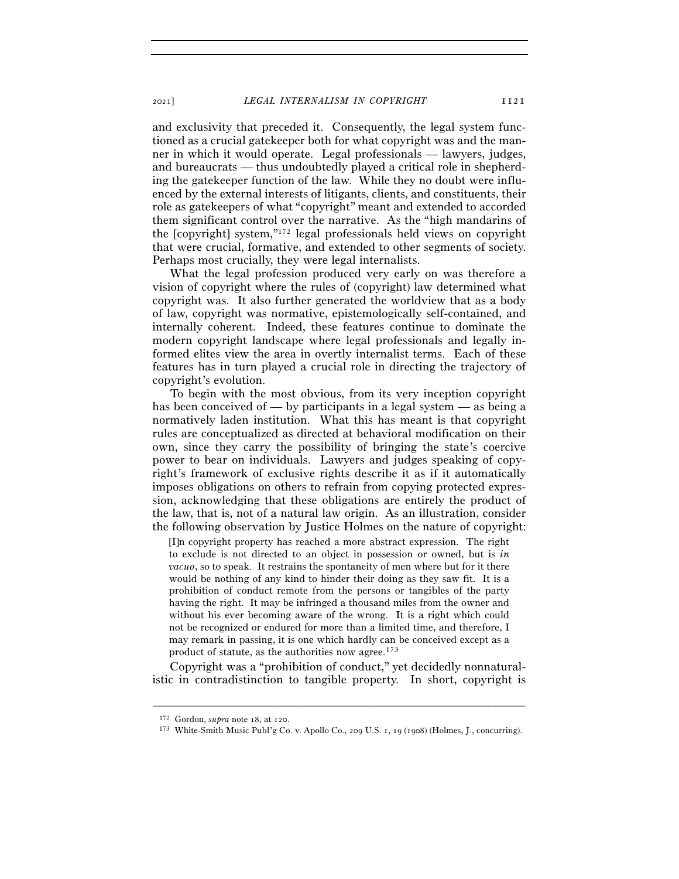and exclusivity that preceded it. Consequently, the legal system functioned as a crucial gatekeeper both for what copyright was and the manner in which it would operate. Legal professionals — lawyers, judges, and bureaucrats — thus undoubtedly played a critical role in shepherding the gatekeeper function of the law. While they no doubt were influenced by the external interests of litigants, clients, and constituents, their role as gatekeepers of what "copyright" meant and extended to accorded them significant control over the narrative. As the "high mandarins of the [copyright] system,"[172] legal professionals held views on copyright that were crucial, formative, and extended to other segments of society. Perhaps most crucially, they were legal internalists.

What the legal profession produced very early on was therefore a vision of copyright where the rules of (copyright) law determined what copyright was. It also further generated the worldview that as a body of law, copyright was normative, epistemologically self-contained, and internally coherent. Indeed, these features continue to dominate the modern copyright landscape where legal professionals and legally informed elites view the area in overtly internalist terms. Each of these features has in turn played a crucial role in directing the trajectory of copyright's evolution.

To begin with the most obvious, from its very inception copyright has been conceived of — by participants in a legal system — as being a normatively laden institution. What this has meant is that copyright rules are conceptualized as directed at behavioral modification on their own, since they carry the possibility of bringing the state's coercive power to bear on individuals. Lawyers and judges speaking of copyright's framework of exclusive rights describe it as if it automatically imposes obligations on others to refrain from copying protected expression, acknowledging that these obligations are entirely the product of the law, that is, not of a natural law origin. As an illustration, consider the following observation by Justice Holmes on the nature of copyright:

> [I]n copyright property has reached a more abstract expression. The right to exclude is not directed to an object in possession or owned, but is *in vacuo*, so to speak. It restrains the spontaneity of men where but for it there would be nothing of any kind to hinder their doing as they saw fit. It is a prohibition of conduct remote from the persons or tangibles of the party having the right. It may be infringed a thousand miles from the owner and without his ever becoming aware of the wrong. It is a right which could not be recognized or endured for more than a limited time, and therefore, I may remark in passing, it is one which hardly can be conceived except as a product of statute, as the authorities now agree.[173]

Copyright was a "prohibition of conduct," yet decidedly nonnaturalistic in contradistinction to tangible property. In short, copyright is

---

[172] Gordon, *supra* note 18, at 120.

[173] White-Smith Music Publ'g Co. v. Apollo Co., 209 U.S. 1, 19 (1908) (Holmes, J., concurring).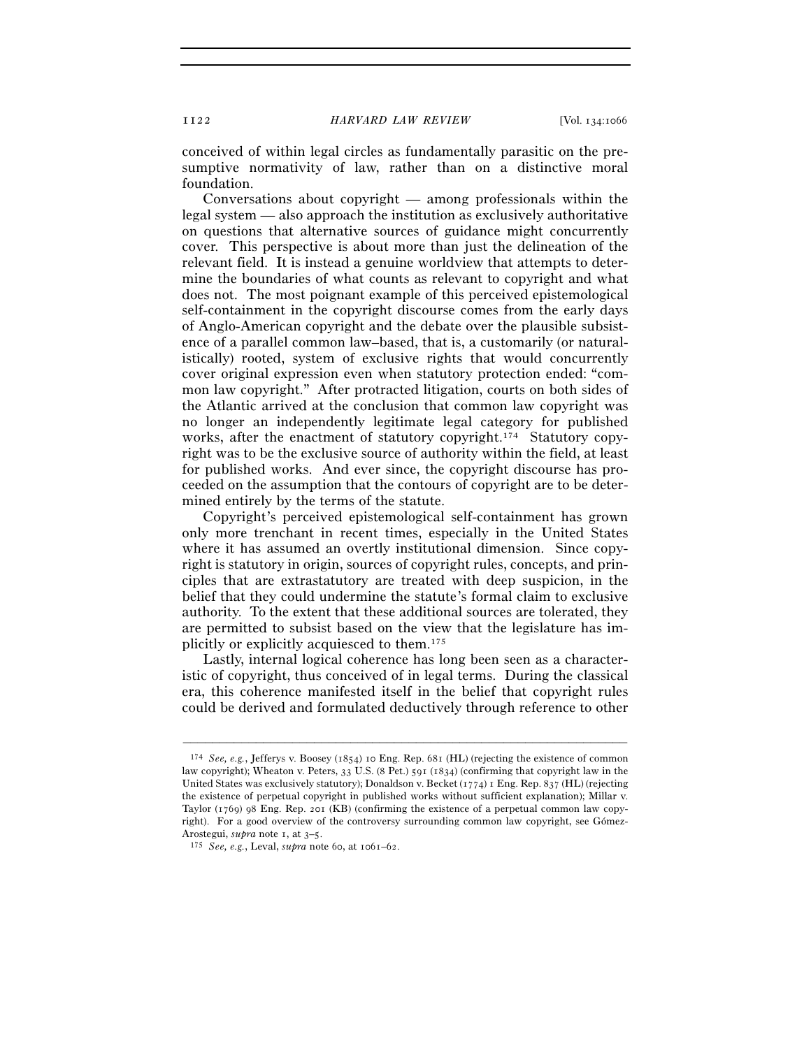conceived of within legal circles as fundamentally parasitic on the presumptive normativity of law, rather than on a distinctive moral foundation.

Conversations about copyright — among professionals within the legal system — also approach the institution as exclusively authoritative on questions that alternative sources of guidance might concurrently cover. This perspective is about more than just the delineation of the relevant field. It is instead a genuine worldview that attempts to determine the boundaries of what counts as relevant to copyright and what does not. The most poignant example of this perceived epistemological self-containment in the copyright discourse comes from the early days of Anglo-American copyright and the debate over the plausible subsistence of a parallel common law–based, that is, a customarily (or naturalistically) rooted, system of exclusive rights that would concurrently cover original expression even when statutory protection ended: "common law copyright." After protracted litigation, courts on both sides of the Atlantic arrived at the conclusion that common law copyright was no longer an independently legitimate legal category for published works, after the enactment of statutory copyright.[174] Statutory copyright was to be the exclusive source of authority within the field, at least for published works. And ever since, the copyright discourse has proceeded on the assumption that the contours of copyright are to be determined entirely by the terms of the statute.

Copyright's perceived epistemological self-containment has grown only more trenchant in recent times, especially in the United States where it has assumed an overtly institutional dimension. Since copyright is statutory in origin, sources of copyright rules, concepts, and principles that are extrastatutory are treated with deep suspicion, in the belief that they could undermine the statute's formal claim to exclusive authority. To the extent that these additional sources are tolerated, they are permitted to subsist based on the view that the legislature has implicitly or explicitly acquiesced to them.[175]

Lastly, internal logical coherence has long been seen as a characteristic of copyright, thus conceived of in legal terms. During the classical era, this coherence manifested itself in the belief that copyright rules could be derived and formulated deductively through reference to other

---

[174] *See, e.g.*, Jefferys v. Boosey (1854) 10 Eng. Rep. 681 (HL) (rejecting the existence of common law copyright); Wheaton v. Peters, 33 U.S. (8 Pet.) 591 (1834) (confirming that copyright law in the United States was exclusively statutory); Donaldson v. Becket (1774) 1 Eng. Rep. 837 (HL) (rejecting the existence of perpetual copyright in published works without sufficient explanation); Millar v. Taylor (1769) 98 Eng. Rep. 201 (KB) (confirming the existence of a perpetual common law copyright). For a good overview of the controversy surrounding common law copyright, see Gómez-Arostegui, *supra* note 1, at 3–5.

[175] *See, e.g.*, Leval, *supra* note 60, at 1061–62.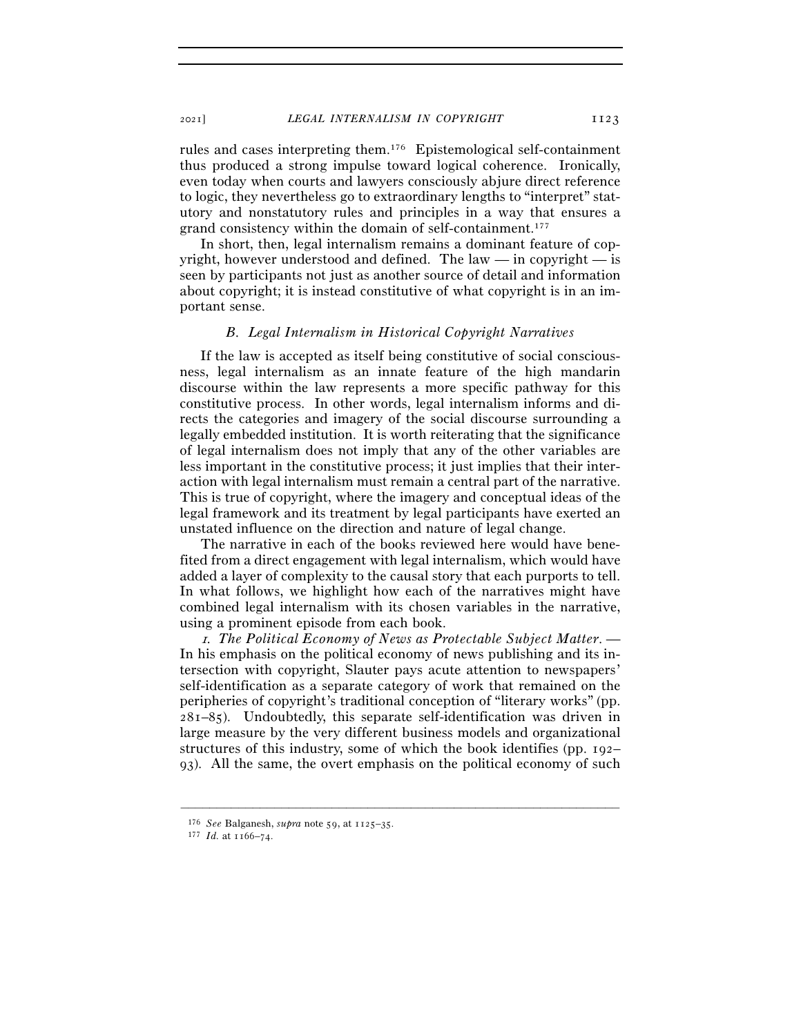rules and cases interpreting them.[176] Epistemological self-containment thus produced a strong impulse toward logical coherence. Ironically, even today when courts and lawyers consciously abjure direct reference to logic, they nevertheless go to extraordinary lengths to "interpret" statutory and nonstatutory rules and principles in a way that ensures a grand consistency within the domain of self-containment.[177]

In short, then, legal internalism remains a dominant feature of copyright, however understood and defined. The law — in copyright — is seen by participants not just as another source of detail and information about copyright; it is instead constitutive of what copyright is in an important sense.

### *B. Legal Internalism in Historical Copyright Narratives*

If the law is accepted as itself being constitutive of social consciousness, legal internalism as an innate feature of the high mandarin discourse within the law represents a more specific pathway for this constitutive process. In other words, legal internalism informs and directs the categories and imagery of the social discourse surrounding a legally embedded institution. It is worth reiterating that the significance of legal internalism does not imply that any of the other variables are less important in the constitutive process; it just implies that their interaction with legal internalism must remain a central part of the narrative. This is true of copyright, where the imagery and conceptual ideas of the legal framework and its treatment by legal participants have exerted an unstated influence on the direction and nature of legal change.

The narrative in each of the books reviewed here would have benefited from a direct engagement with legal internalism, which would have added a layer of complexity to the causal story that each purports to tell. In what follows, we highlight how each of the narratives might have combined legal internalism with its chosen variables in the narrative, using a prominent episode from each book.

*1. The Political Economy of News as Protectable Subject Matter.* — In his emphasis on the political economy of news publishing and its intersection with copyright, Slauter pays acute attention to newspapers' self-identification as a separate category of work that remained on the peripheries of copyright's traditional conception of "literary works" (pp. 281–85). Undoubtedly, this separate self-identification was driven in large measure by the very different business models and organizational structures of this industry, some of which the book identifies (pp. 192–93). All the same, the overt emphasis on the political economy of such

---

[176] *See* Balganesh, *supra* note 59, at 1125–35.

[177] *Id.* at 1166–74.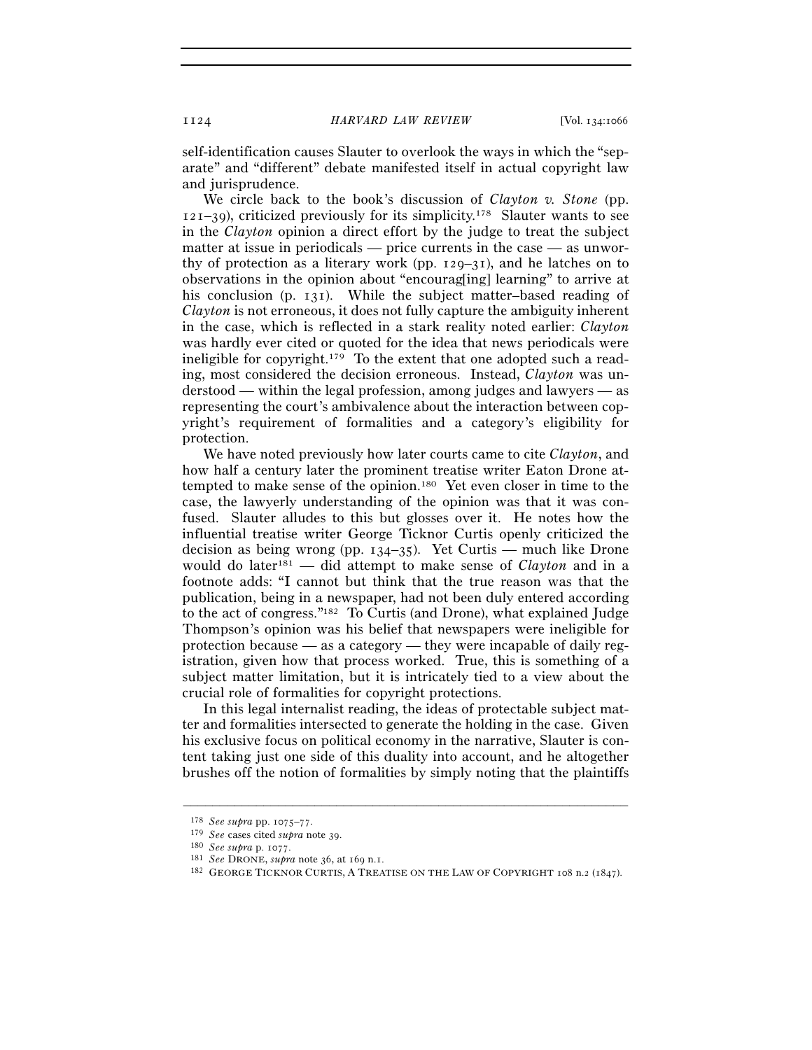self-identification causes Slauter to overlook the ways in which the "separate" and "different" debate manifested itself in actual copyright law and jurisprudence.

We circle back to the book's discussion of *Clayton v. Stone* (pp. 121–39), criticized previously for its simplicity.[178] Slauter wants to see in the *Clayton* opinion a direct effort by the judge to treat the subject matter at issue in periodicals — price currents in the case — as unworthy of protection as a literary work (pp. 129–31), and he latches on to observations in the opinion about "encourag[ing] learning" to arrive at his conclusion (p. 131). While the subject matter–based reading of *Clayton* is not erroneous, it does not fully capture the ambiguity inherent in the case, which is reflected in a stark reality noted earlier: *Clayton* was hardly ever cited or quoted for the idea that news periodicals were ineligible for copyright.[179] To the extent that one adopted such a reading, most considered the decision erroneous. Instead, *Clayton* was understood — within the legal profession, among judges and lawyers — as representing the court's ambivalence about the interaction between copyright's requirement of formalities and a category's eligibility for protection.

We have noted previously how later courts came to cite *Clayton*, and how half a century later the prominent treatise writer Eaton Drone attempted to make sense of the opinion.[180] Yet even closer in time to the case, the lawyerly understanding of the opinion was that it was confused. Slauter alludes to this but glosses over it. He notes how the influential treatise writer George Ticknor Curtis openly criticized the decision as being wrong (pp. 134–35). Yet Curtis — much like Drone would do later[181] — did attempt to make sense of *Clayton* and in a footnote adds: "I cannot but think that the true reason was that the publication, being in a newspaper, had not been duly entered according to the act of congress."[182] To Curtis (and Drone), what explained Judge Thompson's opinion was his belief that newspapers were ineligible for protection because — as a category — they were incapable of daily registration, given how that process worked. True, this is something of a subject matter limitation, but it is intricately tied to a view about the crucial role of formalities for copyright protections.

In this legal internalist reading, the ideas of protectable subject matter and formalities intersected to generate the holding in the case. Given his exclusive focus on political economy in the narrative, Slauter is content taking just one side of this duality into account, and he altogether brushes off the notion of formalities by simply noting that the plaintiffs

---

[178] *See supra* pp. 1075–77.

[179] *See* cases cited *supra* note 39.

[180] *See supra* p. 1077.

[181] *See* DRONE, *supra* note 36, at 169 n.1.

[182] GEORGE TICKNOR CURTIS, A TREATISE ON THE LAW OF COPYRIGHT 108 n.2 (1847).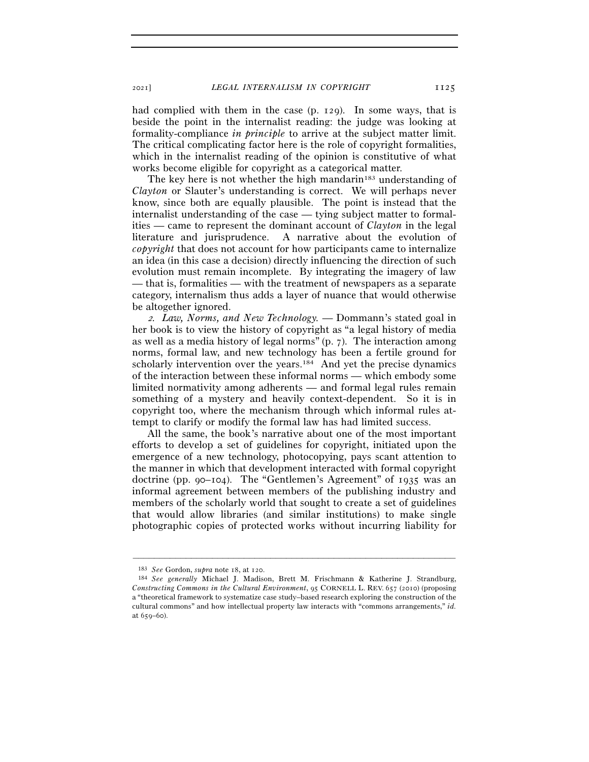had complied with them in the case (p. 129). In some ways, that is beside the point in the internalist reading: the judge was looking at formality-compliance *in principle* to arrive at the subject matter limit. The critical complicating factor here is the role of copyright formalities, which in the internalist reading of the opinion is constitutive of what works become eligible for copyright as a categorical matter.

The key here is not whether the high mandarin[183] understanding of *Clayton* or Slauter's understanding is correct. We will perhaps never know, since both are equally plausible. The point is instead that the internalist understanding of the case — tying subject matter to formalities — came to represent the dominant account of *Clayton* in the legal literature and jurisprudence. A narrative about the evolution of *copyright* that does not account for how participants came to internalize an idea (in this case a decision) directly influencing the direction of such evolution must remain incomplete. By integrating the imagery of law — that is, formalities — with the treatment of newspapers as a separate category, internalism thus adds a layer of nuance that would otherwise be altogether ignored.

*2. Law, Norms, and New Technology.* — Dommann's stated goal in her book is to view the history of copyright as "a legal history of media as well as a media history of legal norms" (p. 7). The interaction among norms, formal law, and new technology has been a fertile ground for scholarly intervention over the years.[184] And yet the precise dynamics of the interaction between these informal norms — which embody some limited normativity among adherents — and formal legal rules remain something of a mystery and heavily context-dependent. So it is in copyright too, where the mechanism through which informal rules attempt to clarify or modify the formal law has had limited success.

All the same, the book's narrative about one of the most important efforts to develop a set of guidelines for copyright, initiated upon the emergence of a new technology, photocopying, pays scant attention to the manner in which that development interacted with formal copyright doctrine (pp. 90–104). The "Gentlemen's Agreement" of 1935 was an informal agreement between members of the publishing industry and members of the scholarly world that sought to create a set of guidelines that would allow libraries (and similar institutions) to make single photographic copies of protected works without incurring liability for

---

[183] *See* Gordon, *supra* note 18, at 120.

[184] *See generally* Michael J. Madison, Brett M. Frischmann & Katherine J. Strandburg, *Constructing Commons in the Cultural Environment*, 95 CORNELL L. REV. 657 (2010) (proposing a "theoretical framework to systematize case study–based research exploring the construction of the cultural commons" and how intellectual property law interacts with "commons arrangements," *id.* at 659–60).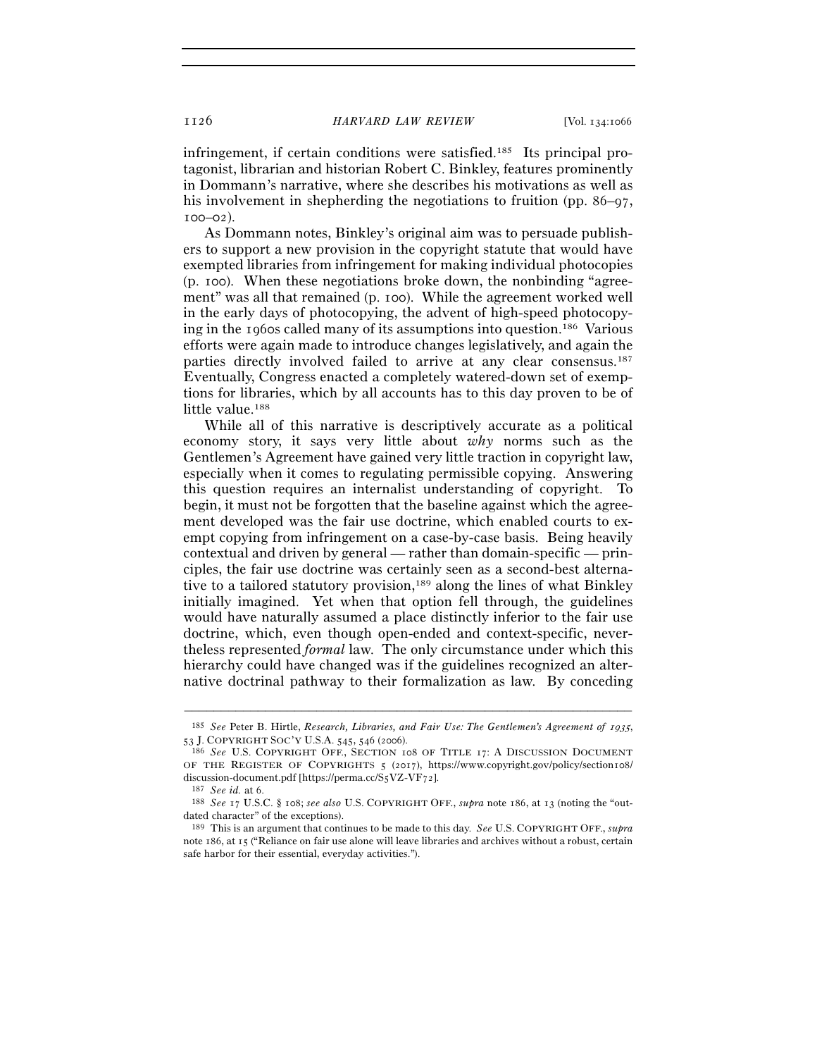infringement, if certain conditions were satisfied.[185] Its principal protagonist, librarian and historian Robert C. Binkley, features prominently in Dommann's narrative, where she describes his motivations as well as his involvement in shepherding the negotiations to fruition (pp. 86–97, 100–02).

As Dommann notes, Binkley's original aim was to persuade publishers to support a new provision in the copyright statute that would have exempted libraries from infringement for making individual photocopies (p. 100). When these negotiations broke down, the nonbinding "agreement" was all that remained (p. 100). While the agreement worked well in the early days of photocopying, the advent of high-speed photocopying in the 1960s called many of its assumptions into question.[186] Various efforts were again made to introduce changes legislatively, and again the parties directly involved failed to arrive at any clear consensus.[187] Eventually, Congress enacted a completely watered-down set of exemptions for libraries, which by all accounts has to this day proven to be of little value.[188]

While all of this narrative is descriptively accurate as a political economy story, it says very little about *why* norms such as the Gentlemen's Agreement have gained very little traction in copyright law, especially when it comes to regulating permissible copying. Answering this question requires an internalist understanding of copyright. To begin, it must not be forgotten that the baseline against which the agreement developed was the fair use doctrine, which enabled courts to exempt copying from infringement on a case-by-case basis. Being heavily contextual and driven by general — rather than domain-specific — principles, the fair use doctrine was certainly seen as a second-best alternative to a tailored statutory provision,[189] along the lines of what Binkley initially imagined. Yet when that option fell through, the guidelines would have naturally assumed a place distinctly inferior to the fair use doctrine, which, even though open-ended and context-specific, nevertheless represented *formal* law. The only circumstance under which this hierarchy could have changed was if the guidelines recognized an alternative doctrinal pathway to their formalization as law. By conceding

---

[185] *See* Peter B. Hirtle, *Research, Libraries, and Fair Use: The Gentlemen's Agreement of 1935*, 53 J. COPYRIGHT SOC'Y U.S.A. 545, 546 (2006).

[186] *See* U.S. COPYRIGHT OFF., SECTION 108 OF TITLE 17: A DISCUSSION DOCUMENT OF THE REGISTER OF COPYRIGHTS 5 (2017), https://www.copyright.gov/policy/section108/discussion-document.pdf [https://perma.cc/S5VZ-VF72].

[187] *See id.* at 6.

[188] *See* 17 U.S.C. § 108; *see also* U.S. COPYRIGHT OFF., *supra* note 186, at 13 (noting the "outdated character" of the exceptions).

[189] This is an argument that continues to be made to this day. *See* U.S. COPYRIGHT OFF., *supra* note 186, at 15 ("Reliance on fair use alone will leave libraries and archives without a robust, certain safe harbor for their essential, everyday activities.").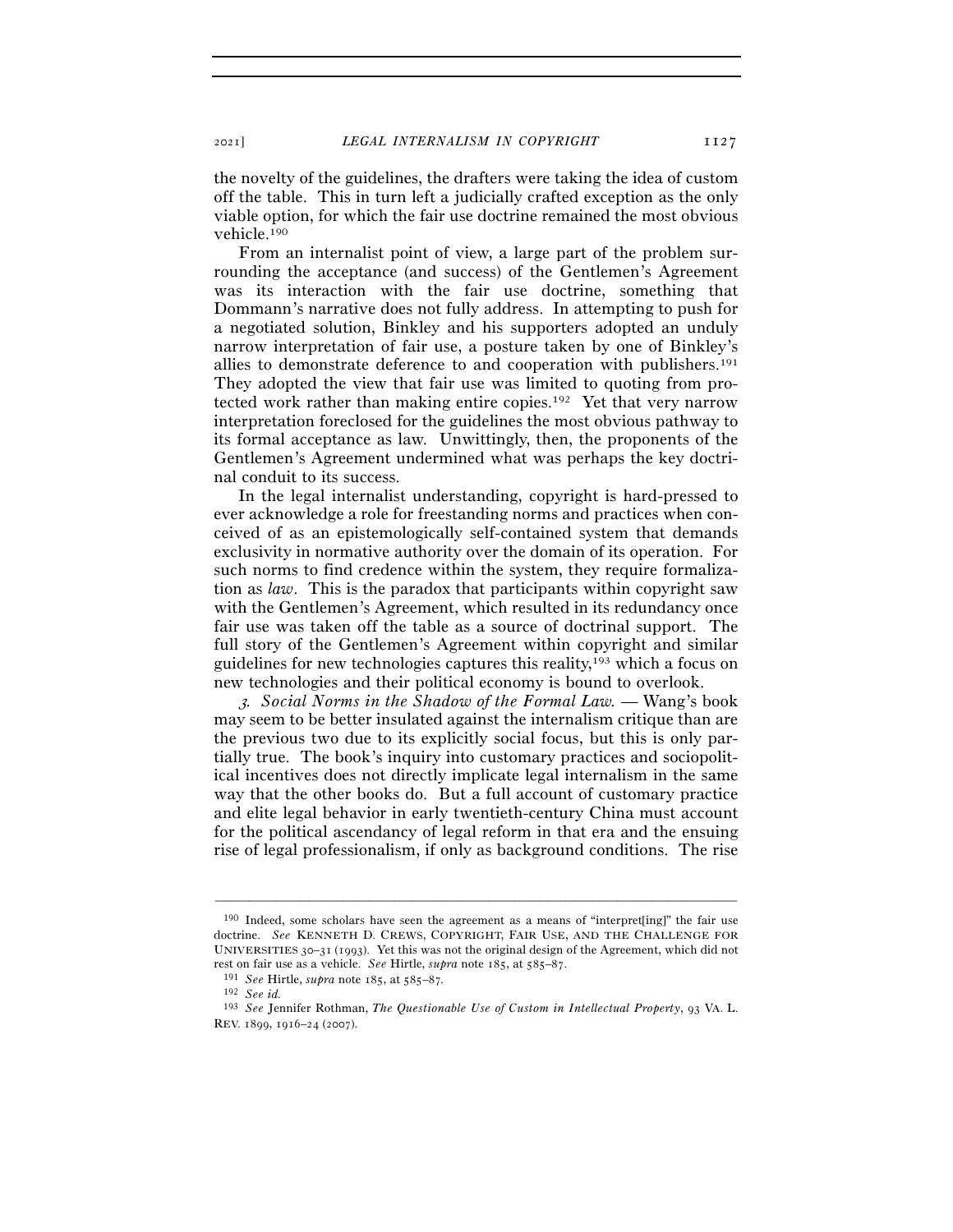the novelty of the guidelines, the drafters were taking the idea of custom off the table. This in turn left a judicially crafted exception as the only viable option, for which the fair use doctrine remained the most obvious vehicle.[190]

From an internalist point of view, a large part of the problem surrounding the acceptance (and success) of the Gentlemen's Agreement was its interaction with the fair use doctrine, something that Dommann's narrative does not fully address. In attempting to push for a negotiated solution, Binkley and his supporters adopted an unduly narrow interpretation of fair use, a posture taken by one of Binkley's allies to demonstrate deference to and cooperation with publishers.[191] They adopted the view that fair use was limited to quoting from protected work rather than making entire copies.[192] Yet that very narrow interpretation foreclosed for the guidelines the most obvious pathway to its formal acceptance as law. Unwittingly, then, the proponents of the Gentlemen's Agreement undermined what was perhaps the key doctrinal conduit to its success.

In the legal internalist understanding, copyright is hard-pressed to ever acknowledge a role for freestanding norms and practices when conceived of as an epistemologically self-contained system that demands exclusivity in normative authority over the domain of its operation. For such norms to find credence within the system, they require formalization as *law*. This is the paradox that participants within copyright saw with the Gentlemen's Agreement, which resulted in its redundancy once fair use was taken off the table as a source of doctrinal support. The full story of the Gentlemen's Agreement within copyright and similar guidelines for new technologies captures this reality,[193] which a focus on new technologies and their political economy is bound to overlook.

*3. Social Norms in the Shadow of the Formal Law.* — Wang's book may seem to be better insulated against the internalism critique than are the previous two due to its explicitly social focus, but this is only partially true. The book's inquiry into customary practices and sociopolitical incentives does not directly implicate legal internalism in the same way that the other books do. But a full account of customary practice and elite legal behavior in early twentieth-century China must account for the political ascendancy of legal reform in that era and the ensuing rise of legal professionalism, if only as background conditions. The rise

---

[190] Indeed, some scholars have seen the agreement as a means of "interpret[ing]" the fair use doctrine. *See* KENNETH D. CREWS, COPYRIGHT, FAIR USE, AND THE CHALLENGE FOR UNIVERSITIES 30–31 (1993). Yet this was not the original design of the Agreement, which did not rest on fair use as a vehicle. *See* Hirtle, *supra* note 185, at 585–87.

[191] *See* Hirtle, *supra* note 185, at 585–87.

[192] *See id.*

[193] *See* Jennifer Rothman, *The Questionable Use of Custom in Intellectual Property*, 93 VA. L. REV. 1899, 1916–24 (2007).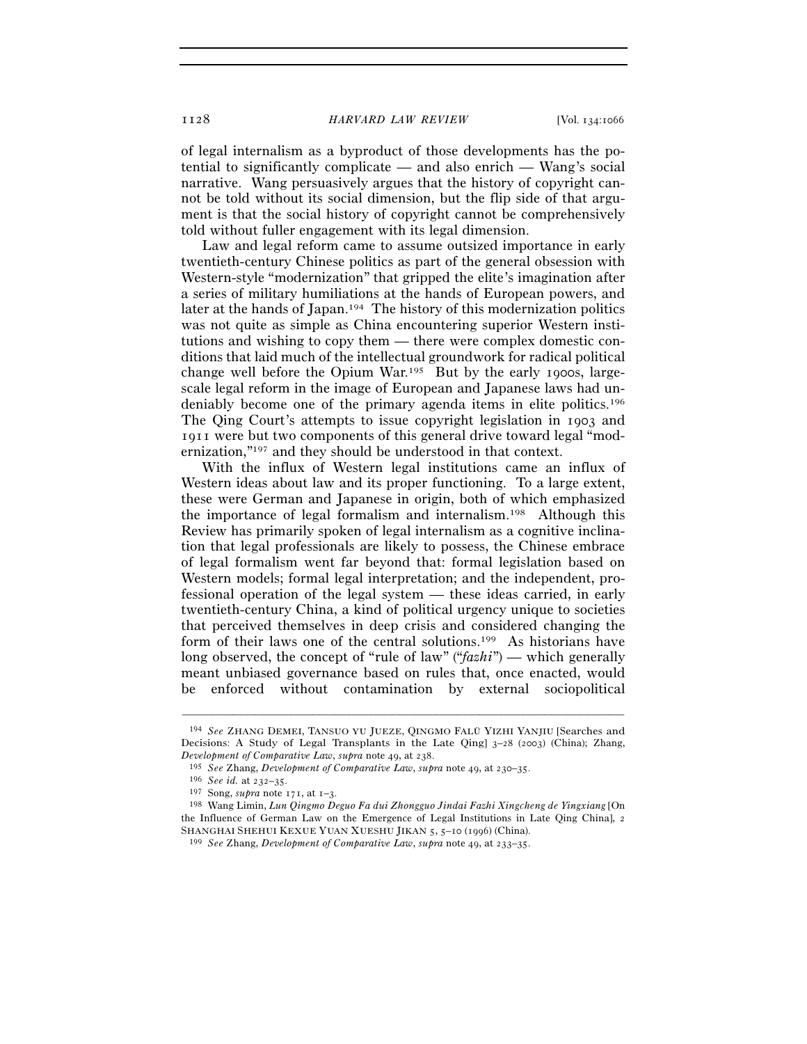of legal internalism as a byproduct of those developments has the potential to significantly complicate — and also enrich — Wang's social narrative. Wang persuasively argues that the history of copyright cannot be told without its social dimension, but the flip side of that argument is that the social history of copyright cannot be comprehensively told without fuller engagement with its legal dimension.

Law and legal reform came to assume outsized importance in early twentieth-century Chinese politics as part of the general obsession with Western-style "modernization" that gripped the elite's imagination after a series of military humiliations at the hands of European powers, and later at the hands of Japan.[194] The history of this modernization politics was not quite as simple as China encountering superior Western institutions and wishing to copy them — there were complex domestic conditions that laid much of the intellectual groundwork for radical political change well before the Opium War.[195] But by the early 1900s, large-scale legal reform in the image of European and Japanese laws had undeniably become one of the primary agenda items in elite politics.[196] The Qing Court's attempts to issue copyright legislation in 1903 and 1911 were but two components of this general drive toward legal "modernization,"[197] and they should be understood in that context.

With the influx of Western legal institutions came an influx of Western ideas about law and its proper functioning. To a large extent, these were German and Japanese in origin, both of which emphasized the importance of legal formalism and internalism.[198] Although this Review has primarily spoken of legal internalism as a cognitive inclination that legal professionals are likely to possess, the Chinese embrace of legal formalism went far beyond that: formal legislation based on Western models; formal legal interpretation; and the independent, professional operation of the legal system — these ideas carried, in early twentieth-century China, a kind of political urgency unique to societies that perceived themselves in deep crisis and considered changing the form of their laws one of the central solutions.[199] As historians have long observed, the concept of "rule of law" ("*fazhi*") — which generally meant unbiased governance based on rules that, once enacted, would be enforced without contamination by external sociopolitical

---

[194] *See* ZHANG DEMEI, TANSUO YU JUEZE, QINGMO FALÜ YIZHI YANJIU [Searches and Decisions: A Study of Legal Transplants in the Late Qing] 3–28 (2003) (China); Zhang, *Development of Comparative Law*, *supra* note 49, at 238.

[195] *See* Zhang, *Development of Comparative Law*, *supra* note 49, at 230–35.

[196] *See id.* at 232–35.

[197] Song, *supra* note 171, at 1–3.

[198] Wang Limin, *Lun Qingmo Deguo Fa dui Zhongguo Jindai Fazhi Xingcheng de Yingxiang* [On the Influence of German Law on the Emergence of Legal Institutions in Late Qing China], 2 SHANGHAI SHEHUI KEXUE YUAN XUESHU JIKAN 5, 5–10 (1996) (China).

[199] *See* Zhang, *Development of Comparative Law*, *supra* note 49, at 233–35.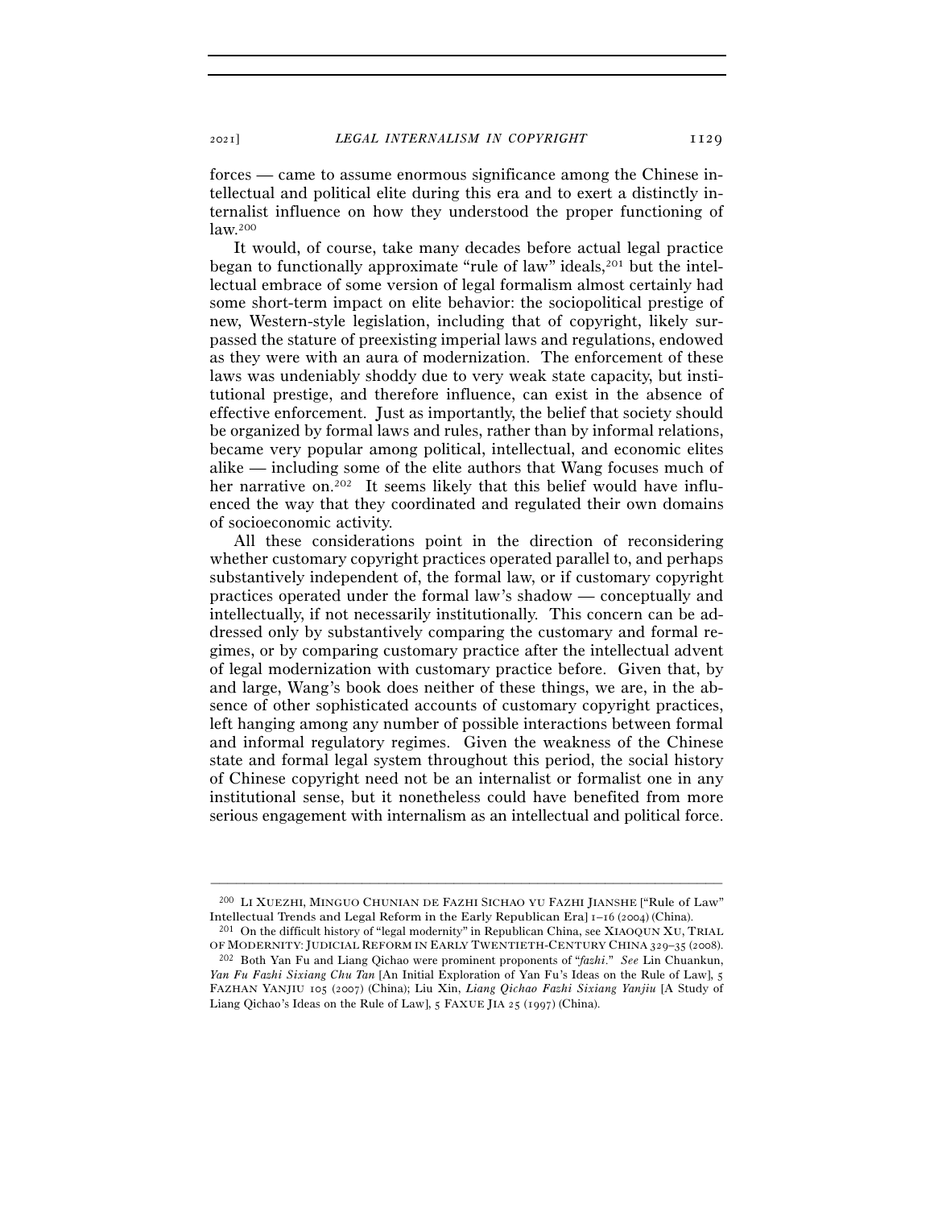forces — came to assume enormous significance among the Chinese intellectual and political elite during this era and to exert a distinctly internalist influence on how they understood the proper functioning of law.[200]

It would, of course, take many decades before actual legal practice began to functionally approximate "rule of law" ideals,[201] but the intellectual embrace of some version of legal formalism almost certainly had some short-term impact on elite behavior: the sociopolitical prestige of new, Western-style legislation, including that of copyright, likely surpassed the stature of preexisting imperial laws and regulations, endowed as they were with an aura of modernization. The enforcement of these laws was undeniably shoddy due to very weak state capacity, but institutional prestige, and therefore influence, can exist in the absence of effective enforcement. Just as importantly, the belief that society should be organized by formal laws and rules, rather than by informal relations, became very popular among political, intellectual, and economic elites alike — including some of the elite authors that Wang focuses much of her narrative on.[202] It seems likely that this belief would have influenced the way that they coordinated and regulated their own domains of socioeconomic activity.

All these considerations point in the direction of reconsidering whether customary copyright practices operated parallel to, and perhaps substantively independent of, the formal law, or if customary copyright practices operated under the formal law's shadow — conceptually and intellectually, if not necessarily institutionally. This concern can be addressed only by substantively comparing the customary and formal regimes, or by comparing customary practice after the intellectual advent of legal modernization with customary practice before. Given that, by and large, Wang's book does neither of these things, we are, in the absence of other sophisticated accounts of customary copyright practices, left hanging among any number of possible interactions between formal and informal regulatory regimes. Given the weakness of the Chinese state and formal legal system throughout this period, the social history of Chinese copyright need not be an internalist or formalist one in any institutional sense, but it nonetheless could have benefited from more serious engagement with internalism as an intellectual and political force.

---

[200] LI XUEZHI, MINGUO CHUNIAN DE FAZHI SICHAO YU FAZHI JIANSHE ["Rule of Law" Intellectual Trends and Legal Reform in the Early Republican Era] 1–16 (2004) (China).

[201] On the difficult history of "legal modernity" in Republican China, see XIAOQUN XU, TRIAL OF MODERNITY: JUDICIAL REFORM IN EARLY TWENTIETH-CENTURY CHINA 329–35 (2008).

[202] Both Yan Fu and Liang Qichao were prominent proponents of "*fazhi*." *See* Lin Chuankun, *Yan Fu Fazhi Sixiang Chu Tan* [An Initial Exploration of Yan Fu's Ideas on the Rule of Law], 5 FAZHAN YANJIU 105 (2007) (China); Liu Xin, *Liang Qichao Fazhi Sixiang Yanjiu* [A Study of Liang Qichao's Ideas on the Rule of Law], 5 FAXUE JIA 25 (1997) (China).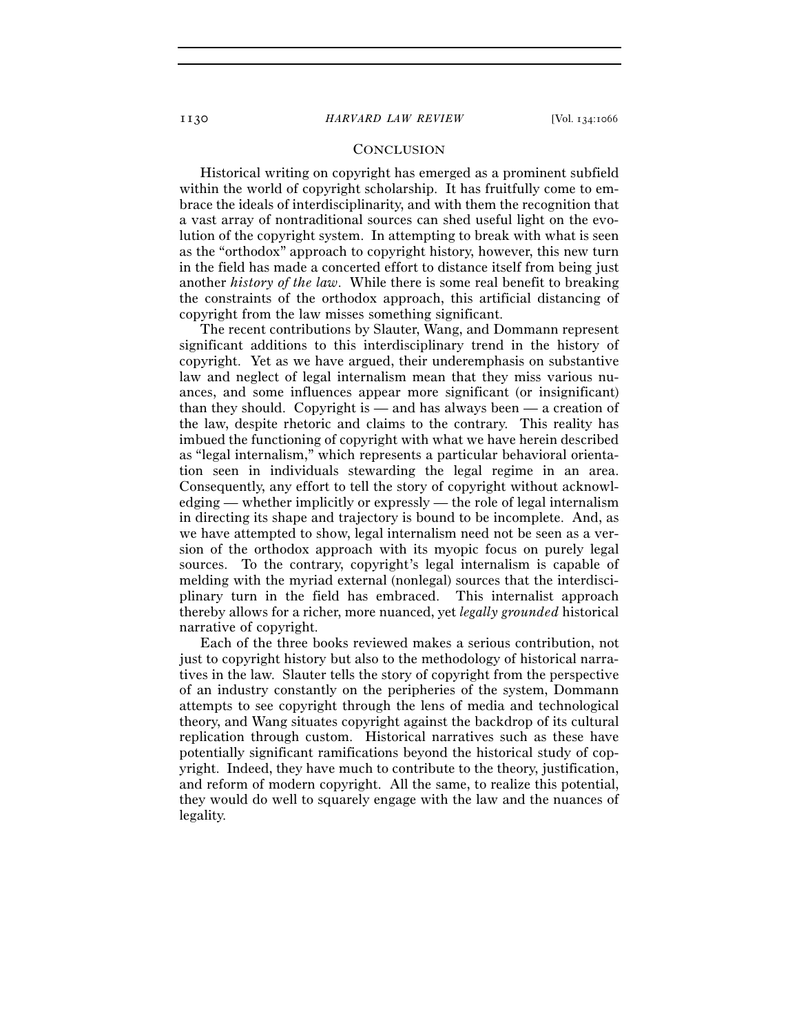## Conclusion

Historical writing on copyright has emerged as a prominent subfield within the world of copyright scholarship. It has fruitfully come to embrace the ideals of interdisciplinarity, and with them the recognition that a vast array of nontraditional sources can shed useful light on the evolution of the copyright system. In attempting to break with what is seen as the "orthodox" approach to copyright history, however, this new turn in the field has made a concerted effort to distance itself from being just another *history of the law*. While there is some real benefit to breaking the constraints of the orthodox approach, this artificial distancing of copyright from the law misses something significant.

The recent contributions by Slauter, Wang, and Dommann represent significant additions to this interdisciplinary trend in the history of copyright. Yet as we have argued, their underemphasis on substantive law and neglect of legal internalism mean that they miss various nuances, and some influences appear more significant (or insignificant) than they should. Copyright is — and has always been — a creation of the law, despite rhetoric and claims to the contrary. This reality has imbued the functioning of copyright with what we have herein described as "legal internalism," which represents a particular behavioral orientation seen in individuals stewarding the legal regime in an area. Consequently, any effort to tell the story of copyright without acknowledging — whether implicitly or expressly — the role of legal internalism in directing its shape and trajectory is bound to be incomplete. And, as we have attempted to show, legal internalism need not be seen as a version of the orthodox approach with its myopic focus on purely legal sources. To the contrary, copyright's legal internalism is capable of melding with the myriad external (nonlegal) sources that the interdisciplinary turn in the field has embraced. This internalist approach thereby allows for a richer, more nuanced, yet *legally grounded* historical narrative of copyright.

Each of the three books reviewed makes a serious contribution, not just to copyright history but also to the methodology of historical narratives in the law. Slauter tells the story of copyright from the perspective of an industry constantly on the peripheries of the system, Dommann attempts to see copyright through the lens of media and technological theory, and Wang situates copyright against the backdrop of its cultural replication through custom. Historical narratives such as these have potentially significant ramifications beyond the historical study of copyright. Indeed, they have much to contribute to the theory, justification, and reform of modern copyright. All the same, to realize this potential, they would do well to squarely engage with the law and the nuances of legality.